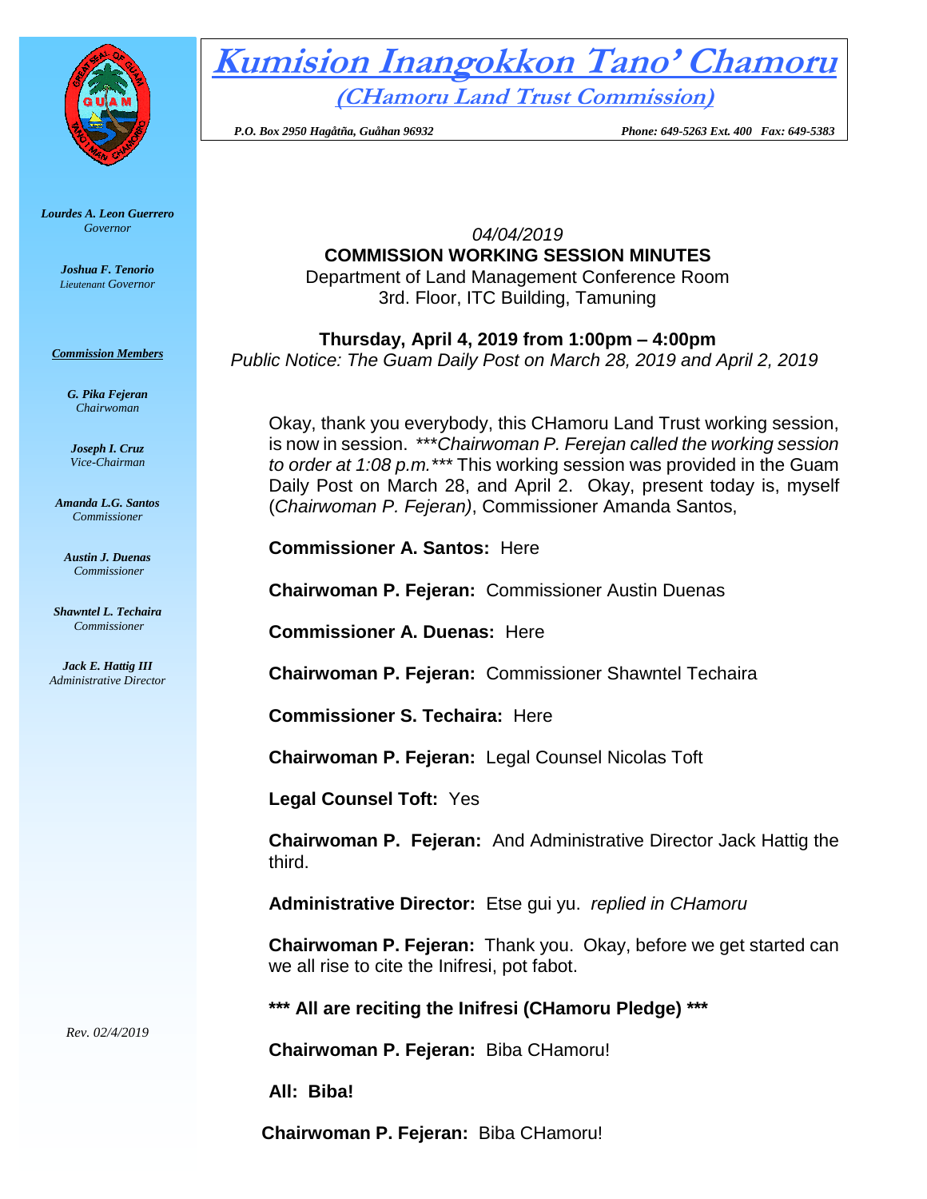# Kumision Inangokkon Tano' Chamoru

## (CHamoru Land Trust Commission)

*P.O. Box 2950 Hagåtña, Guåhan 96932*    *Phone: 649-5263 Ext. 400  Fax: 649-5383*

***Lourdes A. Leon Guerrero***
*Governor*

***Joshua F. Tenorio***
*Lieutenant Governor*

***Commission Members***

***G. Pika Fejeran***
*Chairwoman*

***Joseph I. Cruz***
*Vice-Chairman*

***Amanda L.G. Santos***
*Commissioner*

***Austin J. Duenas***
*Commissioner*

***Shawntel L. Techaira***
*Commissioner*

***Jack E. Hattig III***
*Administrative Director*

*Rev. 02/4/2019*

*04/04/2019*

**COMMISSION WORKING SESSION MINUTES**

Department of Land Management Conference Room
3rd. Floor, ITC Building, Tamuning

**Thursday, April 4, 2019 from 1:00pm – 4:00pm**

*Public Notice: The Guam Daily Post on March 28, 2019 and April 2, 2019*

Okay, thank you everybody, this CHamoru Land Trust working session, is now in session. ****Chairwoman P. Ferejan called the working session to order at 1:08 p.m.**** This working session was provided in the Guam Daily Post on March 28, and April 2. Okay, present today is, myself (*Chairwoman P. Fejeran)*, Commissioner Amanda Santos,

**Commissioner A. Santos:** Here

**Chairwoman P. Fejeran:** Commissioner Austin Duenas

**Commissioner A. Duenas:** Here

**Chairwoman P. Fejeran:** Commissioner Shawntel Techaira

**Commissioner S. Techaira:** Here

**Chairwoman P. Fejeran:** Legal Counsel Nicolas Toft

**Legal Counsel Toft:** Yes

**Chairwoman P. Fejeran:** And Administrative Director Jack Hattig the third.

**Administrative Director:** Etse gui yu. *replied in CHamoru*

**Chairwoman P. Fejeran:** Thank you. Okay, before we get started can we all rise to cite the Inifresi, pot fabot.

**\*\*\* All are reciting the Inifresi (CHamoru Pledge) \*\*\***

**Chairwoman P. Fejeran:** Biba CHamoru!

**All: Biba!**

**Chairwoman P. Fejeran:** Biba CHamoru!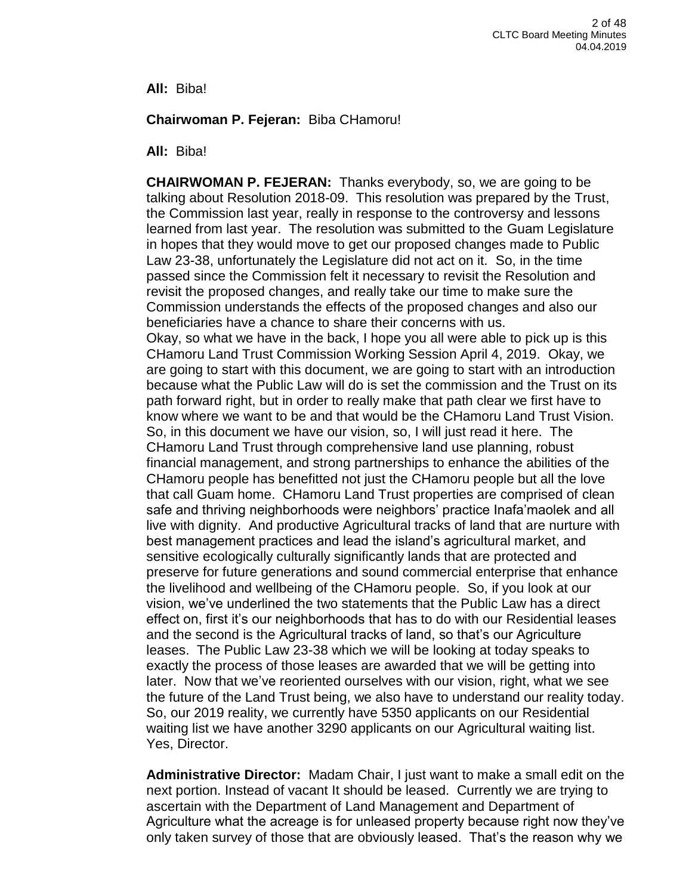**All:** Biba!

**Chairwoman P. Fejeran:** Biba CHamoru!

**All:** Biba!

**CHAIRWOMAN P. FEJERAN:** Thanks everybody, so, we are going to be talking about Resolution 2018-09. This resolution was prepared by the Trust, the Commission last year, really in response to the controversy and lessons learned from last year. The resolution was submitted to the Guam Legislature in hopes that they would move to get our proposed changes made to Public Law 23-38, unfortunately the Legislature did not act on it. So, in the time passed since the Commission felt it necessary to revisit the Resolution and revisit the proposed changes, and really take our time to make sure the Commission understands the effects of the proposed changes and also our beneficiaries have a chance to share their concerns with us.
Okay, so what we have in the back, I hope you all were able to pick up is this CHamoru Land Trust Commission Working Session April 4, 2019. Okay, we are going to start with this document, we are going to start with an introduction because what the Public Law will do is set the commission and the Trust on its path forward right, but in order to really make that path clear we first have to know where we want to be and that would be the CHamoru Land Trust Vision. So, in this document we have our vision, so, I will just read it here. The CHamoru Land Trust through comprehensive land use planning, robust financial management, and strong partnerships to enhance the abilities of the CHamoru people has benefitted not just the CHamoru people but all the love that call Guam home. CHamoru Land Trust properties are comprised of clean safe and thriving neighborhoods were neighbors' practice Inafa'maolek and all live with dignity. And productive Agricultural tracks of land that are nurture with best management practices and lead the island's agricultural market, and sensitive ecologically culturally significantly lands that are protected and preserve for future generations and sound commercial enterprise that enhance the livelihood and wellbeing of the CHamoru people. So, if you look at our vision, we've underlined the two statements that the Public Law has a direct effect on, first it's our neighborhoods that has to do with our Residential leases and the second is the Agricultural tracks of land, so that's our Agriculture leases. The Public Law 23-38 which we will be looking at today speaks to exactly the process of those leases are awarded that we will be getting into later. Now that we've reoriented ourselves with our vision, right, what we see the future of the Land Trust being, we also have to understand our reality today. So, our 2019 reality, we currently have 5350 applicants on our Residential waiting list we have another 3290 applicants on our Agricultural waiting list. Yes, Director.

**Administrative Director:** Madam Chair, I just want to make a small edit on the next portion. Instead of vacant It should be leased. Currently we are trying to ascertain with the Department of Land Management and Department of Agriculture what the acreage is for unleased property because right now they've only taken survey of those that are obviously leased. That's the reason why we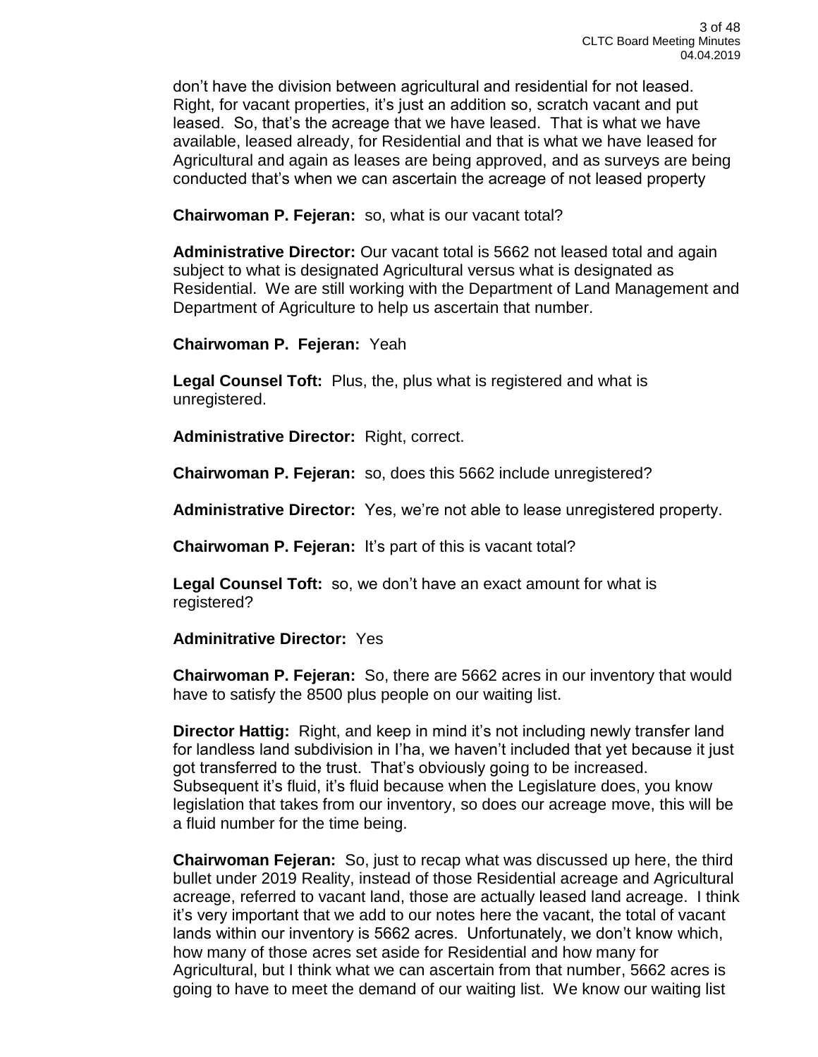don't have the division between agricultural and residential for not leased. Right, for vacant properties, it's just an addition so, scratch vacant and put leased. So, that's the acreage that we have leased. That is what we have available, leased already, for Residential and that is what we have leased for Agricultural and again as leases are being approved, and as surveys are being conducted that's when we can ascertain the acreage of not leased property

**Chairwoman P. Fejeran:** so, what is our vacant total?

**Administrative Director:** Our vacant total is 5662 not leased total and again subject to what is designated Agricultural versus what is designated as Residential. We are still working with the Department of Land Management and Department of Agriculture to help us ascertain that number.

**Chairwoman P. Fejeran:** Yeah

**Legal Counsel Toft:** Plus, the, plus what is registered and what is unregistered.

**Administrative Director:** Right, correct.

**Chairwoman P. Fejeran:** so, does this 5662 include unregistered?

**Administrative Director:** Yes, we're not able to lease unregistered property.

**Chairwoman P. Fejeran:** It's part of this is vacant total?

**Legal Counsel Toft:** so, we don't have an exact amount for what is registered?

**Adminitrative Director:** Yes

**Chairwoman P. Fejeran:** So, there are 5662 acres in our inventory that would have to satisfy the 8500 plus people on our waiting list.

**Director Hattig:** Right, and keep in mind it's not including newly transfer land for landless land subdivision in I'ha, we haven't included that yet because it just got transferred to the trust. That's obviously going to be increased. Subsequent it's fluid, it's fluid because when the Legislature does, you know legislation that takes from our inventory, so does our acreage move, this will be a fluid number for the time being.

**Chairwoman Fejeran:** So, just to recap what was discussed up here, the third bullet under 2019 Reality, instead of those Residential acreage and Agricultural acreage, referred to vacant land, those are actually leased land acreage. I think it's very important that we add to our notes here the vacant, the total of vacant lands within our inventory is 5662 acres. Unfortunately, we don't know which, how many of those acres set aside for Residential and how many for Agricultural, but I think what we can ascertain from that number, 5662 acres is going to have to meet the demand of our waiting list. We know our waiting list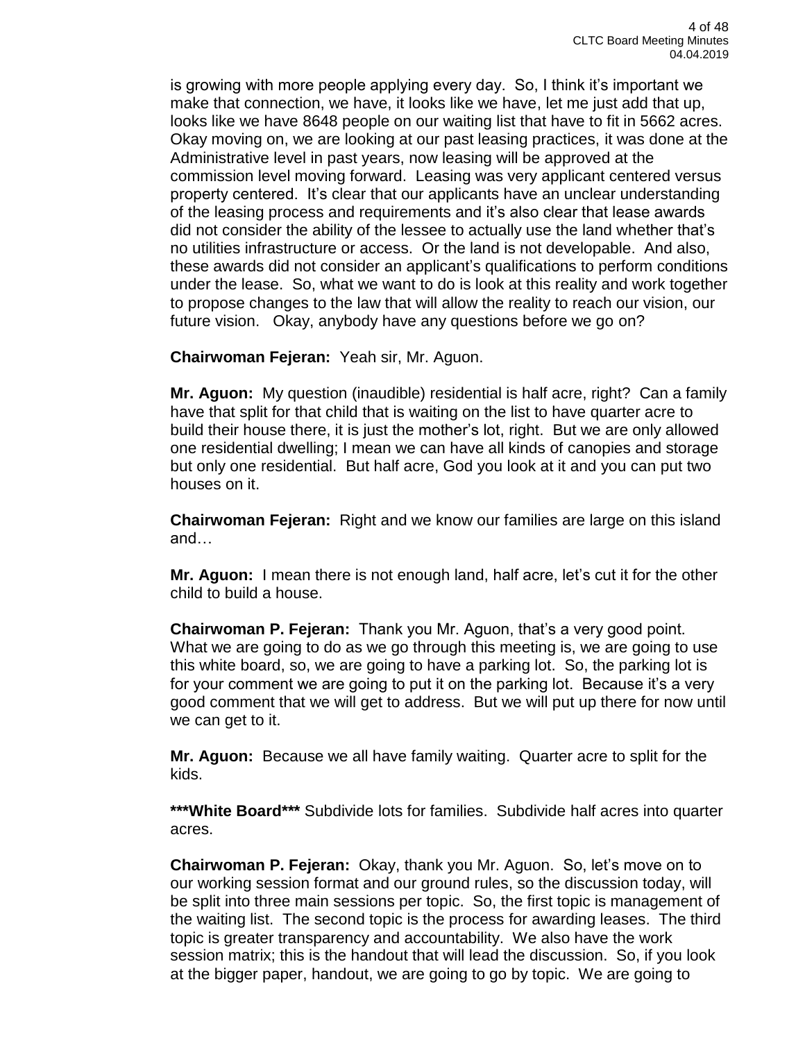is growing with more people applying every day. So, I think it's important we make that connection, we have, it looks like we have, let me just add that up, looks like we have 8648 people on our waiting list that have to fit in 5662 acres. Okay moving on, we are looking at our past leasing practices, it was done at the Administrative level in past years, now leasing will be approved at the commission level moving forward. Leasing was very applicant centered versus property centered. It's clear that our applicants have an unclear understanding of the leasing process and requirements and it's also clear that lease awards did not consider the ability of the lessee to actually use the land whether that's no utilities infrastructure or access. Or the land is not developable. And also, these awards did not consider an applicant's qualifications to perform conditions under the lease. So, what we want to do is look at this reality and work together to propose changes to the law that will allow the reality to reach our vision, our future vision. Okay, anybody have any questions before we go on?

**Chairwoman Fejeran:** Yeah sir, Mr. Aguon.

**Mr. Aguon:** My question (inaudible) residential is half acre, right? Can a family have that split for that child that is waiting on the list to have quarter acre to build their house there, it is just the mother's lot, right. But we are only allowed one residential dwelling; I mean we can have all kinds of canopies and storage but only one residential. But half acre, God you look at it and you can put two houses on it.

**Chairwoman Fejeran:** Right and we know our families are large on this island and…

**Mr. Aguon:** I mean there is not enough land, half acre, let's cut it for the other child to build a house.

**Chairwoman P. Fejeran:** Thank you Mr. Aguon, that's a very good point. What we are going to do as we go through this meeting is, we are going to use this white board, so, we are going to have a parking lot. So, the parking lot is for your comment we are going to put it on the parking lot. Because it's a very good comment that we will get to address. But we will put up there for now until we can get to it.

**Mr. Aguon:** Because we all have family waiting. Quarter acre to split for the kids.

**\*\*\*White Board\*\*\*** Subdivide lots for families. Subdivide half acres into quarter acres.

**Chairwoman P. Fejeran:** Okay, thank you Mr. Aguon. So, let's move on to our working session format and our ground rules, so the discussion today, will be split into three main sessions per topic. So, the first topic is management of the waiting list. The second topic is the process for awarding leases. The third topic is greater transparency and accountability. We also have the work session matrix; this is the handout that will lead the discussion. So, if you look at the bigger paper, handout, we are going to go by topic. We are going to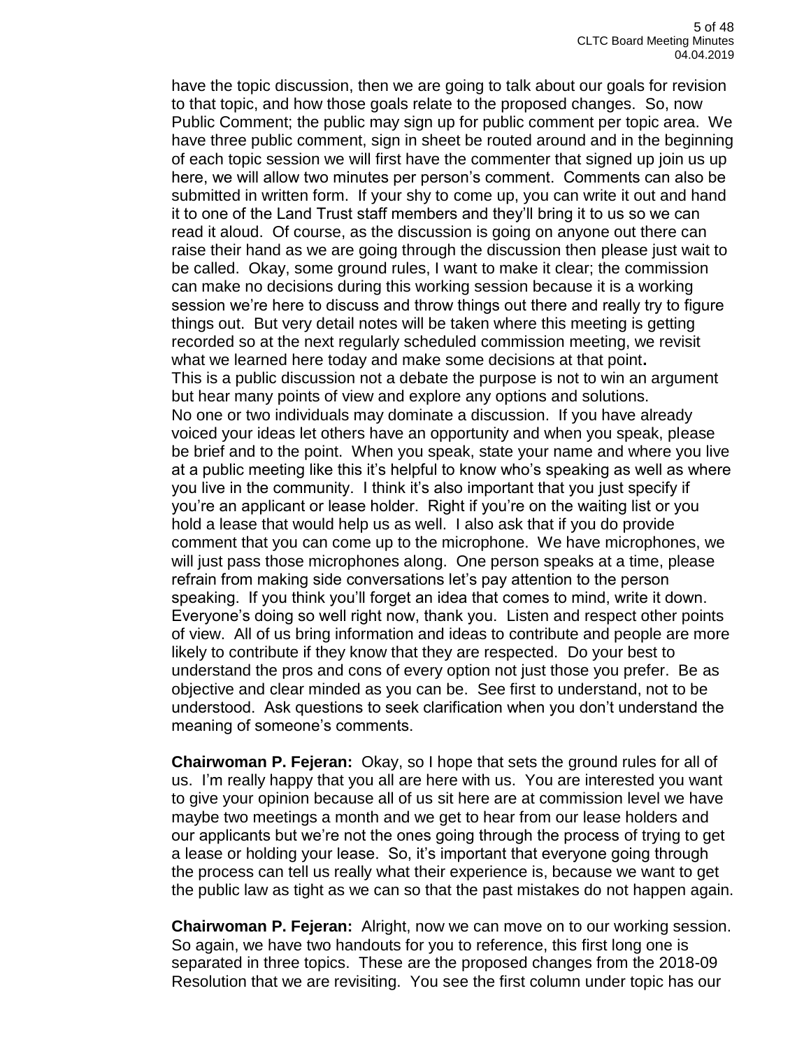have the topic discussion, then we are going to talk about our goals for revision to that topic, and how those goals relate to the proposed changes. So, now Public Comment; the public may sign up for public comment per topic area. We have three public comment, sign in sheet be routed around and in the beginning of each topic session we will first have the commenter that signed up join us up here, we will allow two minutes per person's comment. Comments can also be submitted in written form. If your shy to come up, you can write it out and hand it to one of the Land Trust staff members and they'll bring it to us so we can read it aloud. Of course, as the discussion is going on anyone out there can raise their hand as we are going through the discussion then please just wait to be called. Okay, some ground rules, I want to make it clear; the commission can make no decisions during this working session because it is a working session we're here to discuss and throw things out there and really try to figure things out. But very detail notes will be taken where this meeting is getting recorded so at the next regularly scheduled commission meeting, we revisit what we learned here today and make some decisions at that point**.**
This is a public discussion not a debate the purpose is not to win an argument but hear many points of view and explore any options and solutions.
No one or two individuals may dominate a discussion. If you have already voiced your ideas let others have an opportunity and when you speak, please be brief and to the point. When you speak, state your name and where you live at a public meeting like this it's helpful to know who's speaking as well as where you live in the community. I think it's also important that you just specify if you're an applicant or lease holder. Right if you're on the waiting list or you hold a lease that would help us as well. I also ask that if you do provide comment that you can come up to the microphone. We have microphones, we will just pass those microphones along. One person speaks at a time, please refrain from making side conversations let's pay attention to the person speaking. If you think you'll forget an idea that comes to mind, write it down. Everyone's doing so well right now, thank you. Listen and respect other points of view. All of us bring information and ideas to contribute and people are more likely to contribute if they know that they are respected. Do your best to understand the pros and cons of every option not just those you prefer. Be as objective and clear minded as you can be. See first to understand, not to be understood. Ask questions to seek clarification when you don't understand the meaning of someone's comments.

**Chairwoman P. Fejeran:** Okay, so I hope that sets the ground rules for all of us. I'm really happy that you all are here with us. You are interested you want to give your opinion because all of us sit here are at commission level we have maybe two meetings a month and we get to hear from our lease holders and our applicants but we're not the ones going through the process of trying to get a lease or holding your lease. So, it's important that everyone going through the process can tell us really what their experience is, because we want to get the public law as tight as we can so that the past mistakes do not happen again.

**Chairwoman P. Fejeran:** Alright, now we can move on to our working session. So again, we have two handouts for you to reference, this first long one is separated in three topics. These are the proposed changes from the 2018-09 Resolution that we are revisiting. You see the first column under topic has our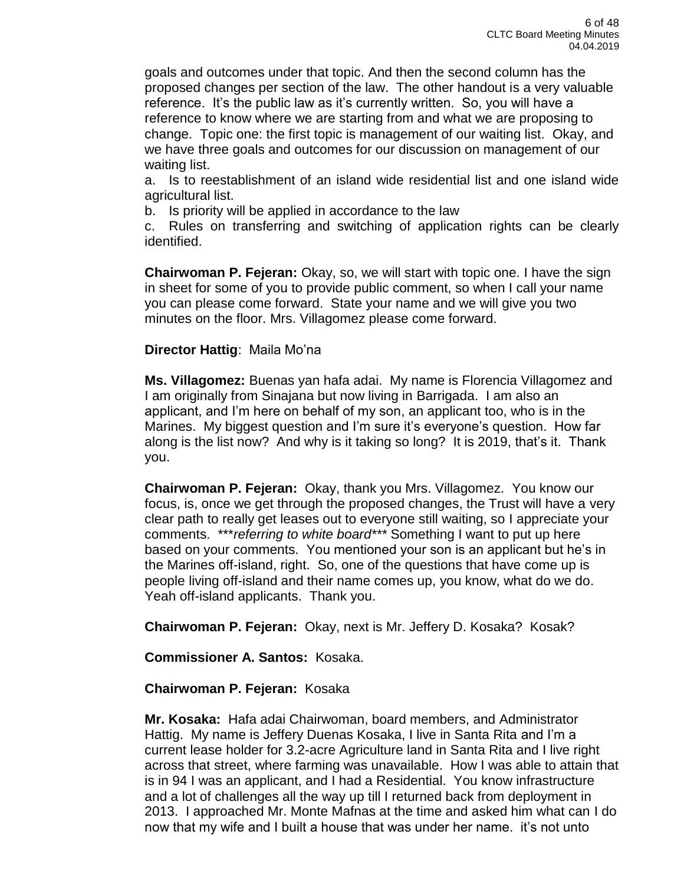goals and outcomes under that topic. And then the second column has the proposed changes per section of the law. The other handout is a very valuable reference. It's the public law as it's currently written. So, you will have a reference to know where we are starting from and what we are proposing to change. Topic one: the first topic is management of our waiting list. Okay, and we have three goals and outcomes for our discussion on management of our waiting list.

a. Is to reestablishment of an island wide residential list and one island wide agricultural list.

b. Is priority will be applied in accordance to the law

c. Rules on transferring and switching of application rights can be clearly identified.

**Chairwoman P. Fejeran:** Okay, so, we will start with topic one. I have the sign in sheet for some of you to provide public comment, so when I call your name you can please come forward. State your name and we will give you two minutes on the floor. Mrs. Villagomez please come forward.

**Director Hattig**: Maila Mo'na

**Ms. Villagomez:** Buenas yan hafa adai. My name is Florencia Villagomez and I am originally from Sinajana but now living in Barrigada. I am also an applicant, and I'm here on behalf of my son, an applicant too, who is in the Marines. My biggest question and I'm sure it's everyone's question. How far along is the list now? And why is it taking so long? It is 2019, that's it. Thank you.

**Chairwoman P. Fejeran:** Okay, thank you Mrs. Villagomez. You know our focus, is, once we get through the proposed changes, the Trust will have a very clear path to really get leases out to everyone still waiting, so I appreciate your comments. \*\*\**referring to white board*\*\*\* Something I want to put up here based on your comments. You mentioned your son is an applicant but he's in the Marines off-island, right. So, one of the questions that have come up is people living off-island and their name comes up, you know, what do we do. Yeah off-island applicants. Thank you.

**Chairwoman P. Fejeran:** Okay, next is Mr. Jeffery D. Kosaka? Kosak?

**Commissioner A. Santos:** Kosaka.

**Chairwoman P. Fejeran:** Kosaka

**Mr. Kosaka:** Hafa adai Chairwoman, board members, and Administrator Hattig. My name is Jeffery Duenas Kosaka, I live in Santa Rita and I'm a current lease holder for 3.2-acre Agriculture land in Santa Rita and I live right across that street, where farming was unavailable. How I was able to attain that is in 94 I was an applicant, and I had a Residential. You know infrastructure and a lot of challenges all the way up till I returned back from deployment in 2013. I approached Mr. Monte Mafnas at the time and asked him what can I do now that my wife and I built a house that was under her name. it's not unto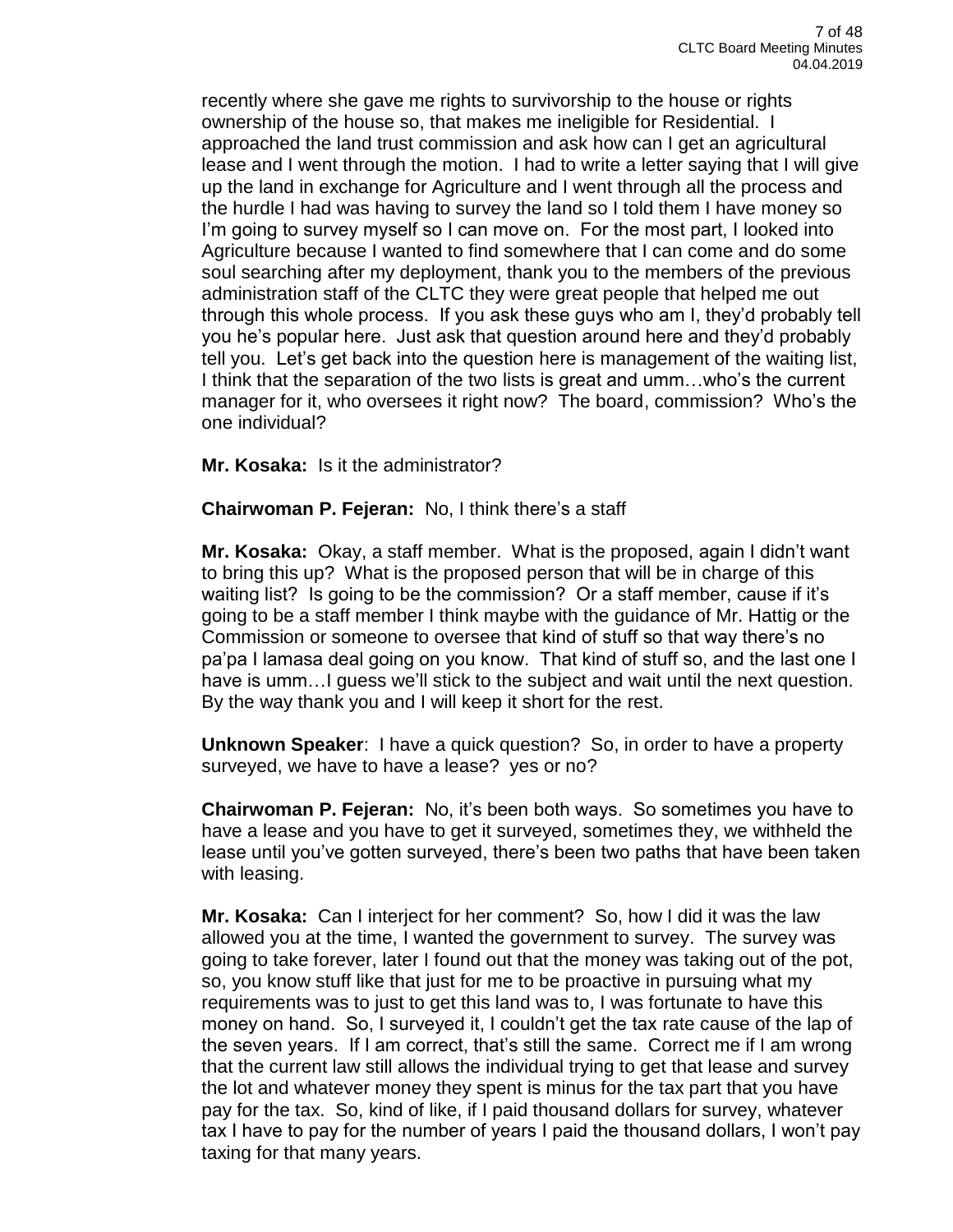recently where she gave me rights to survivorship to the house or rights ownership of the house so, that makes me ineligible for Residential. I approached the land trust commission and ask how can I get an agricultural lease and I went through the motion. I had to write a letter saying that I will give up the land in exchange for Agriculture and I went through all the process and the hurdle I had was having to survey the land so I told them I have money so I'm going to survey myself so I can move on. For the most part, I looked into Agriculture because I wanted to find somewhere that I can come and do some soul searching after my deployment, thank you to the members of the previous administration staff of the CLTC they were great people that helped me out through this whole process. If you ask these guys who am I, they'd probably tell you he's popular here. Just ask that question around here and they'd probably tell you. Let's get back into the question here is management of the waiting list, I think that the separation of the two lists is great and umm…who's the current manager for it, who oversees it right now? The board, commission? Who's the one individual?

**Mr. Kosaka:** Is it the administrator?

**Chairwoman P. Fejeran:** No, I think there's a staff

**Mr. Kosaka:** Okay, a staff member. What is the proposed, again I didn't want to bring this up? What is the proposed person that will be in charge of this waiting list? Is going to be the commission? Or a staff member, cause if it's going to be a staff member I think maybe with the guidance of Mr. Hattig or the Commission or someone to oversee that kind of stuff so that way there's no pa'pa I lamasa deal going on you know. That kind of stuff so, and the last one I have is umm…I guess we'll stick to the subject and wait until the next question. By the way thank you and I will keep it short for the rest.

**Unknown Speaker**: I have a quick question? So, in order to have a property surveyed, we have to have a lease? yes or no?

**Chairwoman P. Fejeran:** No, it's been both ways. So sometimes you have to have a lease and you have to get it surveyed, sometimes they, we withheld the lease until you've gotten surveyed, there's been two paths that have been taken with leasing.

**Mr. Kosaka:** Can I interject for her comment? So, how I did it was the law allowed you at the time, I wanted the government to survey. The survey was going to take forever, later I found out that the money was taking out of the pot, so, you know stuff like that just for me to be proactive in pursuing what my requirements was to just to get this land was to, I was fortunate to have this money on hand. So, I surveyed it, I couldn't get the tax rate cause of the lap of the seven years. If I am correct, that's still the same. Correct me if I am wrong that the current law still allows the individual trying to get that lease and survey the lot and whatever money they spent is minus for the tax part that you have pay for the tax. So, kind of like, if I paid thousand dollars for survey, whatever tax I have to pay for the number of years I paid the thousand dollars, I won't pay taxing for that many years.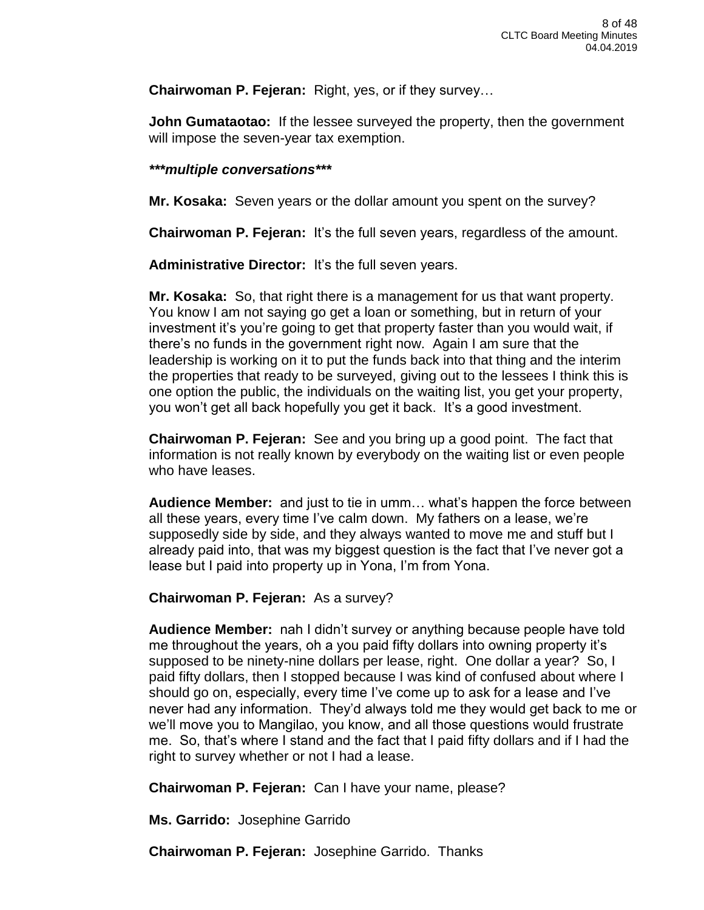**Chairwoman P. Fejeran:** Right, yes, or if they survey…

**John Gumataotao:** If the lessee surveyed the property, then the government will impose the seven-year tax exemption.

***\*\*\*multiple conversations\*\*\****

**Mr. Kosaka:** Seven years or the dollar amount you spent on the survey?

**Chairwoman P. Fejeran:** It's the full seven years, regardless of the amount.

**Administrative Director:** It's the full seven years.

**Mr. Kosaka:** So, that right there is a management for us that want property. You know I am not saying go get a loan or something, but in return of your investment it's you're going to get that property faster than you would wait, if there's no funds in the government right now. Again I am sure that the leadership is working on it to put the funds back into that thing and the interim the properties that ready to be surveyed, giving out to the lessees I think this is one option the public, the individuals on the waiting list, you get your property, you won't get all back hopefully you get it back. It's a good investment.

**Chairwoman P. Fejeran:** See and you bring up a good point. The fact that information is not really known by everybody on the waiting list or even people who have leases.

**Audience Member:** and just to tie in umm… what's happen the force between all these years, every time I've calm down. My fathers on a lease, we're supposedly side by side, and they always wanted to move me and stuff but I already paid into, that was my biggest question is the fact that I've never got a lease but I paid into property up in Yona, I'm from Yona.

**Chairwoman P. Fejeran:** As a survey?

**Audience Member:** nah I didn't survey or anything because people have told me throughout the years, oh a you paid fifty dollars into owning property it's supposed to be ninety-nine dollars per lease, right. One dollar a year? So, I paid fifty dollars, then I stopped because I was kind of confused about where I should go on, especially, every time I've come up to ask for a lease and I've never had any information. They'd always told me they would get back to me or we'll move you to Mangilao, you know, and all those questions would frustrate me. So, that's where I stand and the fact that I paid fifty dollars and if I had the right to survey whether or not I had a lease.

**Chairwoman P. Fejeran:** Can I have your name, please?

**Ms. Garrido:** Josephine Garrido

**Chairwoman P. Fejeran:** Josephine Garrido. Thanks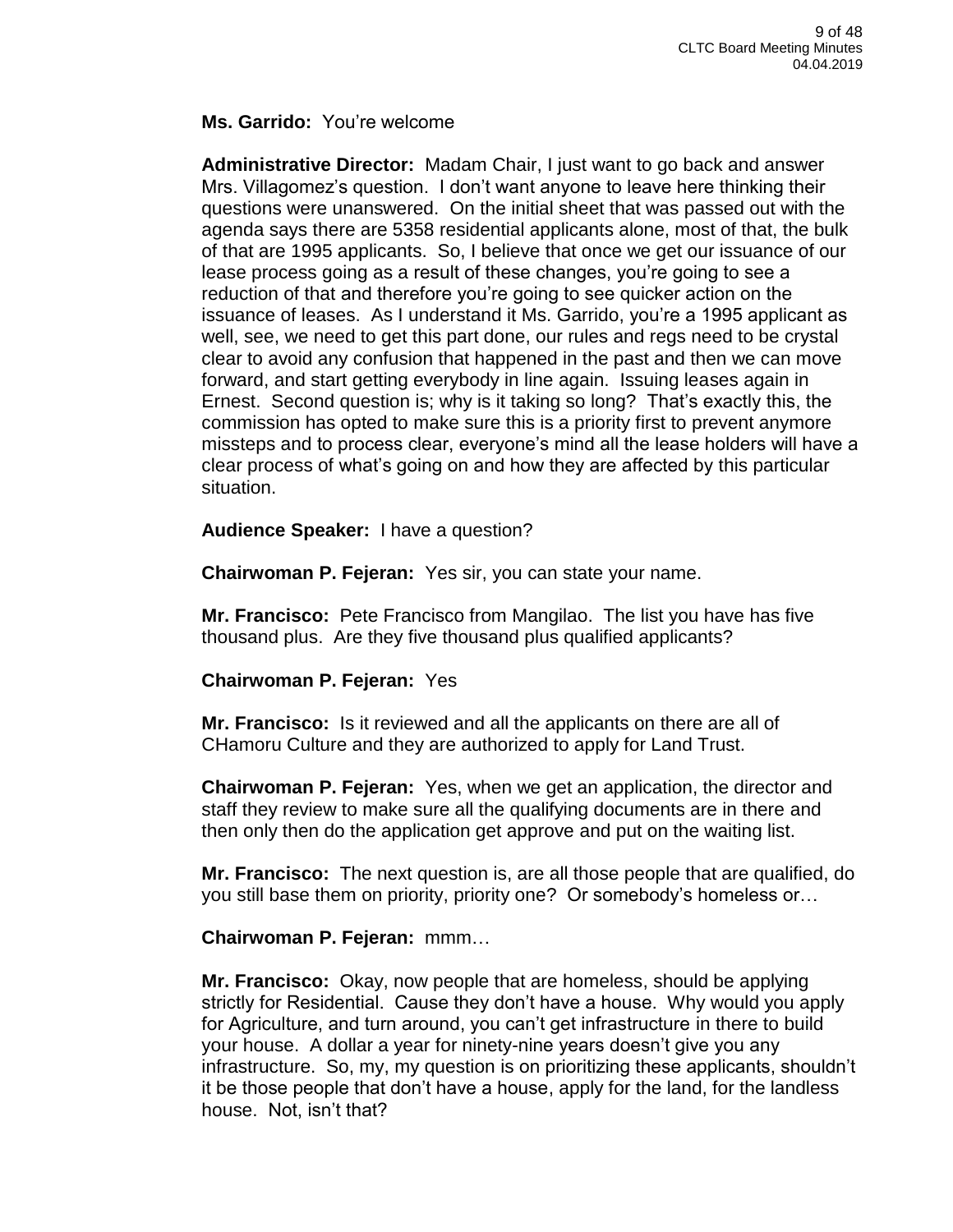**Ms. Garrido:** You're welcome

**Administrative Director:** Madam Chair, I just want to go back and answer Mrs. Villagomez's question. I don't want anyone to leave here thinking their questions were unanswered. On the initial sheet that was passed out with the agenda says there are 5358 residential applicants alone, most of that, the bulk of that are 1995 applicants. So, I believe that once we get our issuance of our lease process going as a result of these changes, you're going to see a reduction of that and therefore you're going to see quicker action on the issuance of leases. As I understand it Ms. Garrido, you're a 1995 applicant as well, see, we need to get this part done, our rules and regs need to be crystal clear to avoid any confusion that happened in the past and then we can move forward, and start getting everybody in line again. Issuing leases again in Ernest. Second question is; why is it taking so long? That's exactly this, the commission has opted to make sure this is a priority first to prevent anymore missteps and to process clear, everyone's mind all the lease holders will have a clear process of what's going on and how they are affected by this particular situation.

**Audience Speaker:** I have a question?

**Chairwoman P. Fejeran:** Yes sir, you can state your name.

**Mr. Francisco:** Pete Francisco from Mangilao. The list you have has five thousand plus. Are they five thousand plus qualified applicants?

**Chairwoman P. Fejeran:** Yes

**Mr. Francisco:** Is it reviewed and all the applicants on there are all of CHamoru Culture and they are authorized to apply for Land Trust.

**Chairwoman P. Fejeran:** Yes, when we get an application, the director and staff they review to make sure all the qualifying documents are in there and then only then do the application get approve and put on the waiting list.

**Mr. Francisco:** The next question is, are all those people that are qualified, do you still base them on priority, priority one? Or somebody's homeless or…

**Chairwoman P. Fejeran:** mmm…

**Mr. Francisco:** Okay, now people that are homeless, should be applying strictly for Residential. Cause they don't have a house. Why would you apply for Agriculture, and turn around, you can't get infrastructure in there to build your house. A dollar a year for ninety-nine years doesn't give you any infrastructure. So, my, my question is on prioritizing these applicants, shouldn't it be those people that don't have a house, apply for the land, for the landless house. Not, isn't that?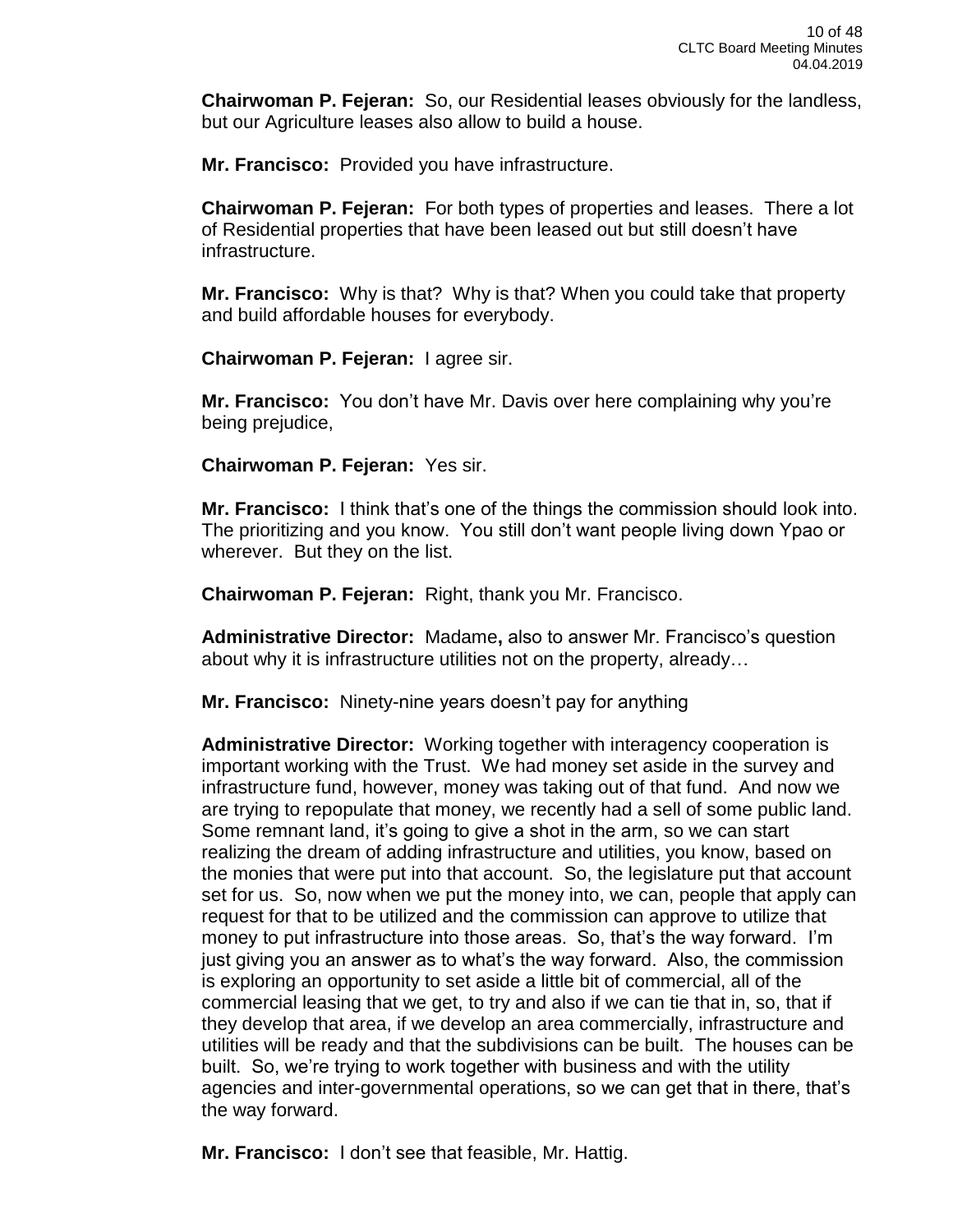**Chairwoman P. Fejeran:** So, our Residential leases obviously for the landless, but our Agriculture leases also allow to build a house.

**Mr. Francisco:** Provided you have infrastructure.

**Chairwoman P. Fejeran:** For both types of properties and leases. There a lot of Residential properties that have been leased out but still doesn't have infrastructure.

**Mr. Francisco:** Why is that? Why is that? When you could take that property and build affordable houses for everybody.

**Chairwoman P. Fejeran:** I agree sir.

**Mr. Francisco:** You don't have Mr. Davis over here complaining why you're being prejudice,

**Chairwoman P. Fejeran:** Yes sir.

**Mr. Francisco:** I think that's one of the things the commission should look into. The prioritizing and you know. You still don't want people living down Ypao or wherever. But they on the list.

**Chairwoman P. Fejeran:** Right, thank you Mr. Francisco.

**Administrative Director:** Madame**,** also to answer Mr. Francisco's question about why it is infrastructure utilities not on the property, already…

**Mr. Francisco:** Ninety-nine years doesn't pay for anything

**Administrative Director:** Working together with interagency cooperation is important working with the Trust. We had money set aside in the survey and infrastructure fund, however, money was taking out of that fund. And now we are trying to repopulate that money, we recently had a sell of some public land. Some remnant land, it's going to give a shot in the arm, so we can start realizing the dream of adding infrastructure and utilities, you know, based on the monies that were put into that account. So, the legislature put that account set for us. So, now when we put the money into, we can, people that apply can request for that to be utilized and the commission can approve to utilize that money to put infrastructure into those areas. So, that's the way forward. I'm just giving you an answer as to what's the way forward. Also, the commission is exploring an opportunity to set aside a little bit of commercial, all of the commercial leasing that we get, to try and also if we can tie that in, so, that if they develop that area, if we develop an area commercially, infrastructure and utilities will be ready and that the subdivisions can be built. The houses can be built. So, we're trying to work together with business and with the utility agencies and inter-governmental operations, so we can get that in there, that's the way forward.

**Mr. Francisco:** I don't see that feasible, Mr. Hattig.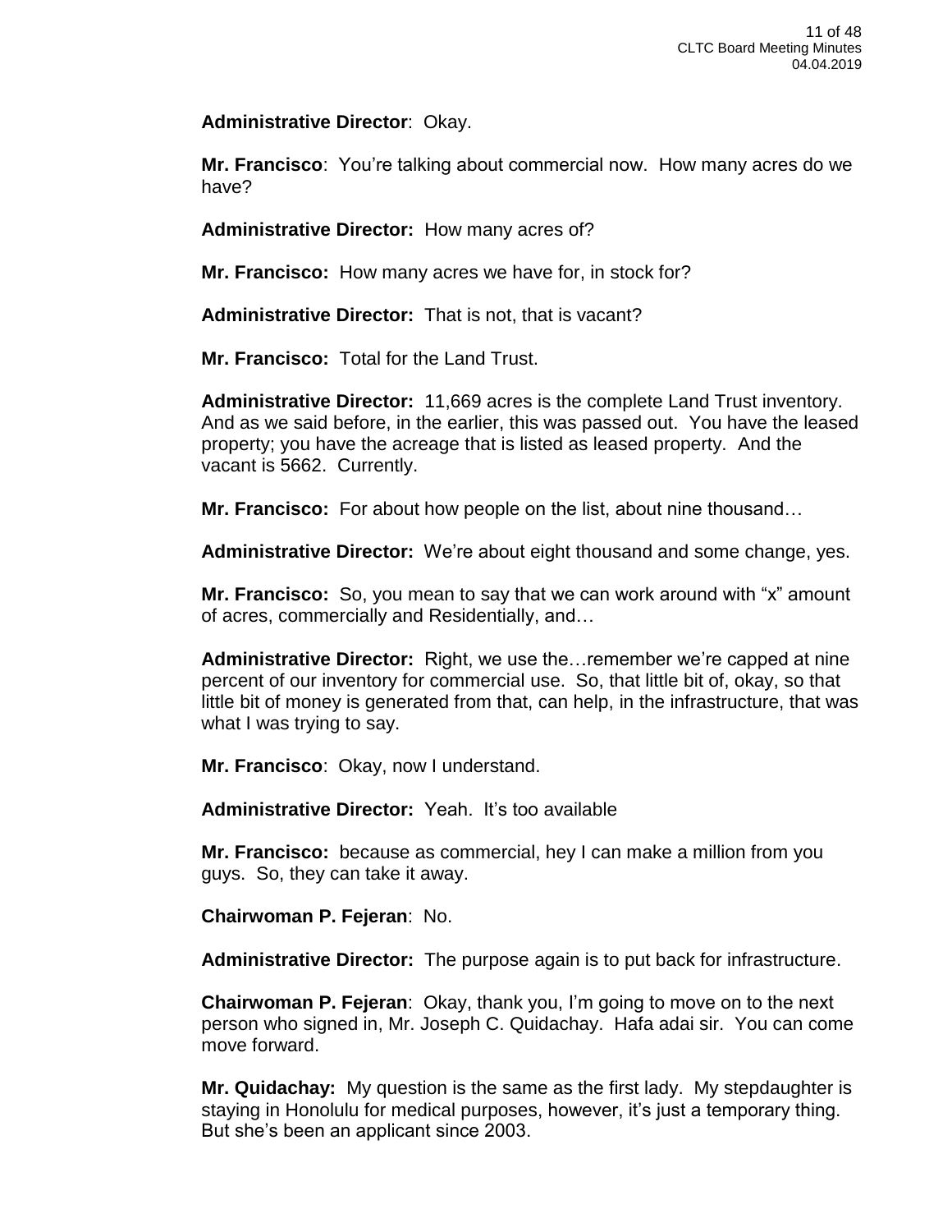**Administrative Director**: Okay.

**Mr. Francisco**: You're talking about commercial now. How many acres do we have?

**Administrative Director:** How many acres of?

**Mr. Francisco:** How many acres we have for, in stock for?

**Administrative Director:** That is not, that is vacant?

**Mr. Francisco:** Total for the Land Trust.

**Administrative Director:** 11,669 acres is the complete Land Trust inventory. And as we said before, in the earlier, this was passed out. You have the leased property; you have the acreage that is listed as leased property. And the vacant is 5662. Currently.

**Mr. Francisco:** For about how people on the list, about nine thousand…

**Administrative Director:** We're about eight thousand and some change, yes.

**Mr. Francisco:** So, you mean to say that we can work around with "x" amount of acres, commercially and Residentially, and…

**Administrative Director:** Right, we use the…remember we're capped at nine percent of our inventory for commercial use. So, that little bit of, okay, so that little bit of money is generated from that, can help, in the infrastructure, that was what I was trying to say.

**Mr. Francisco**: Okay, now I understand.

**Administrative Director:** Yeah. It's too available

**Mr. Francisco:** because as commercial, hey I can make a million from you guys. So, they can take it away.

**Chairwoman P. Fejeran**: No.

**Administrative Director:** The purpose again is to put back for infrastructure.

**Chairwoman P. Fejeran**: Okay, thank you, I'm going to move on to the next person who signed in, Mr. Joseph C. Quidachay. Hafa adai sir. You can come move forward.

**Mr. Quidachay:** My question is the same as the first lady. My stepdaughter is staying in Honolulu for medical purposes, however, it's just a temporary thing. But she's been an applicant since 2003.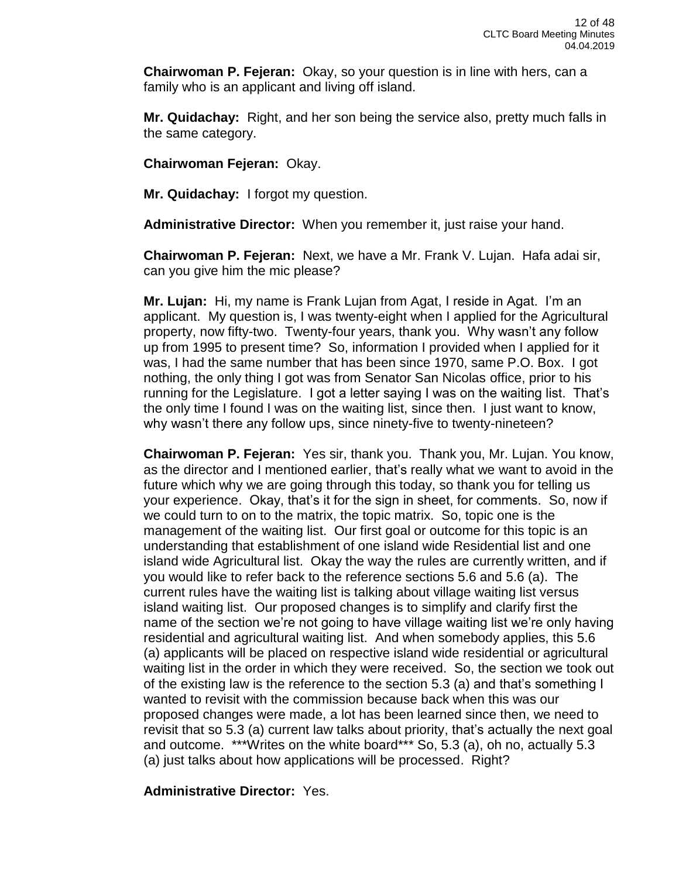**Chairwoman P. Fejeran:** Okay, so your question is in line with hers, can a family who is an applicant and living off island.

**Mr. Quidachay:** Right, and her son being the service also, pretty much falls in the same category.

**Chairwoman Fejeran:** Okay.

**Mr. Quidachay:** I forgot my question.

**Administrative Director:** When you remember it, just raise your hand.

**Chairwoman P. Fejeran:** Next, we have a Mr. Frank V. Lujan. Hafa adai sir, can you give him the mic please?

**Mr. Lujan:** Hi, my name is Frank Lujan from Agat, I reside in Agat. I'm an applicant. My question is, I was twenty-eight when I applied for the Agricultural property, now fifty-two. Twenty-four years, thank you. Why wasn't any follow up from 1995 to present time? So, information I provided when I applied for it was, I had the same number that has been since 1970, same P.O. Box. I got nothing, the only thing I got was from Senator San Nicolas office, prior to his running for the Legislature. I got a letter saying I was on the waiting list. That's the only time I found I was on the waiting list, since then. I just want to know, why wasn't there any follow ups, since ninety-five to twenty-nineteen?

**Chairwoman P. Fejeran:** Yes sir, thank you. Thank you, Mr. Lujan. You know, as the director and I mentioned earlier, that's really what we want to avoid in the future which why we are going through this today, so thank you for telling us your experience. Okay, that's it for the sign in sheet, for comments. So, now if we could turn to on to the matrix, the topic matrix. So, topic one is the management of the waiting list. Our first goal or outcome for this topic is an understanding that establishment of one island wide Residential list and one island wide Agricultural list. Okay the way the rules are currently written, and if you would like to refer back to the reference sections 5.6 and 5.6 (a). The current rules have the waiting list is talking about village waiting list versus island waiting list. Our proposed changes is to simplify and clarify first the name of the section we're not going to have village waiting list we're only having residential and agricultural waiting list. And when somebody applies, this 5.6 (a) applicants will be placed on respective island wide residential or agricultural waiting list in the order in which they were received. So, the section we took out of the existing law is the reference to the section 5.3 (a) and that's something I wanted to revisit with the commission because back when this was our proposed changes were made, a lot has been learned since then, we need to revisit that so 5.3 (a) current law talks about priority, that's actually the next goal and outcome. ***Writes on the white board*** So, 5.3 (a), oh no, actually 5.3 (a) just talks about how applications will be processed. Right?

**Administrative Director:** Yes.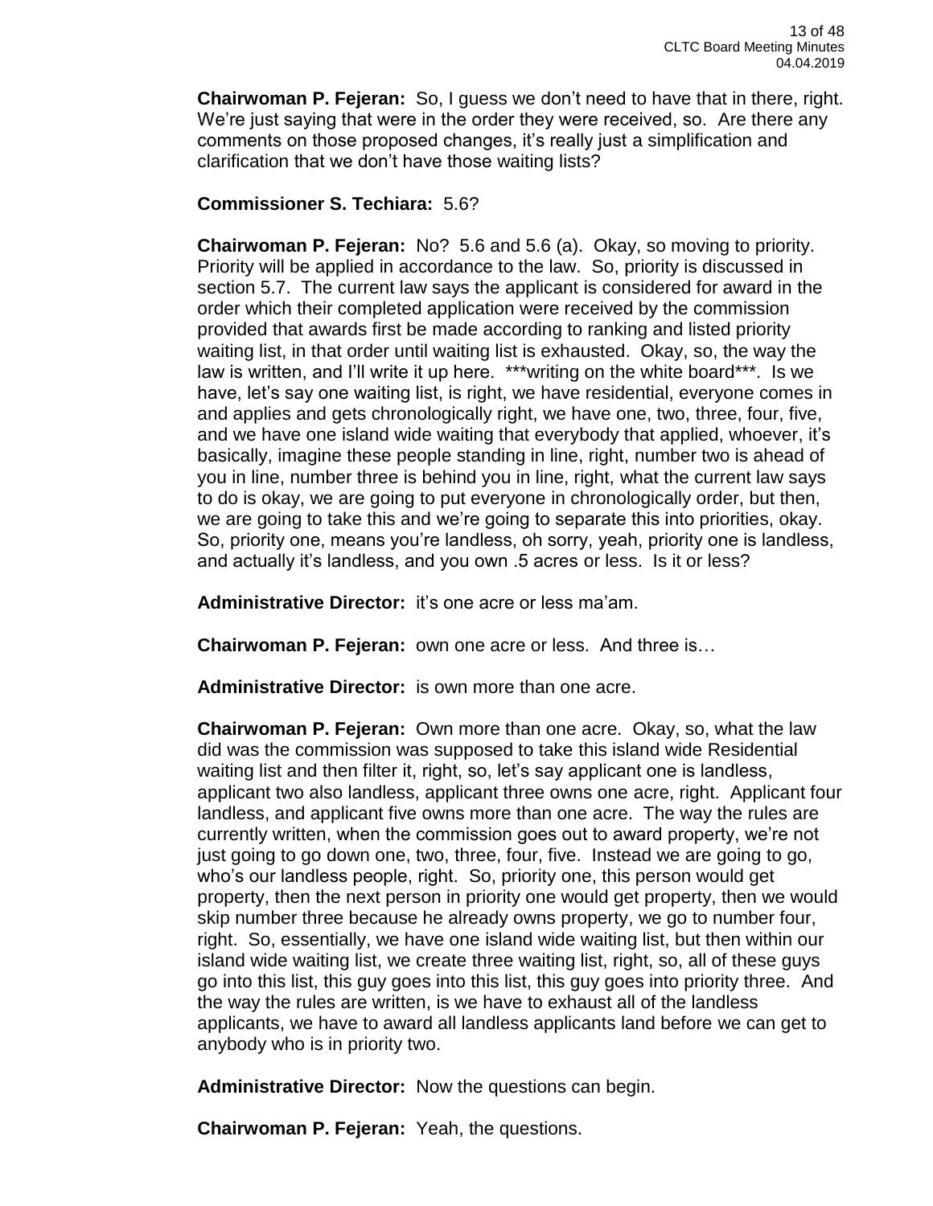**Chairwoman P. Fejeran:** So, I guess we don't need to have that in there, right. We're just saying that were in the order they were received, so. Are there any comments on those proposed changes, it's really just a simplification and clarification that we don't have those waiting lists?

**Commissioner S. Techiara:** 5.6?

**Chairwoman P. Fejeran:** No? 5.6 and 5.6 (a). Okay, so moving to priority. Priority will be applied in accordance to the law. So, priority is discussed in section 5.7. The current law says the applicant is considered for award in the order which their completed application were received by the commission provided that awards first be made according to ranking and listed priority waiting list, in that order until waiting list is exhausted. Okay, so, the way the law is written, and I'll write it up here. ***writing on the white board***. Is we have, let's say one waiting list, is right, we have residential, everyone comes in and applies and gets chronologically right, we have one, two, three, four, five, and we have one island wide waiting that everybody that applied, whoever, it's basically, imagine these people standing in line, right, number two is ahead of you in line, number three is behind you in line, right, what the current law says to do is okay, we are going to put everyone in chronologically order, but then, we are going to take this and we're going to separate this into priorities, okay. So, priority one, means you're landless, oh sorry, yeah, priority one is landless, and actually it's landless, and you own .5 acres or less. Is it or less?

**Administrative Director:** it's one acre or less ma'am.

**Chairwoman P. Fejeran:** own one acre or less. And three is…

**Administrative Director:** is own more than one acre.

**Chairwoman P. Fejeran:** Own more than one acre. Okay, so, what the law did was the commission was supposed to take this island wide Residential waiting list and then filter it, right, so, let's say applicant one is landless, applicant two also landless, applicant three owns one acre, right. Applicant four landless, and applicant five owns more than one acre. The way the rules are currently written, when the commission goes out to award property, we're not just going to go down one, two, three, four, five. Instead we are going to go, who's our landless people, right. So, priority one, this person would get property, then the next person in priority one would get property, then we would skip number three because he already owns property, we go to number four, right. So, essentially, we have one island wide waiting list, but then within our island wide waiting list, we create three waiting list, right, so, all of these guys go into this list, this guy goes into this list, this guy goes into priority three. And the way the rules are written, is we have to exhaust all of the landless applicants, we have to award all landless applicants land before we can get to anybody who is in priority two.

**Administrative Director:** Now the questions can begin.

**Chairwoman P. Fejeran:** Yeah, the questions.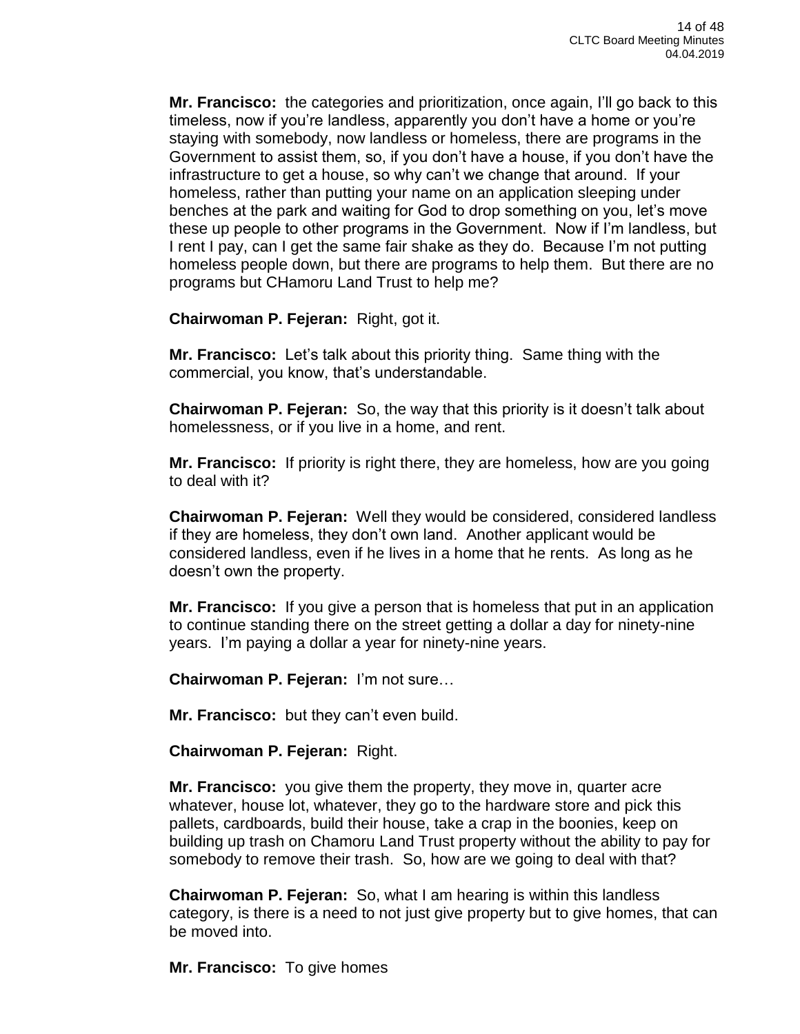**Mr. Francisco:** the categories and prioritization, once again, I'll go back to this timeless, now if you're landless, apparently you don't have a home or you're staying with somebody, now landless or homeless, there are programs in the Government to assist them, so, if you don't have a house, if you don't have the infrastructure to get a house, so why can't we change that around. If your homeless, rather than putting your name on an application sleeping under benches at the park and waiting for God to drop something on you, let's move these up people to other programs in the Government. Now if I'm landless, but I rent I pay, can I get the same fair shake as they do. Because I'm not putting homeless people down, but there are programs to help them. But there are no programs but CHamoru Land Trust to help me?

**Chairwoman P. Fejeran:** Right, got it.

**Mr. Francisco:** Let's talk about this priority thing. Same thing with the commercial, you know, that's understandable.

**Chairwoman P. Fejeran:** So, the way that this priority is it doesn't talk about homelessness, or if you live in a home, and rent.

**Mr. Francisco:** If priority is right there, they are homeless, how are you going to deal with it?

**Chairwoman P. Fejeran:** Well they would be considered, considered landless if they are homeless, they don't own land. Another applicant would be considered landless, even if he lives in a home that he rents. As long as he doesn't own the property.

**Mr. Francisco:** If you give a person that is homeless that put in an application to continue standing there on the street getting a dollar a day for ninety-nine years. I'm paying a dollar a year for ninety-nine years.

**Chairwoman P. Fejeran:** I'm not sure…

**Mr. Francisco:** but they can't even build.

**Chairwoman P. Fejeran:** Right.

**Mr. Francisco:** you give them the property, they move in, quarter acre whatever, house lot, whatever, they go to the hardware store and pick this pallets, cardboards, build their house, take a crap in the boonies, keep on building up trash on Chamoru Land Trust property without the ability to pay for somebody to remove their trash. So, how are we going to deal with that?

**Chairwoman P. Fejeran:** So, what I am hearing is within this landless category, is there is a need to not just give property but to give homes, that can be moved into.

**Mr. Francisco:** To give homes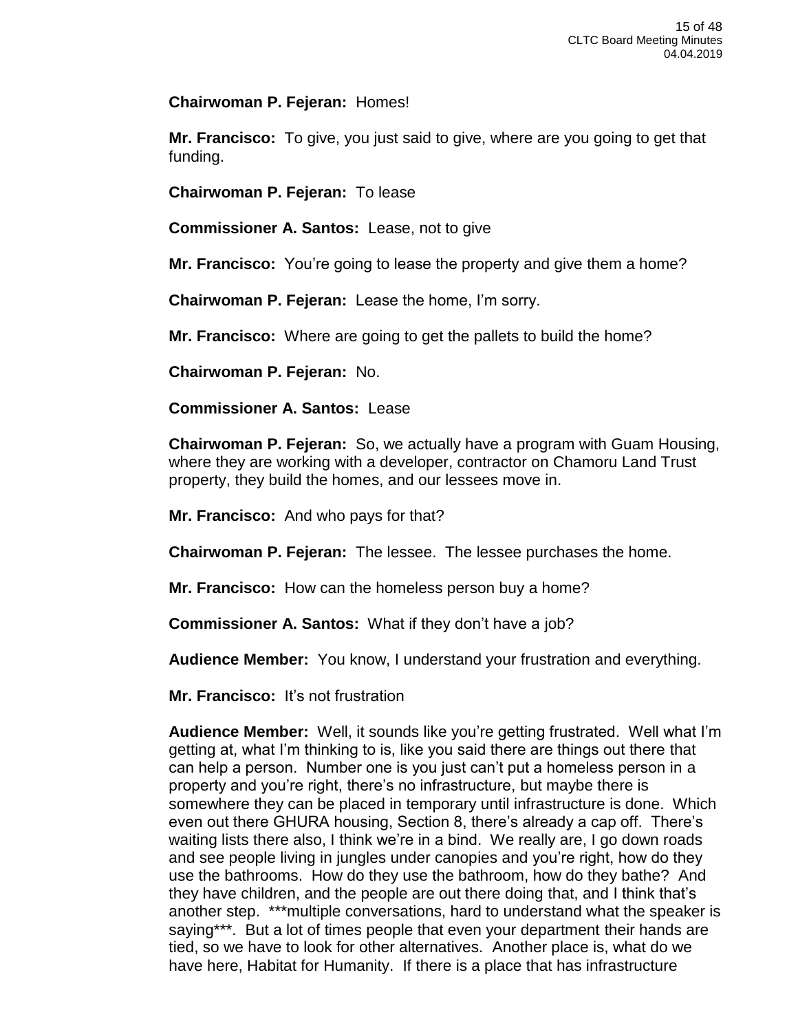**Chairwoman P. Fejeran:** Homes!

**Mr. Francisco:** To give, you just said to give, where are you going to get that funding.

**Chairwoman P. Fejeran:** To lease

**Commissioner A. Santos:** Lease, not to give

**Mr. Francisco:** You're going to lease the property and give them a home?

**Chairwoman P. Fejeran:** Lease the home, I'm sorry.

**Mr. Francisco:** Where are going to get the pallets to build the home?

**Chairwoman P. Fejeran:** No.

**Commissioner A. Santos:** Lease

**Chairwoman P. Fejeran:** So, we actually have a program with Guam Housing, where they are working with a developer, contractor on Chamoru Land Trust property, they build the homes, and our lessees move in.

**Mr. Francisco:** And who pays for that?

**Chairwoman P. Fejeran:** The lessee. The lessee purchases the home.

**Mr. Francisco:** How can the homeless person buy a home?

**Commissioner A. Santos:** What if they don't have a job?

**Audience Member:** You know, I understand your frustration and everything.

**Mr. Francisco:** It's not frustration

**Audience Member:** Well, it sounds like you're getting frustrated. Well what I'm getting at, what I'm thinking to is, like you said there are things out there that can help a person. Number one is you just can't put a homeless person in a property and you're right, there's no infrastructure, but maybe there is somewhere they can be placed in temporary until infrastructure is done. Which even out there GHURA housing, Section 8, there's already a cap off. There's waiting lists there also, I think we're in a bind. We really are, I go down roads and see people living in jungles under canopies and you're right, how do they use the bathrooms. How do they use the bathroom, how do they bathe? And they have children, and the people are out there doing that, and I think that's another step. ***multiple conversations, hard to understand what the speaker is saying***. But a lot of times people that even your department their hands are tied, so we have to look for other alternatives. Another place is, what do we have here, Habitat for Humanity. If there is a place that has infrastructure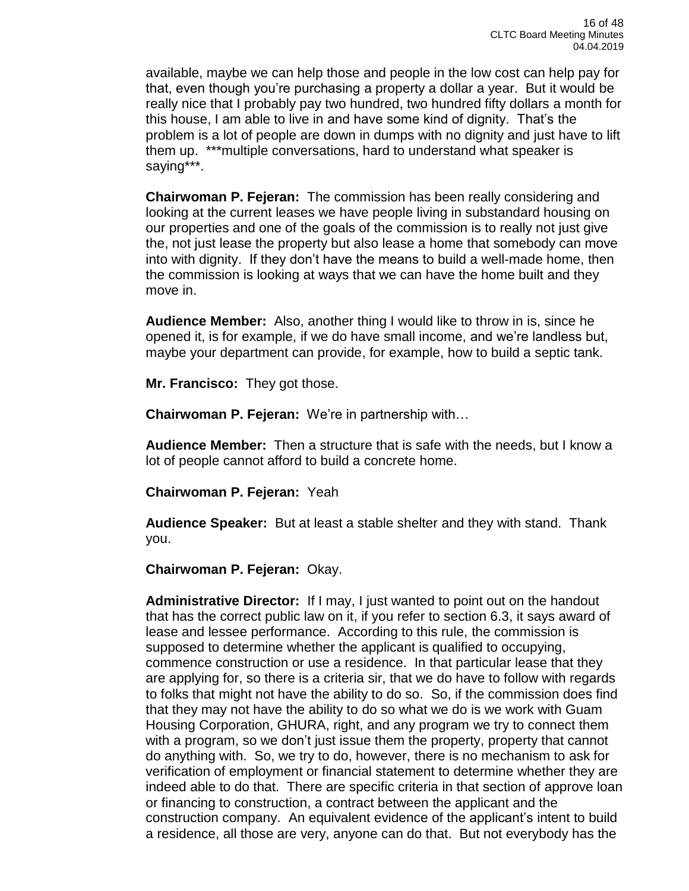available, maybe we can help those and people in the low cost can help pay for that, even though you're purchasing a property a dollar a year. But it would be really nice that I probably pay two hundred, two hundred fifty dollars a month for this house, I am able to live in and have some kind of dignity. That's the problem is a lot of people are down in dumps with no dignity and just have to lift them up. ***multiple conversations, hard to understand what speaker is saying***.

**Chairwoman P. Fejeran:** The commission has been really considering and looking at the current leases we have people living in substandard housing on our properties and one of the goals of the commission is to really not just give the, not just lease the property but also lease a home that somebody can move into with dignity. If they don't have the means to build a well-made home, then the commission is looking at ways that we can have the home built and they move in.

**Audience Member:** Also, another thing I would like to throw in is, since he opened it, is for example, if we do have small income, and we're landless but, maybe your department can provide, for example, how to build a septic tank.

**Mr. Francisco:** They got those.

**Chairwoman P. Fejeran:** We're in partnership with…

**Audience Member:** Then a structure that is safe with the needs, but I know a lot of people cannot afford to build a concrete home.

**Chairwoman P. Fejeran:** Yeah

**Audience Speaker:** But at least a stable shelter and they with stand. Thank you.

**Chairwoman P. Fejeran:** Okay.

**Administrative Director:** If I may, I just wanted to point out on the handout that has the correct public law on it, if you refer to section 6.3, it says award of lease and lessee performance. According to this rule, the commission is supposed to determine whether the applicant is qualified to occupying, commence construction or use a residence. In that particular lease that they are applying for, so there is a criteria sir, that we do have to follow with regards to folks that might not have the ability to do so. So, if the commission does find that they may not have the ability to do so what we do is we work with Guam Housing Corporation, GHURA, right, and any program we try to connect them with a program, so we don't just issue them the property, property that cannot do anything with. So, we try to do, however, there is no mechanism to ask for verification of employment or financial statement to determine whether they are indeed able to do that. There are specific criteria in that section of approve loan or financing to construction, a contract between the applicant and the construction company. An equivalent evidence of the applicant's intent to build a residence, all those are very, anyone can do that. But not everybody has the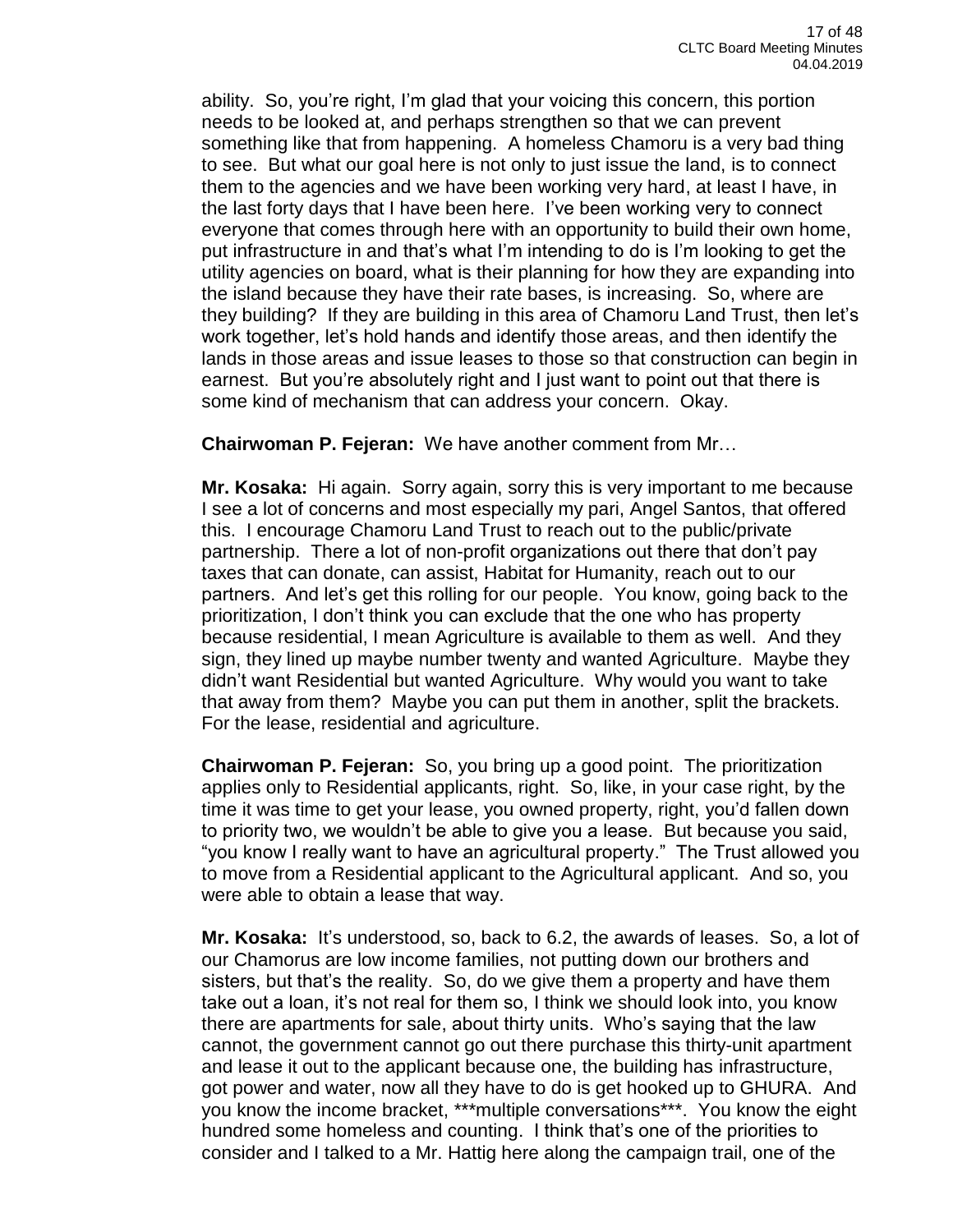ability. So, you're right, I'm glad that your voicing this concern, this portion needs to be looked at, and perhaps strengthen so that we can prevent something like that from happening. A homeless Chamoru is a very bad thing to see. But what our goal here is not only to just issue the land, is to connect them to the agencies and we have been working very hard, at least I have, in the last forty days that I have been here. I've been working very to connect everyone that comes through here with an opportunity to build their own home, put infrastructure in and that's what I'm intending to do is I'm looking to get the utility agencies on board, what is their planning for how they are expanding into the island because they have their rate bases, is increasing. So, where are they building? If they are building in this area of Chamoru Land Trust, then let's work together, let's hold hands and identify those areas, and then identify the lands in those areas and issue leases to those so that construction can begin in earnest. But you're absolutely right and I just want to point out that there is some kind of mechanism that can address your concern. Okay.

**Chairwoman P. Fejeran:** We have another comment from Mr…

**Mr. Kosaka:** Hi again. Sorry again, sorry this is very important to me because I see a lot of concerns and most especially my pari, Angel Santos, that offered this. I encourage Chamoru Land Trust to reach out to the public/private partnership. There a lot of non-profit organizations out there that don't pay taxes that can donate, can assist, Habitat for Humanity, reach out to our partners. And let's get this rolling for our people. You know, going back to the prioritization, I don't think you can exclude that the one who has property because residential, I mean Agriculture is available to them as well. And they sign, they lined up maybe number twenty and wanted Agriculture. Maybe they didn't want Residential but wanted Agriculture. Why would you want to take that away from them? Maybe you can put them in another, split the brackets. For the lease, residential and agriculture.

**Chairwoman P. Fejeran:** So, you bring up a good point. The prioritization applies only to Residential applicants, right. So, like, in your case right, by the time it was time to get your lease, you owned property, right, you'd fallen down to priority two, we wouldn't be able to give you a lease. But because you said, "you know I really want to have an agricultural property." The Trust allowed you to move from a Residential applicant to the Agricultural applicant. And so, you were able to obtain a lease that way.

**Mr. Kosaka:** It's understood, so, back to 6.2, the awards of leases. So, a lot of our Chamorus are low income families, not putting down our brothers and sisters, but that's the reality. So, do we give them a property and have them take out a loan, it's not real for them so, I think we should look into, you know there are apartments for sale, about thirty units. Who's saying that the law cannot, the government cannot go out there purchase this thirty-unit apartment and lease it out to the applicant because one, the building has infrastructure, got power and water, now all they have to do is get hooked up to GHURA. And you know the income bracket, ***multiple conversations***. You know the eight hundred some homeless and counting. I think that's one of the priorities to consider and I talked to a Mr. Hattig here along the campaign trail, one of the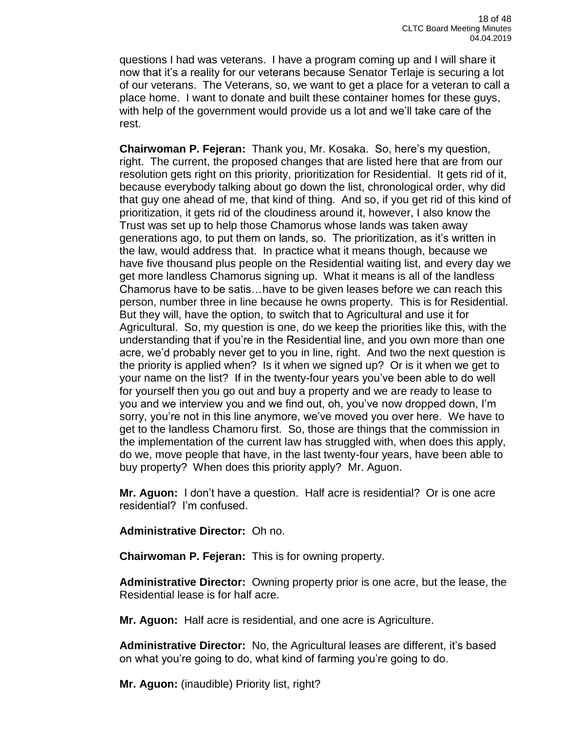questions I had was veterans. I have a program coming up and I will share it now that it's a reality for our veterans because Senator Terlaje is securing a lot of our veterans. The Veterans, so, we want to get a place for a veteran to call a place home. I want to donate and built these container homes for these guys, with help of the government would provide us a lot and we'll take care of the rest.

**Chairwoman P. Fejeran:** Thank you, Mr. Kosaka. So, here's my question, right. The current, the proposed changes that are listed here that are from our resolution gets right on this priority, prioritization for Residential. It gets rid of it, because everybody talking about go down the list, chronological order, why did that guy one ahead of me, that kind of thing. And so, if you get rid of this kind of prioritization, it gets rid of the cloudiness around it, however, I also know the Trust was set up to help those Chamorus whose lands was taken away generations ago, to put them on lands, so. The prioritization, as it's written in the law, would address that. In practice what it means though, because we have five thousand plus people on the Residential waiting list, and every day we get more landless Chamorus signing up. What it means is all of the landless Chamorus have to be satis…have to be given leases before we can reach this person, number three in line because he owns property. This is for Residential. But they will, have the option, to switch that to Agricultural and use it for Agricultural. So, my question is one, do we keep the priorities like this, with the understanding that if you're in the Residential line, and you own more than one acre, we'd probably never get to you in line, right. And two the next question is the priority is applied when? Is it when we signed up? Or is it when we get to your name on the list? If in the twenty-four years you've been able to do well for yourself then you go out and buy a property and we are ready to lease to you and we interview you and we find out, oh, you've now dropped down, I'm sorry, you're not in this line anymore, we've moved you over here. We have to get to the landless Chamoru first. So, those are things that the commission in the implementation of the current law has struggled with, when does this apply, do we, move people that have, in the last twenty-four years, have been able to buy property? When does this priority apply? Mr. Aguon.

**Mr. Aguon:** I don't have a question. Half acre is residential? Or is one acre residential? I'm confused.

**Administrative Director:** Oh no.

**Chairwoman P. Fejeran:** This is for owning property.

**Administrative Director:** Owning property prior is one acre, but the lease, the Residential lease is for half acre.

**Mr. Aguon:** Half acre is residential, and one acre is Agriculture.

**Administrative Director:** No, the Agricultural leases are different, it's based on what you're going to do, what kind of farming you're going to do.

**Mr. Aguon:** (inaudible) Priority list, right?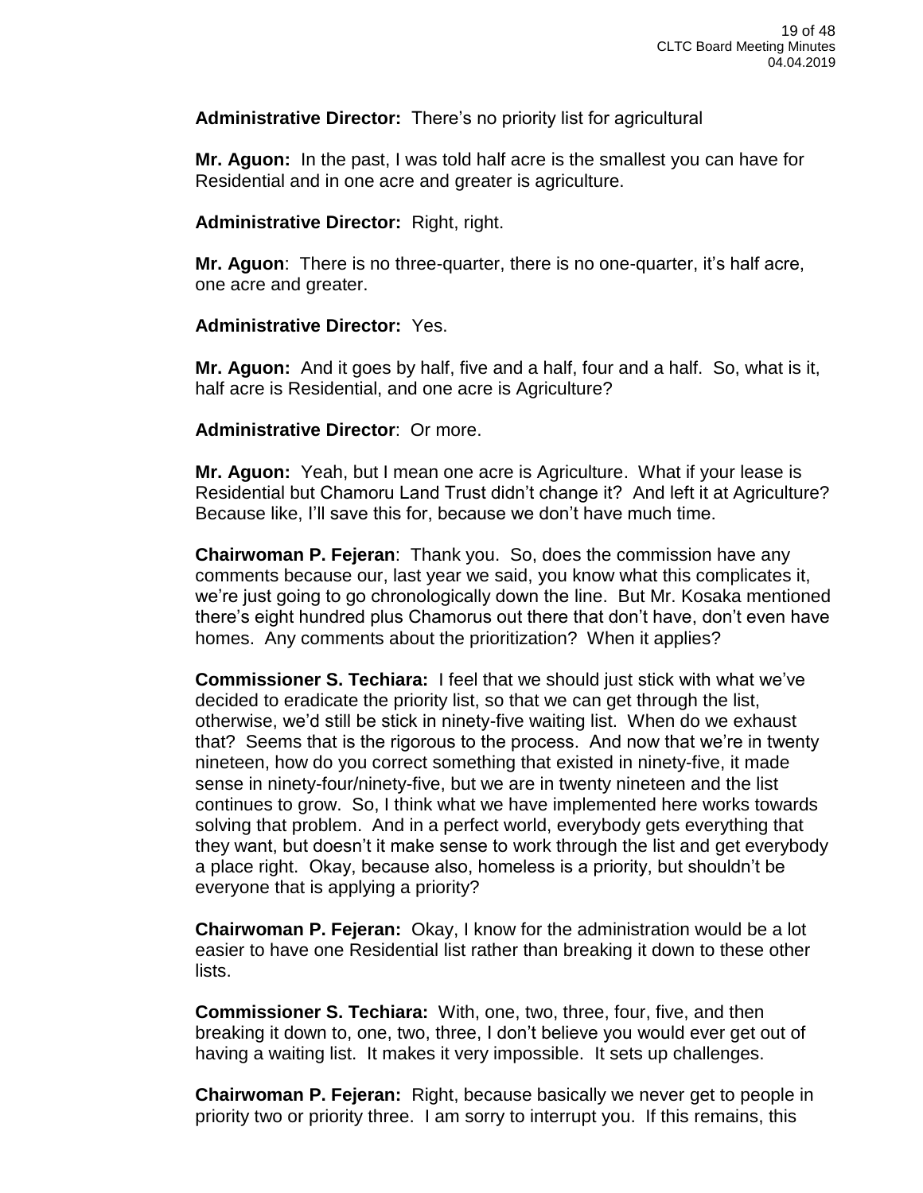**Administrative Director:** There's no priority list for agricultural

**Mr. Aguon:** In the past, I was told half acre is the smallest you can have for Residential and in one acre and greater is agriculture.

**Administrative Director:** Right, right.

**Mr. Aguon**: There is no three-quarter, there is no one-quarter, it's half acre, one acre and greater.

**Administrative Director:** Yes.

**Mr. Aguon:** And it goes by half, five and a half, four and a half. So, what is it, half acre is Residential, and one acre is Agriculture?

**Administrative Director**: Or more.

**Mr. Aguon:** Yeah, but I mean one acre is Agriculture. What if your lease is Residential but Chamoru Land Trust didn't change it? And left it at Agriculture? Because like, I'll save this for, because we don't have much time.

**Chairwoman P. Fejeran**: Thank you. So, does the commission have any comments because our, last year we said, you know what this complicates it, we're just going to go chronologically down the line. But Mr. Kosaka mentioned there's eight hundred plus Chamorus out there that don't have, don't even have homes. Any comments about the prioritization? When it applies?

**Commissioner S. Techiara:** I feel that we should just stick with what we've decided to eradicate the priority list, so that we can get through the list, otherwise, we'd still be stick in ninety-five waiting list. When do we exhaust that? Seems that is the rigorous to the process. And now that we're in twenty nineteen, how do you correct something that existed in ninety-five, it made sense in ninety-four/ninety-five, but we are in twenty nineteen and the list continues to grow. So, I think what we have implemented here works towards solving that problem. And in a perfect world, everybody gets everything that they want, but doesn't it make sense to work through the list and get everybody a place right. Okay, because also, homeless is a priority, but shouldn't be everyone that is applying a priority?

**Chairwoman P. Fejeran:** Okay, I know for the administration would be a lot easier to have one Residential list rather than breaking it down to these other lists.

**Commissioner S. Techiara:** With, one, two, three, four, five, and then breaking it down to, one, two, three, I don't believe you would ever get out of having a waiting list. It makes it very impossible. It sets up challenges.

**Chairwoman P. Fejeran:** Right, because basically we never get to people in priority two or priority three. I am sorry to interrupt you. If this remains, this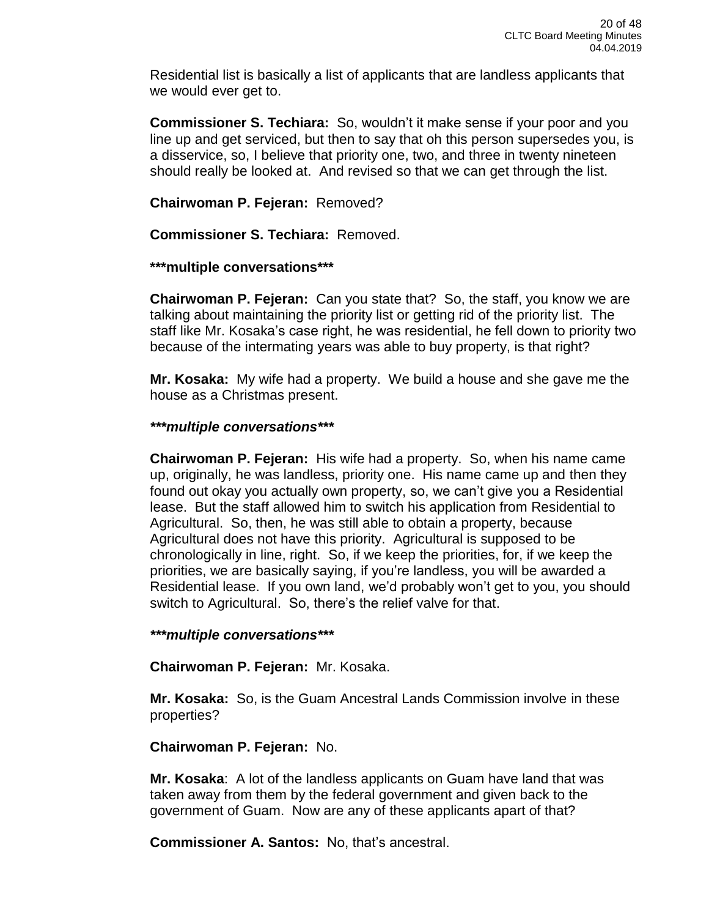Residential list is basically a list of applicants that are landless applicants that we would ever get to.

**Commissioner S. Techiara:** So, wouldn't it make sense if your poor and you line up and get serviced, but then to say that oh this person supersedes you, is a disservice, so, I believe that priority one, two, and three in twenty nineteen should really be looked at. And revised so that we can get through the list.

**Chairwoman P. Fejeran:** Removed?

**Commissioner S. Techiara:** Removed.

**\*\*\*multiple conversations\*\*\***

**Chairwoman P. Fejeran:** Can you state that? So, the staff, you know we are talking about maintaining the priority list or getting rid of the priority list. The staff like Mr. Kosaka's case right, he was residential, he fell down to priority two because of the intermating years was able to buy property, is that right?

**Mr. Kosaka:** My wife had a property. We build a house and she gave me the house as a Christmas present.

***\*\*\*multiple conversations\*\*\****

**Chairwoman P. Fejeran:** His wife had a property. So, when his name came up, originally, he was landless, priority one. His name came up and then they found out okay you actually own property, so, we can't give you a Residential lease. But the staff allowed him to switch his application from Residential to Agricultural. So, then, he was still able to obtain a property, because Agricultural does not have this priority. Agricultural is supposed to be chronologically in line, right. So, if we keep the priorities, for, if we keep the priorities, we are basically saying, if you're landless, you will be awarded a Residential lease. If you own land, we'd probably won't get to you, you should switch to Agricultural. So, there's the relief valve for that.

***\*\*\*multiple conversations\*\*\****

**Chairwoman P. Fejeran:** Mr. Kosaka.

**Mr. Kosaka:** So, is the Guam Ancestral Lands Commission involve in these properties?

**Chairwoman P. Fejeran:** No.

**Mr. Kosaka**: A lot of the landless applicants on Guam have land that was taken away from them by the federal government and given back to the government of Guam. Now are any of these applicants apart of that?

**Commissioner A. Santos:** No, that's ancestral.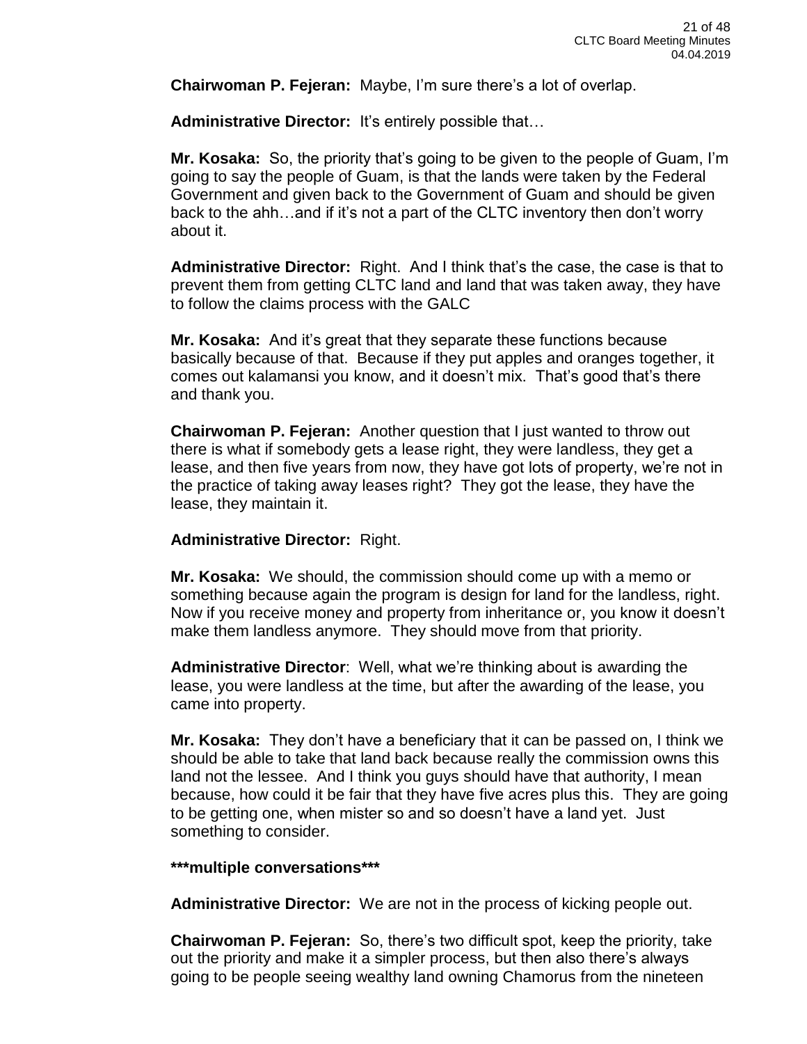**Chairwoman P. Fejeran:** Maybe, I'm sure there's a lot of overlap.

**Administrative Director:** It's entirely possible that…

**Mr. Kosaka:** So, the priority that's going to be given to the people of Guam, I'm going to say the people of Guam, is that the lands were taken by the Federal Government and given back to the Government of Guam and should be given back to the ahh…and if it's not a part of the CLTC inventory then don't worry about it.

**Administrative Director:** Right. And I think that's the case, the case is that to prevent them from getting CLTC land and land that was taken away, they have to follow the claims process with the GALC

**Mr. Kosaka:** And it's great that they separate these functions because basically because of that. Because if they put apples and oranges together, it comes out kalamansi you know, and it doesn't mix. That's good that's there and thank you.

**Chairwoman P. Fejeran:** Another question that I just wanted to throw out there is what if somebody gets a lease right, they were landless, they get a lease, and then five years from now, they have got lots of property, we're not in the practice of taking away leases right? They got the lease, they have the lease, they maintain it.

**Administrative Director:** Right.

**Mr. Kosaka:** We should, the commission should come up with a memo or something because again the program is design for land for the landless, right. Now if you receive money and property from inheritance or, you know it doesn't make them landless anymore. They should move from that priority.

**Administrative Director**: Well, what we're thinking about is awarding the lease, you were landless at the time, but after the awarding of the lease, you came into property.

**Mr. Kosaka:** They don't have a beneficiary that it can be passed on, I think we should be able to take that land back because really the commission owns this land not the lessee. And I think you guys should have that authority, I mean because, how could it be fair that they have five acres plus this. They are going to be getting one, when mister so and so doesn't have a land yet. Just something to consider.

**\*\*\*multiple conversations\*\*\***

**Administrative Director:** We are not in the process of kicking people out.

**Chairwoman P. Fejeran:** So, there's two difficult spot, keep the priority, take out the priority and make it a simpler process, but then also there's always going to be people seeing wealthy land owning Chamorus from the nineteen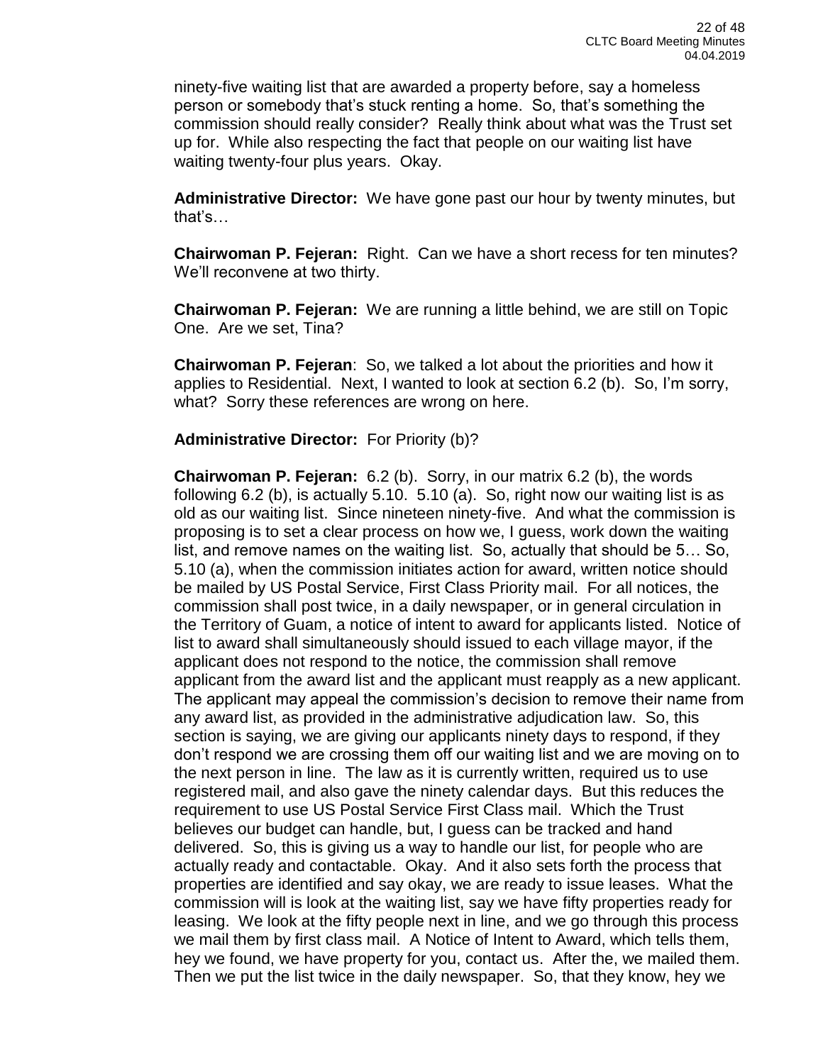ninety-five waiting list that are awarded a property before, say a homeless person or somebody that's stuck renting a home. So, that's something the commission should really consider? Really think about what was the Trust set up for. While also respecting the fact that people on our waiting list have waiting twenty-four plus years. Okay.

**Administrative Director:** We have gone past our hour by twenty minutes, but that's…

**Chairwoman P. Fejeran:** Right. Can we have a short recess for ten minutes? We'll reconvene at two thirty.

**Chairwoman P. Fejeran:** We are running a little behind, we are still on Topic One. Are we set, Tina?

**Chairwoman P. Fejeran**: So, we talked a lot about the priorities and how it applies to Residential. Next, I wanted to look at section 6.2 (b). So, I'm sorry, what? Sorry these references are wrong on here.

**Administrative Director:** For Priority (b)?

**Chairwoman P. Fejeran:** 6.2 (b). Sorry, in our matrix 6.2 (b), the words following 6.2 (b), is actually 5.10. 5.10 (a). So, right now our waiting list is as old as our waiting list. Since nineteen ninety-five. And what the commission is proposing is to set a clear process on how we, I guess, work down the waiting list, and remove names on the waiting list. So, actually that should be 5… So, 5.10 (a), when the commission initiates action for award, written notice should be mailed by US Postal Service, First Class Priority mail. For all notices, the commission shall post twice, in a daily newspaper, or in general circulation in the Territory of Guam, a notice of intent to award for applicants listed. Notice of list to award shall simultaneously should issued to each village mayor, if the applicant does not respond to the notice, the commission shall remove applicant from the award list and the applicant must reapply as a new applicant. The applicant may appeal the commission's decision to remove their name from any award list, as provided in the administrative adjudication law. So, this section is saying, we are giving our applicants ninety days to respond, if they don't respond we are crossing them off our waiting list and we are moving on to the next person in line. The law as it is currently written, required us to use registered mail, and also gave the ninety calendar days. But this reduces the requirement to use US Postal Service First Class mail. Which the Trust believes our budget can handle, but, I guess can be tracked and hand delivered. So, this is giving us a way to handle our list, for people who are actually ready and contactable. Okay. And it also sets forth the process that properties are identified and say okay, we are ready to issue leases. What the commission will is look at the waiting list, say we have fifty properties ready for leasing. We look at the fifty people next in line, and we go through this process we mail them by first class mail. A Notice of Intent to Award, which tells them, hey we found, we have property for you, contact us. After the, we mailed them. Then we put the list twice in the daily newspaper. So, that they know, hey we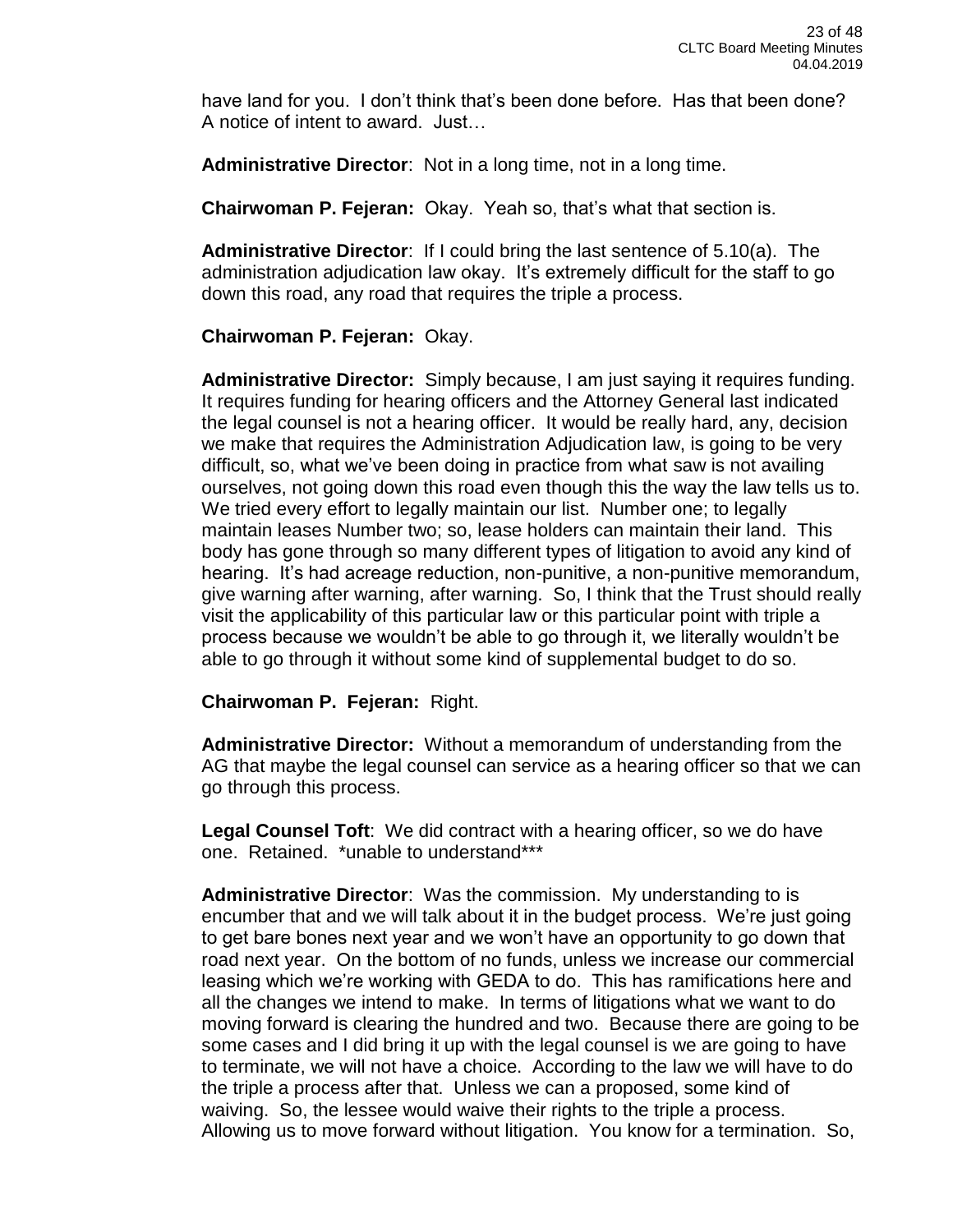have land for you. I don't think that's been done before. Has that been done? A notice of intent to award. Just…

**Administrative Director**: Not in a long time, not in a long time.

**Chairwoman P. Fejeran:** Okay. Yeah so, that's what that section is.

**Administrative Director**: If I could bring the last sentence of 5.10(a). The administration adjudication law okay. It's extremely difficult for the staff to go down this road, any road that requires the triple a process.

**Chairwoman P. Fejeran:** Okay.

**Administrative Director:** Simply because, I am just saying it requires funding. It requires funding for hearing officers and the Attorney General last indicated the legal counsel is not a hearing officer. It would be really hard, any, decision we make that requires the Administration Adjudication law, is going to be very difficult, so, what we've been doing in practice from what saw is not availing ourselves, not going down this road even though this the way the law tells us to. We tried every effort to legally maintain our list. Number one; to legally maintain leases Number two; so, lease holders can maintain their land. This body has gone through so many different types of litigation to avoid any kind of hearing. It's had acreage reduction, non-punitive, a non-punitive memorandum, give warning after warning, after warning. So, I think that the Trust should really visit the applicability of this particular law or this particular point with triple a process because we wouldn't be able to go through it, we literally wouldn't be able to go through it without some kind of supplemental budget to do so.

**Chairwoman P. Fejeran:** Right.

**Administrative Director:** Without a memorandum of understanding from the AG that maybe the legal counsel can service as a hearing officer so that we can go through this process.

**Legal Counsel Toft**: We did contract with a hearing officer, so we do have one. Retained. *unable to understand***

**Administrative Director**: Was the commission. My understanding to is encumber that and we will talk about it in the budget process. We're just going to get bare bones next year and we won't have an opportunity to go down that road next year. On the bottom of no funds, unless we increase our commercial leasing which we're working with GEDA to do. This has ramifications here and all the changes we intend to make. In terms of litigations what we want to do moving forward is clearing the hundred and two. Because there are going to be some cases and I did bring it up with the legal counsel is we are going to have to terminate, we will not have a choice. According to the law we will have to do the triple a process after that. Unless we can a proposed, some kind of waiving. So, the lessee would waive their rights to the triple a process. Allowing us to move forward without litigation. You know for a termination. So,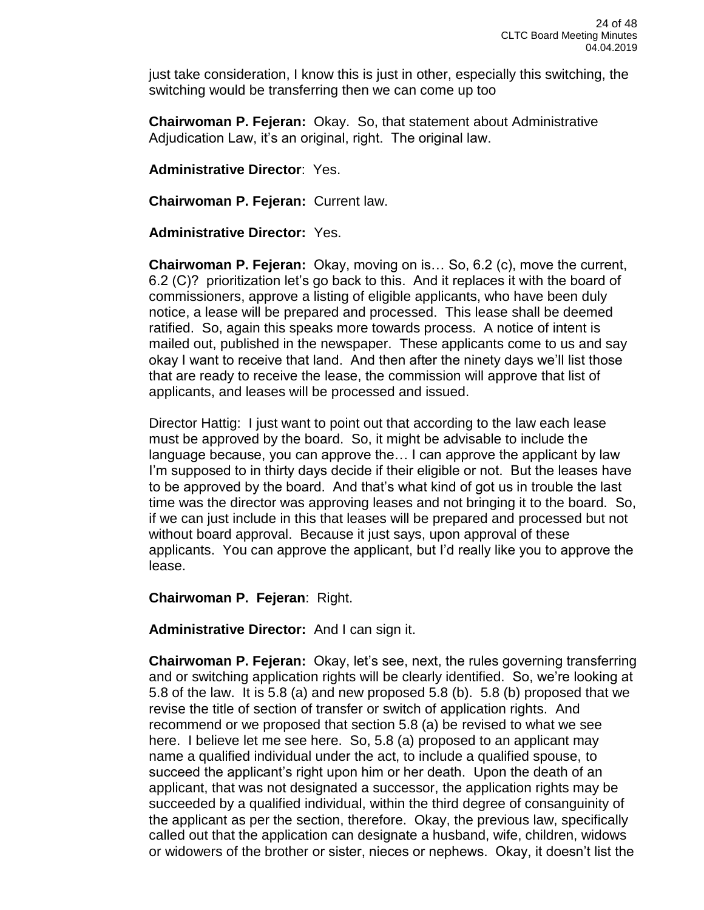just take consideration, I know this is just in other, especially this switching, the switching would be transferring then we can come up too

**Chairwoman P. Fejeran:** Okay. So, that statement about Administrative Adjudication Law, it's an original, right. The original law.

**Administrative Director**: Yes.

**Chairwoman P. Fejeran:** Current law.

**Administrative Director:** Yes.

**Chairwoman P. Fejeran:** Okay, moving on is… So, 6.2 (c), move the current, 6.2 (C)? prioritization let's go back to this. And it replaces it with the board of commissioners, approve a listing of eligible applicants, who have been duly notice, a lease will be prepared and processed. This lease shall be deemed ratified. So, again this speaks more towards process. A notice of intent is mailed out, published in the newspaper. These applicants come to us and say okay I want to receive that land. And then after the ninety days we'll list those that are ready to receive the lease, the commission will approve that list of applicants, and leases will be processed and issued.

Director Hattig: I just want to point out that according to the law each lease must be approved by the board. So, it might be advisable to include the language because, you can approve the… I can approve the applicant by law I'm supposed to in thirty days decide if their eligible or not. But the leases have to be approved by the board. And that's what kind of got us in trouble the last time was the director was approving leases and not bringing it to the board. So, if we can just include in this that leases will be prepared and processed but not without board approval. Because it just says, upon approval of these applicants. You can approve the applicant, but I'd really like you to approve the lease.

**Chairwoman P. Fejeran**: Right.

**Administrative Director:** And I can sign it.

**Chairwoman P. Fejeran:** Okay, let's see, next, the rules governing transferring and or switching application rights will be clearly identified. So, we're looking at 5.8 of the law. It is 5.8 (a) and new proposed 5.8 (b). 5.8 (b) proposed that we revise the title of section of transfer or switch of application rights. And recommend or we proposed that section 5.8 (a) be revised to what we see here. I believe let me see here. So, 5.8 (a) proposed to an applicant may name a qualified individual under the act, to include a qualified spouse, to succeed the applicant's right upon him or her death. Upon the death of an applicant, that was not designated a successor, the application rights may be succeeded by a qualified individual, within the third degree of consanguinity of the applicant as per the section, therefore. Okay, the previous law, specifically called out that the application can designate a husband, wife, children, widows or widowers of the brother or sister, nieces or nephews. Okay, it doesn't list the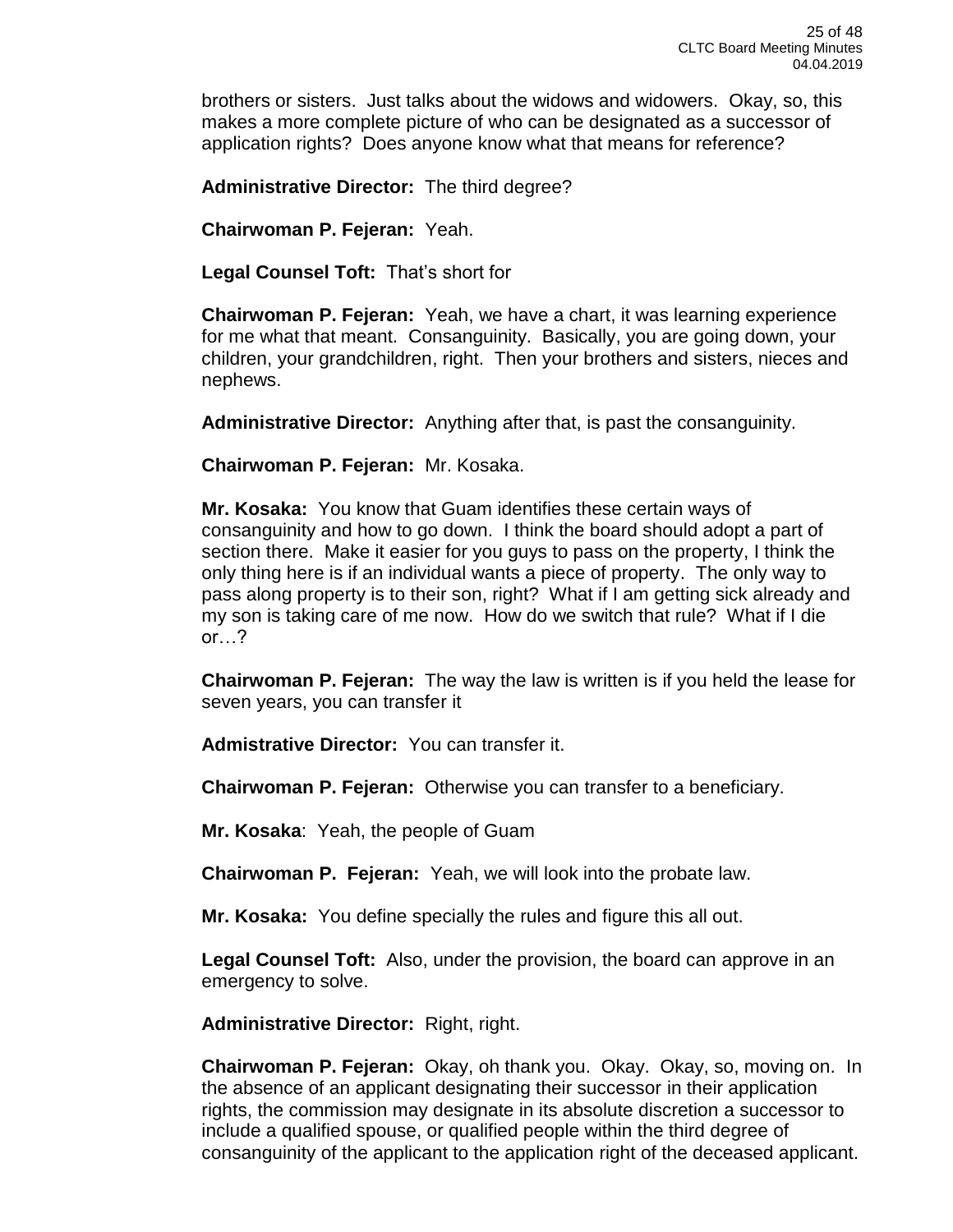brothers or sisters. Just talks about the widows and widowers. Okay, so, this makes a more complete picture of who can be designated as a successor of application rights? Does anyone know what that means for reference?

**Administrative Director:** The third degree?

**Chairwoman P. Fejeran:** Yeah.

**Legal Counsel Toft:** That's short for

**Chairwoman P. Fejeran:** Yeah, we have a chart, it was learning experience for me what that meant. Consanguinity. Basically, you are going down, your children, your grandchildren, right. Then your brothers and sisters, nieces and nephews.

**Administrative Director:** Anything after that, is past the consanguinity.

**Chairwoman P. Fejeran:** Mr. Kosaka.

**Mr. Kosaka:** You know that Guam identifies these certain ways of consanguinity and how to go down. I think the board should adopt a part of section there. Make it easier for you guys to pass on the property, I think the only thing here is if an individual wants a piece of property. The only way to pass along property is to their son, right? What if I am getting sick already and my son is taking care of me now. How do we switch that rule? What if I die or…?

**Chairwoman P. Fejeran:** The way the law is written is if you held the lease for seven years, you can transfer it

**Admistrative Director:** You can transfer it.

**Chairwoman P. Fejeran:** Otherwise you can transfer to a beneficiary.

**Mr. Kosaka**: Yeah, the people of Guam

**Chairwoman P. Fejeran:** Yeah, we will look into the probate law.

**Mr. Kosaka:** You define specially the rules and figure this all out.

**Legal Counsel Toft:** Also, under the provision, the board can approve in an emergency to solve.

**Administrative Director:** Right, right.

**Chairwoman P. Fejeran:** Okay, oh thank you. Okay. Okay, so, moving on. In the absence of an applicant designating their successor in their application rights, the commission may designate in its absolute discretion a successor to include a qualified spouse, or qualified people within the third degree of consanguinity of the applicant to the application right of the deceased applicant.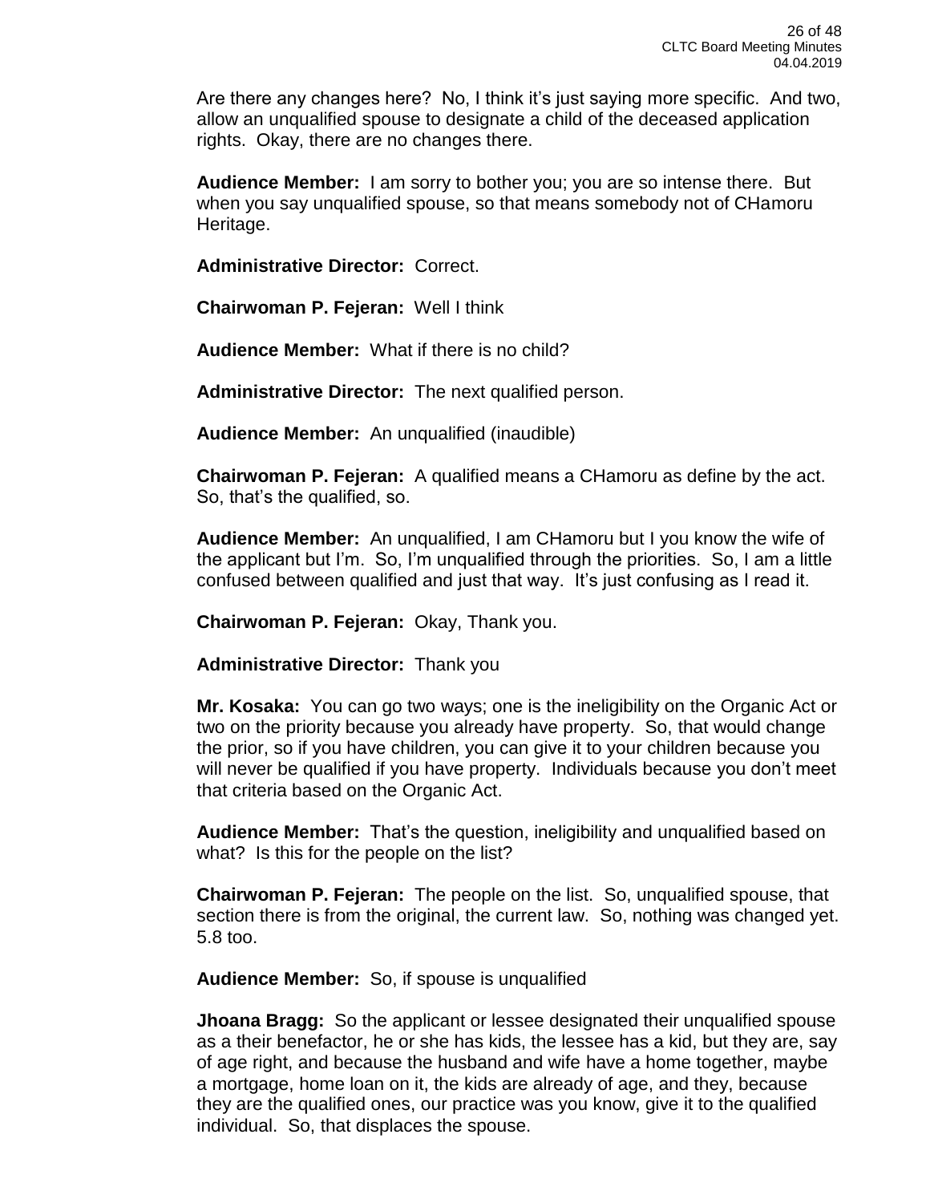Are there any changes here? No, I think it's just saying more specific. And two, allow an unqualified spouse to designate a child of the deceased application rights. Okay, there are no changes there.

**Audience Member:** I am sorry to bother you; you are so intense there. But when you say unqualified spouse, so that means somebody not of CHamoru Heritage.

**Administrative Director:** Correct.

**Chairwoman P. Fejeran:** Well I think

**Audience Member:** What if there is no child?

**Administrative Director:** The next qualified person.

**Audience Member:** An unqualified (inaudible)

**Chairwoman P. Fejeran:** A qualified means a CHamoru as define by the act. So, that's the qualified, so.

**Audience Member:** An unqualified, I am CHamoru but I you know the wife of the applicant but I'm. So, I'm unqualified through the priorities. So, I am a little confused between qualified and just that way. It's just confusing as I read it.

**Chairwoman P. Fejeran:** Okay, Thank you.

**Administrative Director:** Thank you

**Mr. Kosaka:** You can go two ways; one is the ineligibility on the Organic Act or two on the priority because you already have property. So, that would change the prior, so if you have children, you can give it to your children because you will never be qualified if you have property. Individuals because you don't meet that criteria based on the Organic Act.

**Audience Member:** That's the question, ineligibility and unqualified based on what? Is this for the people on the list?

**Chairwoman P. Fejeran:** The people on the list. So, unqualified spouse, that section there is from the original, the current law. So, nothing was changed yet. 5.8 too.

**Audience Member:** So, if spouse is unqualified

**Jhoana Bragg:** So the applicant or lessee designated their unqualified spouse as a their benefactor, he or she has kids, the lessee has a kid, but they are, say of age right, and because the husband and wife have a home together, maybe a mortgage, home loan on it, the kids are already of age, and they, because they are the qualified ones, our practice was you know, give it to the qualified individual. So, that displaces the spouse.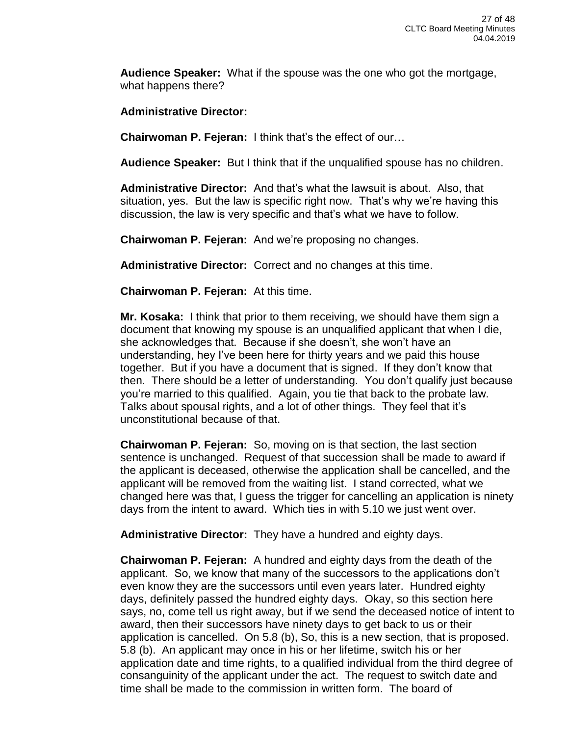**Audience Speaker:** What if the spouse was the one who got the mortgage, what happens there?

**Administrative Director:**

**Chairwoman P. Fejeran:** I think that's the effect of our…

**Audience Speaker:** But I think that if the unqualified spouse has no children.

**Administrative Director:** And that's what the lawsuit is about. Also, that situation, yes. But the law is specific right now. That's why we're having this discussion, the law is very specific and that's what we have to follow.

**Chairwoman P. Fejeran:** And we're proposing no changes.

**Administrative Director:** Correct and no changes at this time.

**Chairwoman P. Fejeran:** At this time.

**Mr. Kosaka:** I think that prior to them receiving, we should have them sign a document that knowing my spouse is an unqualified applicant that when I die, she acknowledges that. Because if she doesn't, she won't have an understanding, hey I've been here for thirty years and we paid this house together. But if you have a document that is signed. If they don't know that then. There should be a letter of understanding. You don't qualify just because you're married to this qualified. Again, you tie that back to the probate law. Talks about spousal rights, and a lot of other things. They feel that it's unconstitutional because of that.

**Chairwoman P. Fejeran:** So, moving on is that section, the last section sentence is unchanged. Request of that succession shall be made to award if the applicant is deceased, otherwise the application shall be cancelled, and the applicant will be removed from the waiting list. I stand corrected, what we changed here was that, I guess the trigger for cancelling an application is ninety days from the intent to award. Which ties in with 5.10 we just went over.

**Administrative Director:** They have a hundred and eighty days.

**Chairwoman P. Fejeran:** A hundred and eighty days from the death of the applicant. So, we know that many of the successors to the applications don't even know they are the successors until even years later. Hundred eighty days, definitely passed the hundred eighty days. Okay, so this section here says, no, come tell us right away, but if we send the deceased notice of intent to award, then their successors have ninety days to get back to us or their application is cancelled. On 5.8 (b), So, this is a new section, that is proposed. 5.8 (b). An applicant may once in his or her lifetime, switch his or her application date and time rights, to a qualified individual from the third degree of consanguinity of the applicant under the act. The request to switch date and time shall be made to the commission in written form. The board of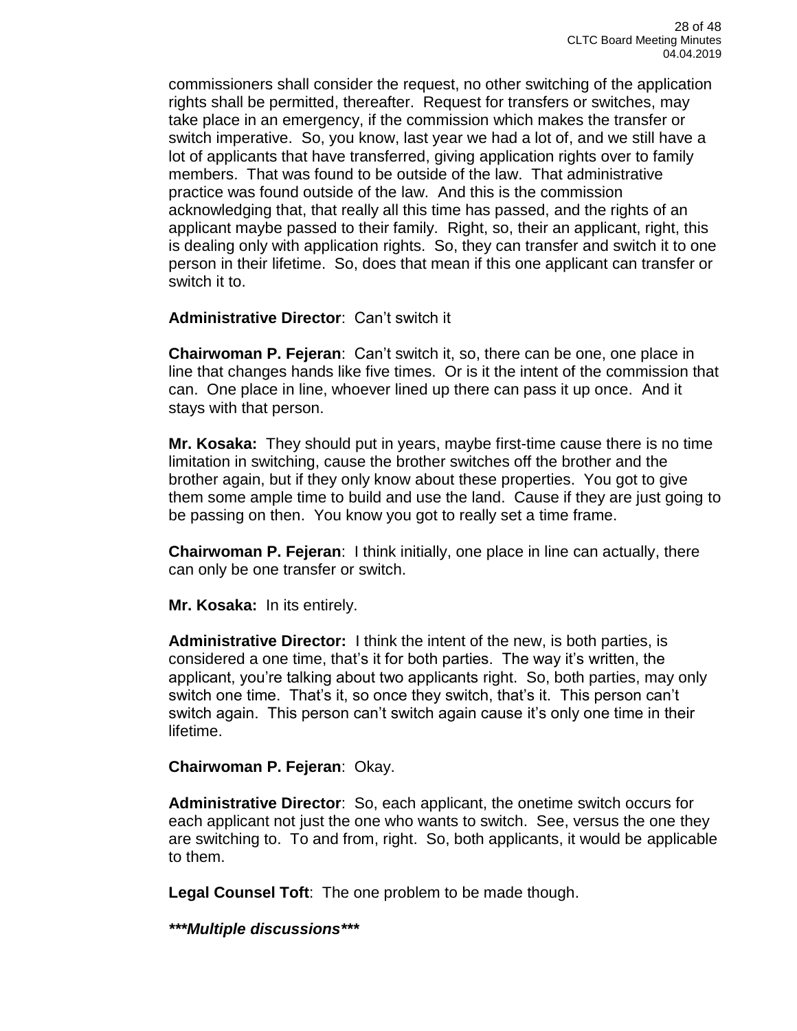commissioners shall consider the request, no other switching of the application rights shall be permitted, thereafter. Request for transfers or switches, may take place in an emergency, if the commission which makes the transfer or switch imperative. So, you know, last year we had a lot of, and we still have a lot of applicants that have transferred, giving application rights over to family members. That was found to be outside of the law. That administrative practice was found outside of the law. And this is the commission acknowledging that, that really all this time has passed, and the rights of an applicant maybe passed to their family. Right, so, their an applicant, right, this is dealing only with application rights. So, they can transfer and switch it to one person in their lifetime. So, does that mean if this one applicant can transfer or switch it to.

**Administrative Director**: Can't switch it

**Chairwoman P. Fejeran**: Can't switch it, so, there can be one, one place in line that changes hands like five times. Or is it the intent of the commission that can. One place in line, whoever lined up there can pass it up once. And it stays with that person.

**Mr. Kosaka:** They should put in years, maybe first-time cause there is no time limitation in switching, cause the brother switches off the brother and the brother again, but if they only know about these properties. You got to give them some ample time to build and use the land. Cause if they are just going to be passing on then. You know you got to really set a time frame.

**Chairwoman P. Fejeran**: I think initially, one place in line can actually, there can only be one transfer or switch.

**Mr. Kosaka:** In its entirely.

**Administrative Director:** I think the intent of the new, is both parties, is considered a one time, that's it for both parties. The way it's written, the applicant, you're talking about two applicants right. So, both parties, may only switch one time. That's it, so once they switch, that's it. This person can't switch again. This person can't switch again cause it's only one time in their lifetime.

**Chairwoman P. Fejeran**: Okay.

**Administrative Director**: So, each applicant, the onetime switch occurs for each applicant not just the one who wants to switch. See, versus the one they are switching to. To and from, right. So, both applicants, it would be applicable to them.

**Legal Counsel Toft**: The one problem to be made though.

***\*\*\*Multiple discussions\*\*\****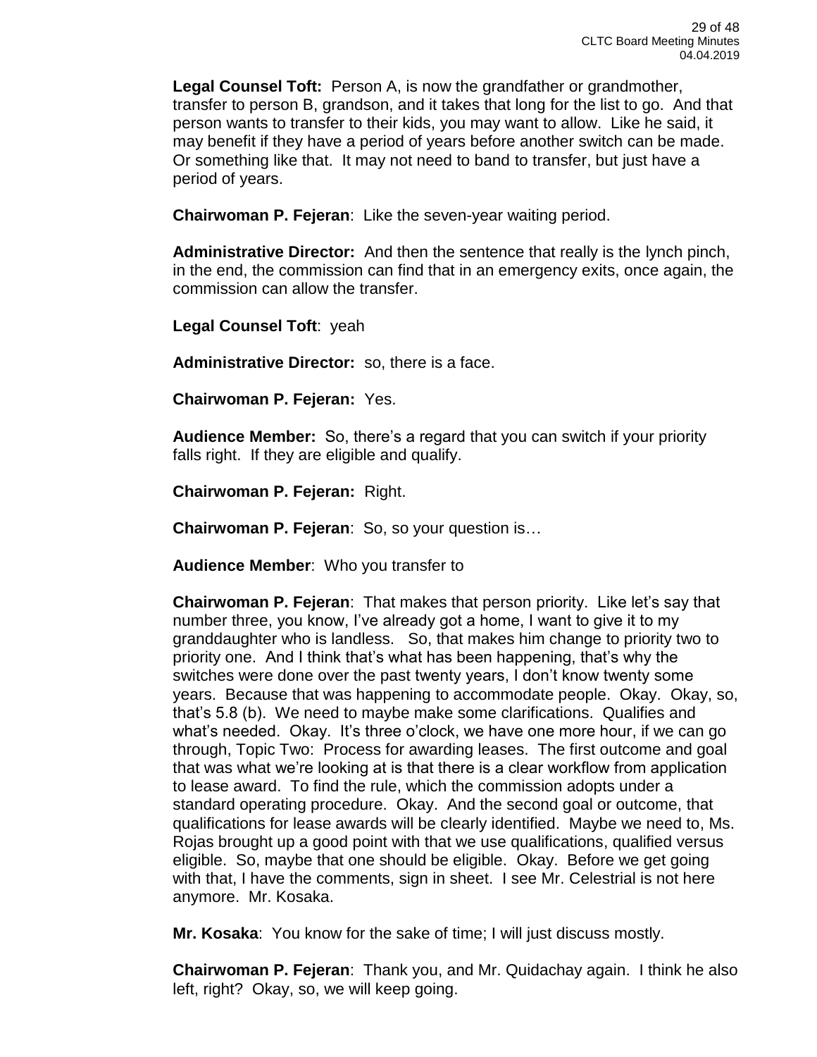**Legal Counsel Toft:** Person A, is now the grandfather or grandmother, transfer to person B, grandson, and it takes that long for the list to go. And that person wants to transfer to their kids, you may want to allow. Like he said, it may benefit if they have a period of years before another switch can be made. Or something like that. It may not need to band to transfer, but just have a period of years.

**Chairwoman P. Fejeran**: Like the seven-year waiting period.

**Administrative Director:** And then the sentence that really is the lynch pinch, in the end, the commission can find that in an emergency exits, once again, the commission can allow the transfer.

**Legal Counsel Toft**: yeah

**Administrative Director:** so, there is a face.

**Chairwoman P. Fejeran:** Yes.

**Audience Member:** So, there's a regard that you can switch if your priority falls right. If they are eligible and qualify.

**Chairwoman P. Fejeran:** Right.

**Chairwoman P. Fejeran**: So, so your question is…

**Audience Member**: Who you transfer to

**Chairwoman P. Fejeran**: That makes that person priority. Like let's say that number three, you know, I've already got a home, I want to give it to my granddaughter who is landless. So, that makes him change to priority two to priority one. And I think that's what has been happening, that's why the switches were done over the past twenty years, I don't know twenty some years. Because that was happening to accommodate people. Okay. Okay, so, that's 5.8 (b). We need to maybe make some clarifications. Qualifies and what's needed. Okay. It's three o'clock, we have one more hour, if we can go through, Topic Two: Process for awarding leases. The first outcome and goal that was what we're looking at is that there is a clear workflow from application to lease award. To find the rule, which the commission adopts under a standard operating procedure. Okay. And the second goal or outcome, that qualifications for lease awards will be clearly identified. Maybe we need to, Ms. Rojas brought up a good point with that we use qualifications, qualified versus eligible. So, maybe that one should be eligible. Okay. Before we get going with that, I have the comments, sign in sheet. I see Mr. Celestrial is not here anymore. Mr. Kosaka.

**Mr. Kosaka**: You know for the sake of time; I will just discuss mostly.

**Chairwoman P. Fejeran**: Thank you, and Mr. Quidachay again. I think he also left, right? Okay, so, we will keep going.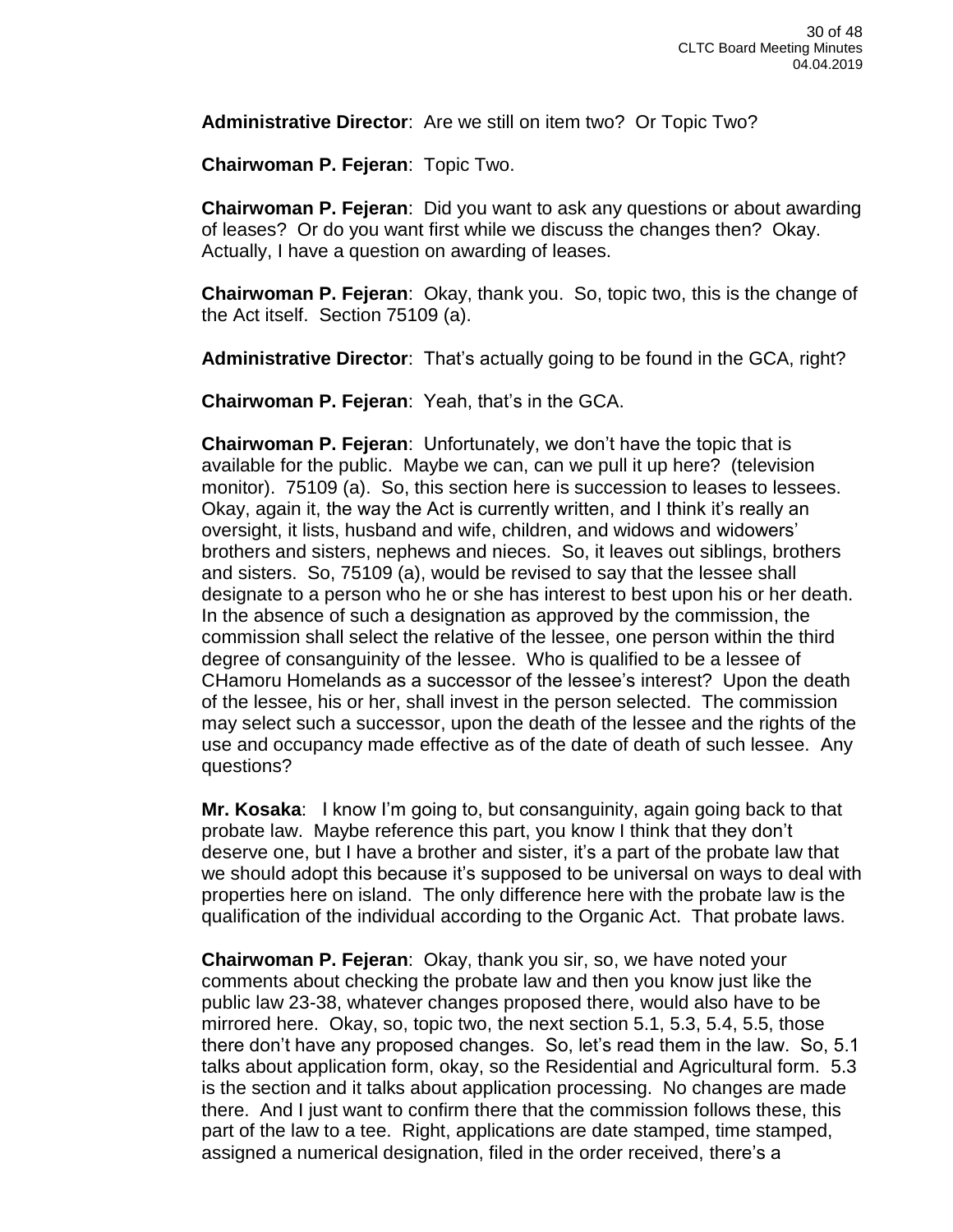**Administrative Director**: Are we still on item two? Or Topic Two?

**Chairwoman P. Fejeran**: Topic Two.

**Chairwoman P. Fejeran**: Did you want to ask any questions or about awarding of leases? Or do you want first while we discuss the changes then? Okay. Actually, I have a question on awarding of leases.

**Chairwoman P. Fejeran**: Okay, thank you. So, topic two, this is the change of the Act itself. Section 75109 (a).

**Administrative Director**: That's actually going to be found in the GCA, right?

**Chairwoman P. Fejeran**: Yeah, that's in the GCA.

**Chairwoman P. Fejeran**: Unfortunately, we don't have the topic that is available for the public. Maybe we can, can we pull it up here? (television monitor). 75109 (a). So, this section here is succession to leases to lessees. Okay, again it, the way the Act is currently written, and I think it's really an oversight, it lists, husband and wife, children, and widows and widowers' brothers and sisters, nephews and nieces. So, it leaves out siblings, brothers and sisters. So, 75109 (a), would be revised to say that the lessee shall designate to a person who he or she has interest to best upon his or her death. In the absence of such a designation as approved by the commission, the commission shall select the relative of the lessee, one person within the third degree of consanguinity of the lessee. Who is qualified to be a lessee of CHamoru Homelands as a successor of the lessee's interest? Upon the death of the lessee, his or her, shall invest in the person selected. The commission may select such a successor, upon the death of the lessee and the rights of the use and occupancy made effective as of the date of death of such lessee. Any questions?

**Mr. Kosaka**: I know I'm going to, but consanguinity, again going back to that probate law. Maybe reference this part, you know I think that they don't deserve one, but I have a brother and sister, it's a part of the probate law that we should adopt this because it's supposed to be universal on ways to deal with properties here on island. The only difference here with the probate law is the qualification of the individual according to the Organic Act. That probate laws.

**Chairwoman P. Fejeran**: Okay, thank you sir, so, we have noted your comments about checking the probate law and then you know just like the public law 23-38, whatever changes proposed there, would also have to be mirrored here. Okay, so, topic two, the next section 5.1, 5.3, 5.4, 5.5, those there don't have any proposed changes. So, let's read them in the law. So, 5.1 talks about application form, okay, so the Residential and Agricultural form. 5.3 is the section and it talks about application processing. No changes are made there. And I just want to confirm there that the commission follows these, this part of the law to a tee. Right, applications are date stamped, time stamped, assigned a numerical designation, filed in the order received, there's a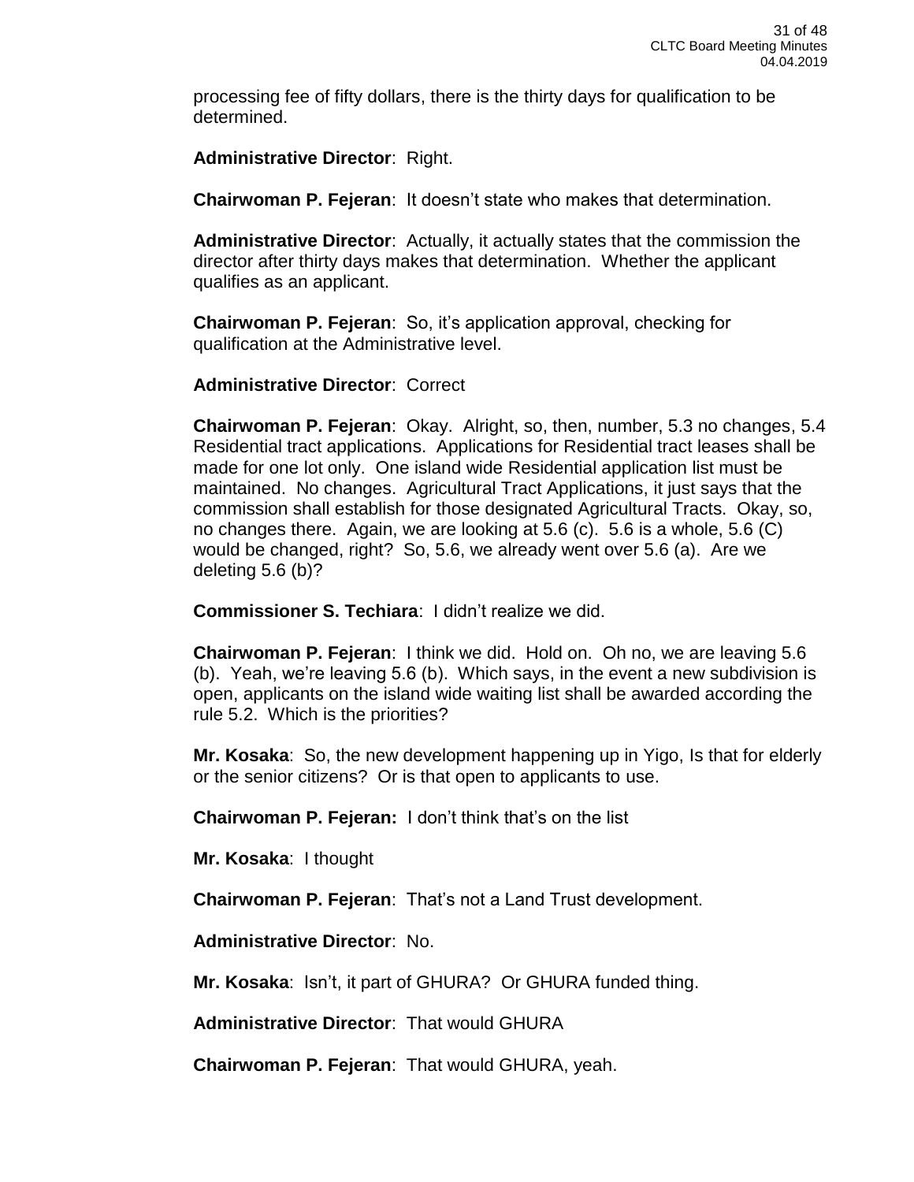processing fee of fifty dollars, there is the thirty days for qualification to be determined.

**Administrative Director**: Right.

**Chairwoman P. Fejeran**: It doesn't state who makes that determination.

**Administrative Director**: Actually, it actually states that the commission the director after thirty days makes that determination. Whether the applicant qualifies as an applicant.

**Chairwoman P. Fejeran**: So, it's application approval, checking for qualification at the Administrative level.

**Administrative Director**: Correct

**Chairwoman P. Fejeran**: Okay. Alright, so, then, number, 5.3 no changes, 5.4 Residential tract applications. Applications for Residential tract leases shall be made for one lot only. One island wide Residential application list must be maintained. No changes. Agricultural Tract Applications, it just says that the commission shall establish for those designated Agricultural Tracts. Okay, so, no changes there. Again, we are looking at 5.6 (c). 5.6 is a whole, 5.6 (C) would be changed, right? So, 5.6, we already went over 5.6 (a). Are we deleting 5.6 (b)?

**Commissioner S. Techiara**: I didn't realize we did.

**Chairwoman P. Fejeran**: I think we did. Hold on. Oh no, we are leaving 5.6 (b). Yeah, we're leaving 5.6 (b). Which says, in the event a new subdivision is open, applicants on the island wide waiting list shall be awarded according the rule 5.2. Which is the priorities?

**Mr. Kosaka**: So, the new development happening up in Yigo, Is that for elderly or the senior citizens? Or is that open to applicants to use.

**Chairwoman P. Fejeran:** I don't think that's on the list

**Mr. Kosaka**: I thought

**Chairwoman P. Fejeran**: That's not a Land Trust development.

**Administrative Director**: No.

**Mr. Kosaka**: Isn't, it part of GHURA? Or GHURA funded thing.

**Administrative Director**: That would GHURA

**Chairwoman P. Fejeran**: That would GHURA, yeah.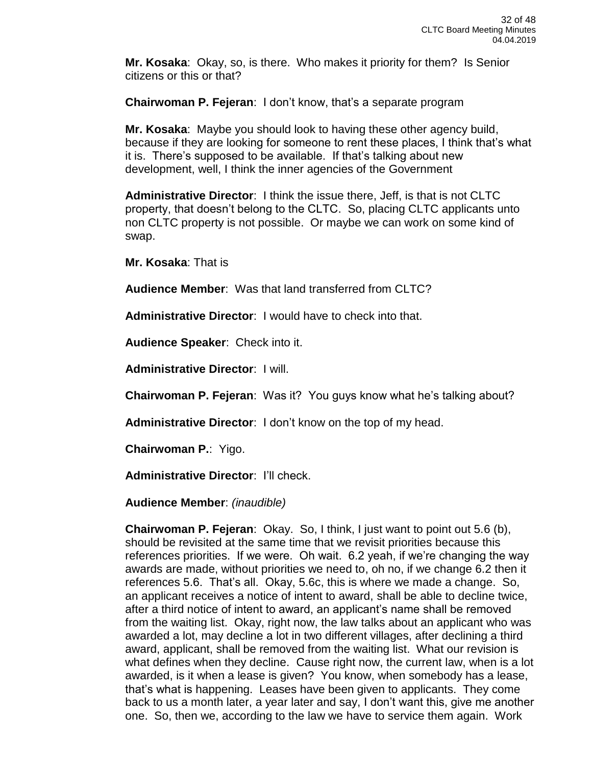**Mr. Kosaka**: Okay, so, is there. Who makes it priority for them? Is Senior citizens or this or that?

**Chairwoman P. Fejeran**: I don't know, that's a separate program

**Mr. Kosaka**: Maybe you should look to having these other agency build, because if they are looking for someone to rent these places, I think that's what it is. There's supposed to be available. If that's talking about new development, well, I think the inner agencies of the Government

**Administrative Director**: I think the issue there, Jeff, is that is not CLTC property, that doesn't belong to the CLTC. So, placing CLTC applicants unto non CLTC property is not possible. Or maybe we can work on some kind of swap.

**Mr. Kosaka**: That is

**Audience Member**: Was that land transferred from CLTC?

**Administrative Director**: I would have to check into that.

**Audience Speaker**: Check into it.

**Administrative Director**: I will.

**Chairwoman P. Fejeran**: Was it? You guys know what he's talking about?

**Administrative Director**: I don't know on the top of my head.

**Chairwoman P.**: Yigo.

**Administrative Director**: I'll check.

**Audience Member**: *(inaudible)*

**Chairwoman P. Fejeran**: Okay. So, I think, I just want to point out 5.6 (b), should be revisited at the same time that we revisit priorities because this references priorities. If we were. Oh wait. 6.2 yeah, if we're changing the way awards are made, without priorities we need to, oh no, if we change 6.2 then it references 5.6. That's all. Okay, 5.6c, this is where we made a change. So, an applicant receives a notice of intent to award, shall be able to decline twice, after a third notice of intent to award, an applicant's name shall be removed from the waiting list. Okay, right now, the law talks about an applicant who was awarded a lot, may decline a lot in two different villages, after declining a third award, applicant, shall be removed from the waiting list. What our revision is what defines when they decline. Cause right now, the current law, when is a lot awarded, is it when a lease is given? You know, when somebody has a lease, that's what is happening. Leases have been given to applicants. They come back to us a month later, a year later and say, I don't want this, give me another one. So, then we, according to the law we have to service them again. Work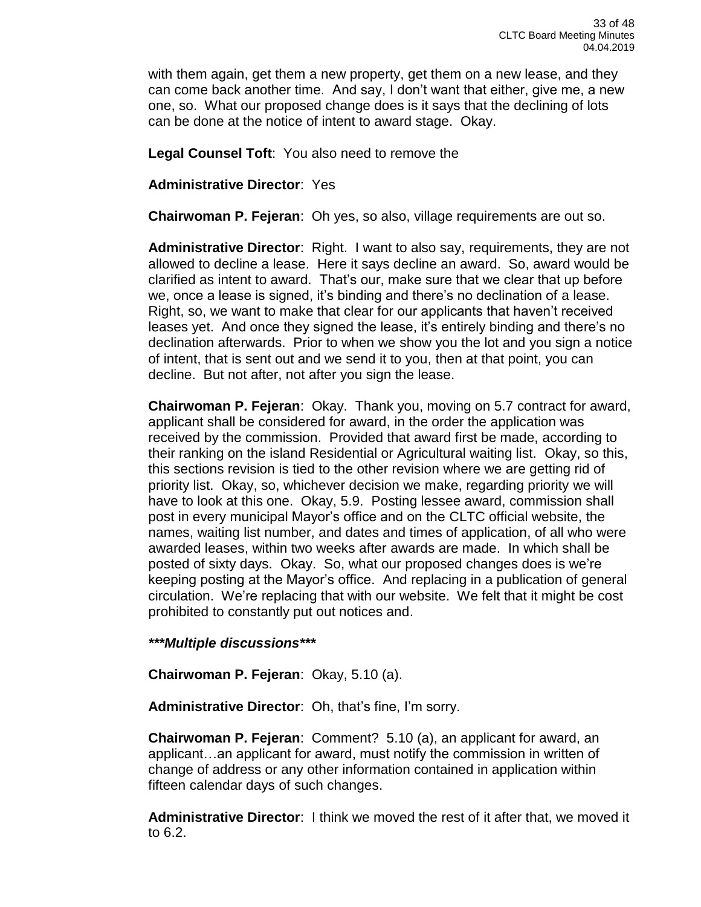with them again, get them a new property, get them on a new lease, and they can come back another time. And say, I don't want that either, give me, a new one, so. What our proposed change does is it says that the declining of lots can be done at the notice of intent to award stage. Okay.

**Legal Counsel Toft**: You also need to remove the

**Administrative Director**: Yes

**Chairwoman P. Fejeran**: Oh yes, so also, village requirements are out so.

**Administrative Director**: Right. I want to also say, requirements, they are not allowed to decline a lease. Here it says decline an award. So, award would be clarified as intent to award. That's our, make sure that we clear that up before we, once a lease is signed, it's binding and there's no declination of a lease. Right, so, we want to make that clear for our applicants that haven't received leases yet. And once they signed the lease, it's entirely binding and there's no declination afterwards. Prior to when we show you the lot and you sign a notice of intent, that is sent out and we send it to you, then at that point, you can decline. But not after, not after you sign the lease.

**Chairwoman P. Fejeran**: Okay. Thank you, moving on 5.7 contract for award, applicant shall be considered for award, in the order the application was received by the commission. Provided that award first be made, according to their ranking on the island Residential or Agricultural waiting list. Okay, so this, this sections revision is tied to the other revision where we are getting rid of priority list. Okay, so, whichever decision we make, regarding priority we will have to look at this one. Okay, 5.9. Posting lessee award, commission shall post in every municipal Mayor's office and on the CLTC official website, the names, waiting list number, and dates and times of application, of all who were awarded leases, within two weeks after awards are made. In which shall be posted of sixty days. Okay. So, what our proposed changes does is we're keeping posting at the Mayor's office. And replacing in a publication of general circulation. We're replacing that with our website. We felt that it might be cost prohibited to constantly put out notices and.

***\*\*\*Multiple discussions\*\*\****

**Chairwoman P. Fejeran**: Okay, 5.10 (a).

**Administrative Director**: Oh, that's fine, I'm sorry.

**Chairwoman P. Fejeran**: Comment? 5.10 (a), an applicant for award, an applicant…an applicant for award, must notify the commission in written of change of address or any other information contained in application within fifteen calendar days of such changes.

**Administrative Director**: I think we moved the rest of it after that, we moved it to 6.2.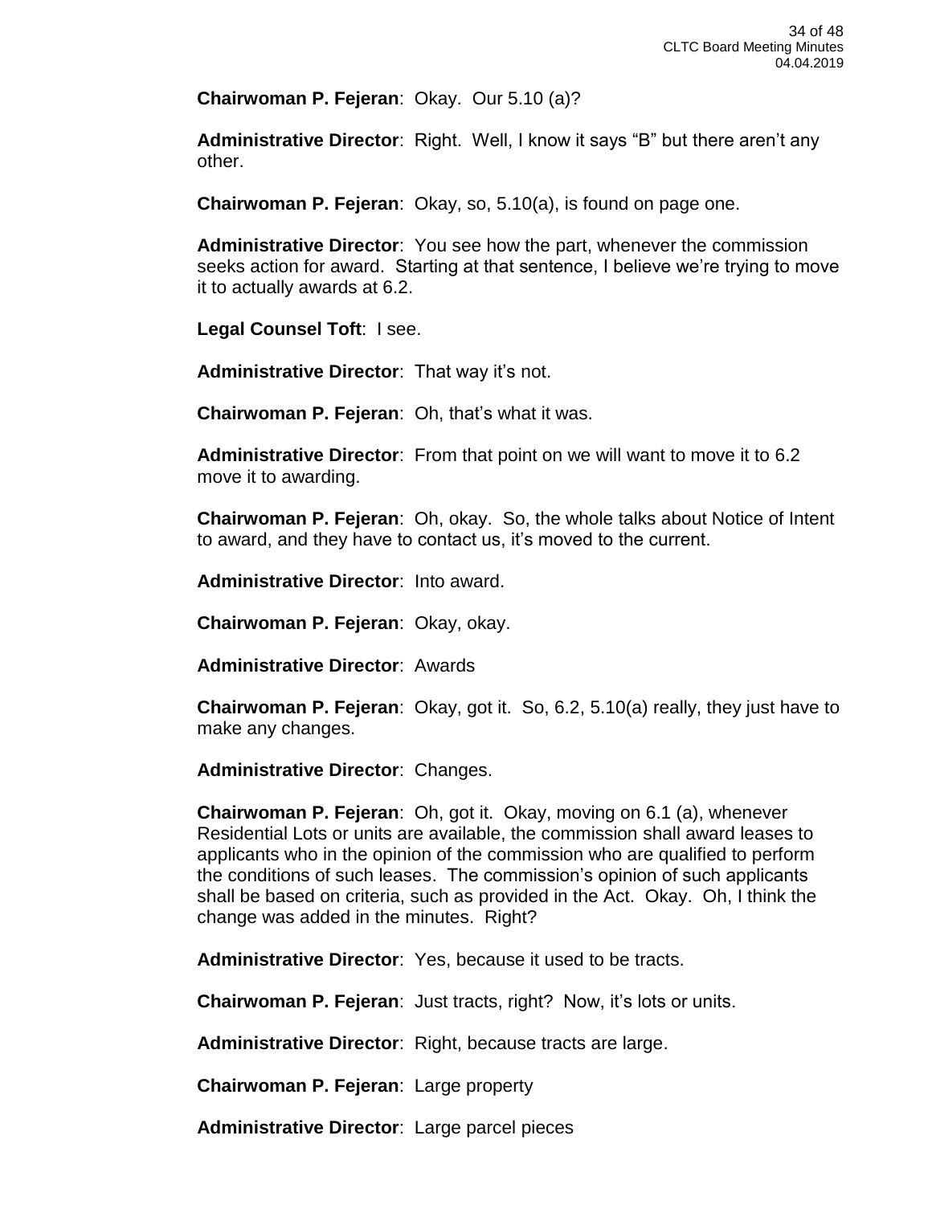**Chairwoman P. Fejeran**: Okay. Our 5.10 (a)?

**Administrative Director**: Right. Well, I know it says "B" but there aren't any other.

**Chairwoman P. Fejeran**: Okay, so, 5.10(a), is found on page one.

**Administrative Director**: You see how the part, whenever the commission seeks action for award. Starting at that sentence, I believe we're trying to move it to actually awards at 6.2.

**Legal Counsel Toft**: I see.

**Administrative Director**: That way it's not.

**Chairwoman P. Fejeran**: Oh, that's what it was.

**Administrative Director**: From that point on we will want to move it to 6.2 move it to awarding.

**Chairwoman P. Fejeran**: Oh, okay. So, the whole talks about Notice of Intent to award, and they have to contact us, it's moved to the current.

**Administrative Director**: Into award.

**Chairwoman P. Fejeran**: Okay, okay.

**Administrative Director**: Awards

**Chairwoman P. Fejeran**: Okay, got it. So, 6.2, 5.10(a) really, they just have to make any changes.

**Administrative Director**: Changes.

**Chairwoman P. Fejeran**: Oh, got it. Okay, moving on 6.1 (a), whenever Residential Lots or units are available, the commission shall award leases to applicants who in the opinion of the commission who are qualified to perform the conditions of such leases. The commission's opinion of such applicants shall be based on criteria, such as provided in the Act. Okay. Oh, I think the change was added in the minutes. Right?

**Administrative Director**: Yes, because it used to be tracts.

**Chairwoman P. Fejeran**: Just tracts, right? Now, it's lots or units.

**Administrative Director**: Right, because tracts are large.

**Chairwoman P. Fejeran**: Large property

**Administrative Director**: Large parcel pieces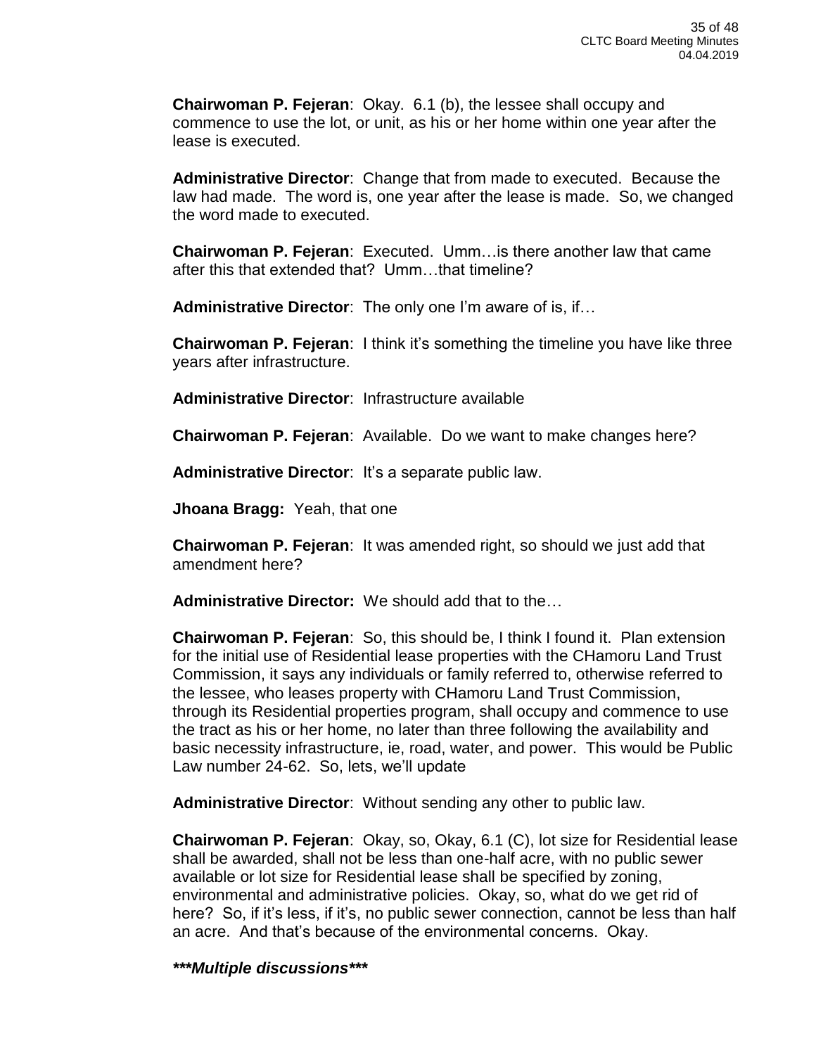**Chairwoman P. Fejeran**: Okay. 6.1 (b), the lessee shall occupy and commence to use the lot, or unit, as his or her home within one year after the lease is executed.

**Administrative Director**: Change that from made to executed. Because the law had made. The word is, one year after the lease is made. So, we changed the word made to executed.

**Chairwoman P. Fejeran**: Executed. Umm…is there another law that came after this that extended that? Umm…that timeline?

**Administrative Director**: The only one I'm aware of is, if…

**Chairwoman P. Fejeran**: I think it's something the timeline you have like three years after infrastructure.

**Administrative Director**: Infrastructure available

**Chairwoman P. Fejeran**: Available. Do we want to make changes here?

**Administrative Director**: It's a separate public law.

**Jhoana Bragg:** Yeah, that one

**Chairwoman P. Fejeran**: It was amended right, so should we just add that amendment here?

**Administrative Director:** We should add that to the…

**Chairwoman P. Fejeran**: So, this should be, I think I found it. Plan extension for the initial use of Residential lease properties with the CHamoru Land Trust Commission, it says any individuals or family referred to, otherwise referred to the lessee, who leases property with CHamoru Land Trust Commission, through its Residential properties program, shall occupy and commence to use the tract as his or her home, no later than three following the availability and basic necessity infrastructure, ie, road, water, and power. This would be Public Law number 24-62. So, lets, we'll update

**Administrative Director**: Without sending any other to public law.

**Chairwoman P. Fejeran**: Okay, so, Okay, 6.1 (C), lot size for Residential lease shall be awarded, shall not be less than one-half acre, with no public sewer available or lot size for Residential lease shall be specified by zoning, environmental and administrative policies. Okay, so, what do we get rid of here? So, if it's less, if it's, no public sewer connection, cannot be less than half an acre. And that's because of the environmental concerns. Okay.

***\*\*\*Multiple discussions\*\*\****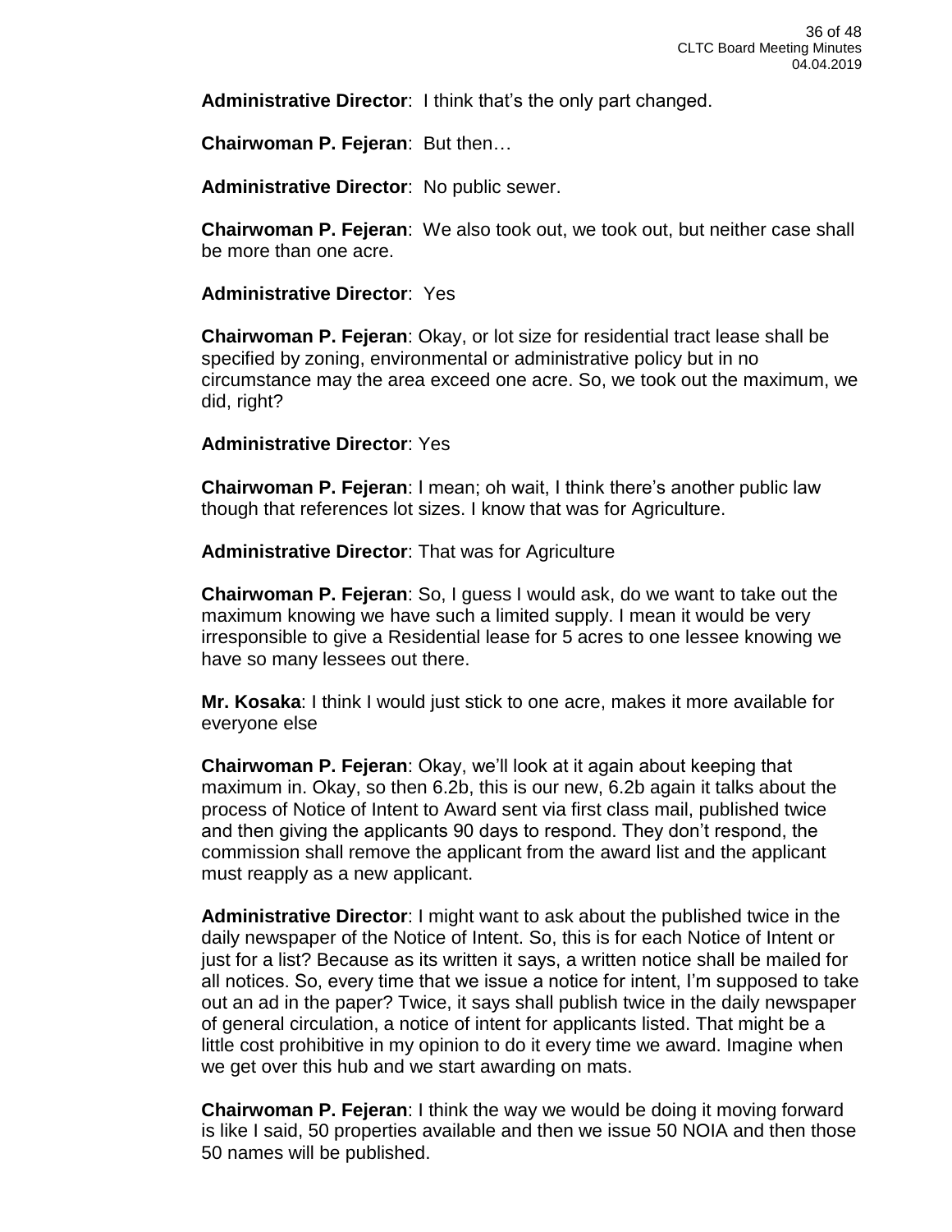**Administrative Director**: I think that's the only part changed.

**Chairwoman P. Fejeran**: But then…

**Administrative Director**: No public sewer.

**Chairwoman P. Fejeran**: We also took out, we took out, but neither case shall be more than one acre.

**Administrative Director**: Yes

**Chairwoman P. Fejeran**: Okay, or lot size for residential tract lease shall be specified by zoning, environmental or administrative policy but in no circumstance may the area exceed one acre. So, we took out the maximum, we did, right?

**Administrative Director**: Yes

**Chairwoman P. Fejeran**: I mean; oh wait, I think there's another public law though that references lot sizes. I know that was for Agriculture.

**Administrative Director**: That was for Agriculture

**Chairwoman P. Fejeran**: So, I guess I would ask, do we want to take out the maximum knowing we have such a limited supply. I mean it would be very irresponsible to give a Residential lease for 5 acres to one lessee knowing we have so many lessees out there.

**Mr. Kosaka**: I think I would just stick to one acre, makes it more available for everyone else

**Chairwoman P. Fejeran**: Okay, we'll look at it again about keeping that maximum in. Okay, so then 6.2b, this is our new, 6.2b again it talks about the process of Notice of Intent to Award sent via first class mail, published twice and then giving the applicants 90 days to respond. They don't respond, the commission shall remove the applicant from the award list and the applicant must reapply as a new applicant.

**Administrative Director**: I might want to ask about the published twice in the daily newspaper of the Notice of Intent. So, this is for each Notice of Intent or just for a list? Because as its written it says, a written notice shall be mailed for all notices. So, every time that we issue a notice for intent, I'm supposed to take out an ad in the paper? Twice, it says shall publish twice in the daily newspaper of general circulation, a notice of intent for applicants listed. That might be a little cost prohibitive in my opinion to do it every time we award. Imagine when we get over this hub and we start awarding on mats.

**Chairwoman P. Fejeran**: I think the way we would be doing it moving forward is like I said, 50 properties available and then we issue 50 NOIA and then those 50 names will be published.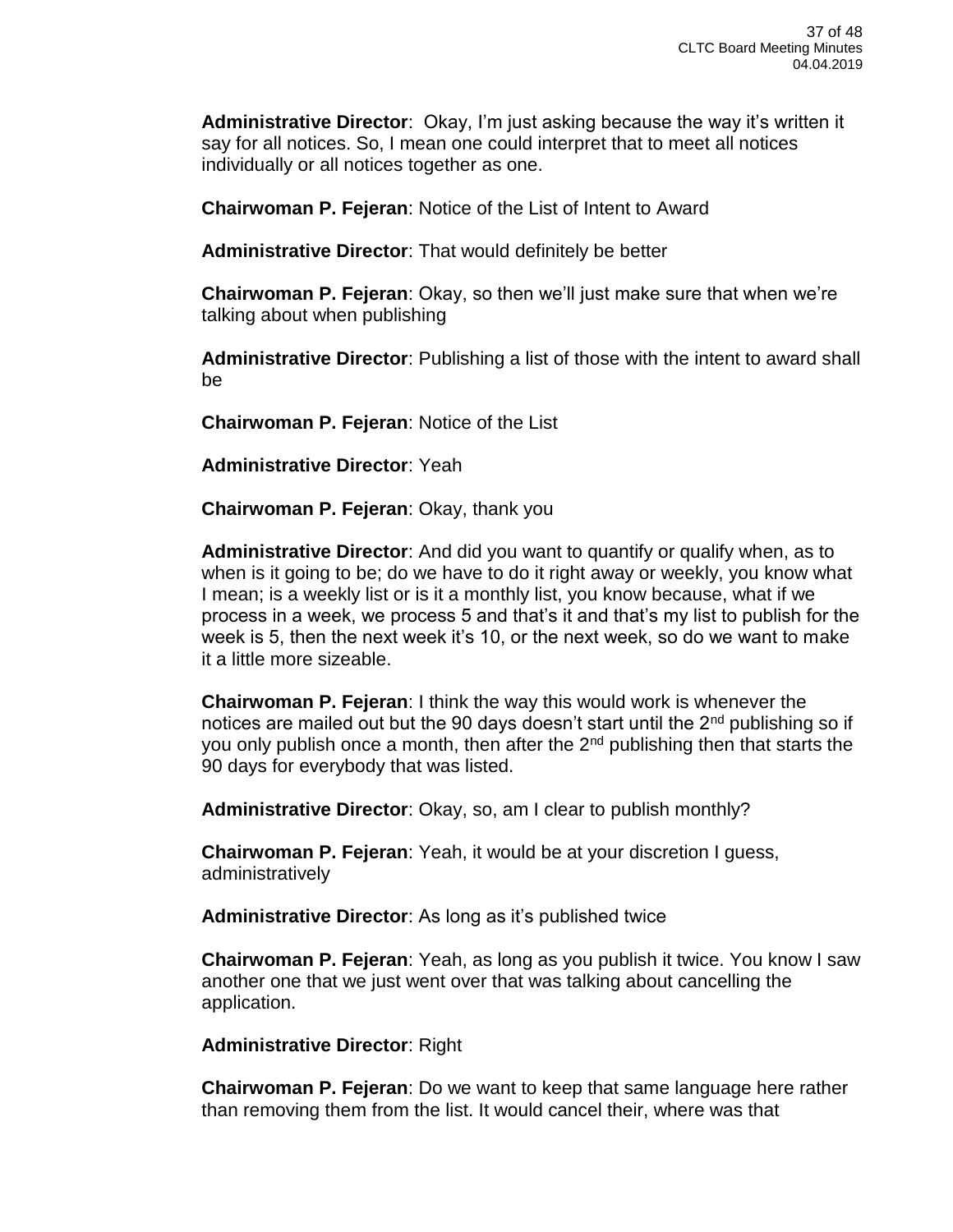**Administrative Director**: Okay, I'm just asking because the way it's written it say for all notices. So, I mean one could interpret that to meet all notices individually or all notices together as one.

**Chairwoman P. Fejeran**: Notice of the List of Intent to Award

**Administrative Director**: That would definitely be better

**Chairwoman P. Fejeran**: Okay, so then we'll just make sure that when we're talking about when publishing

**Administrative Director**: Publishing a list of those with the intent to award shall be

**Chairwoman P. Fejeran**: Notice of the List

**Administrative Director**: Yeah

**Chairwoman P. Fejeran**: Okay, thank you

**Administrative Director**: And did you want to quantify or qualify when, as to when is it going to be; do we have to do it right away or weekly, you know what I mean; is a weekly list or is it a monthly list, you know because, what if we process in a week, we process 5 and that's it and that's my list to publish for the week is 5, then the next week it's 10, or the next week, so do we want to make it a little more sizeable.

**Chairwoman P. Fejeran**: I think the way this would work is whenever the notices are mailed out but the 90 days doesn't start until the 2nd publishing so if you only publish once a month, then after the 2nd publishing then that starts the 90 days for everybody that was listed.

**Administrative Director**: Okay, so, am I clear to publish monthly?

**Chairwoman P. Fejeran**: Yeah, it would be at your discretion I guess, administratively

**Administrative Director**: As long as it's published twice

**Chairwoman P. Fejeran**: Yeah, as long as you publish it twice. You know I saw another one that we just went over that was talking about cancelling the application.

**Administrative Director**: Right

**Chairwoman P. Fejeran**: Do we want to keep that same language here rather than removing them from the list. It would cancel their, where was that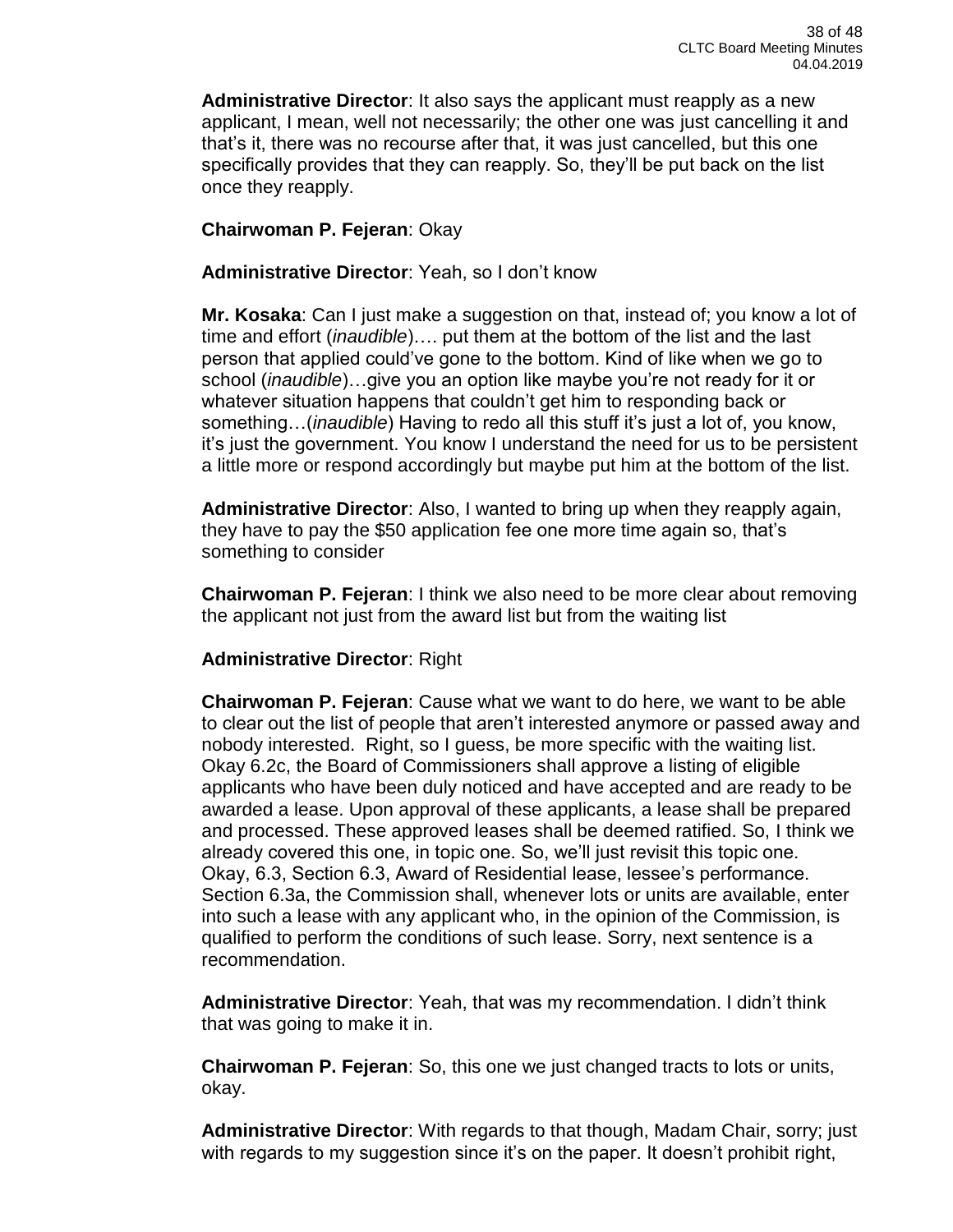**Administrative Director**: It also says the applicant must reapply as a new applicant, I mean, well not necessarily; the other one was just cancelling it and that's it, there was no recourse after that, it was just cancelled, but this one specifically provides that they can reapply. So, they'll be put back on the list once they reapply.

**Chairwoman P. Fejeran**: Okay

**Administrative Director**: Yeah, so I don't know

**Mr. Kosaka**: Can I just make a suggestion on that, instead of; you know a lot of time and effort (*inaudible*)…. put them at the bottom of the list and the last person that applied could've gone to the bottom. Kind of like when we go to school (*inaudible*)…give you an option like maybe you're not ready for it or whatever situation happens that couldn't get him to responding back or something…(*inaudible*) Having to redo all this stuff it's just a lot of, you know, it's just the government. You know I understand the need for us to be persistent a little more or respond accordingly but maybe put him at the bottom of the list.

**Administrative Director**: Also, I wanted to bring up when they reapply again, they have to pay the $50 application fee one more time again so, that's something to consider

**Chairwoman P. Fejeran**: I think we also need to be more clear about removing the applicant not just from the award list but from the waiting list

**Administrative Director**: Right

**Chairwoman P. Fejeran**: Cause what we want to do here, we want to be able to clear out the list of people that aren't interested anymore or passed away and nobody interested. Right, so I guess, be more specific with the waiting list. Okay 6.2c, the Board of Commissioners shall approve a listing of eligible applicants who have been duly noticed and have accepted and are ready to be awarded a lease. Upon approval of these applicants, a lease shall be prepared and processed. These approved leases shall be deemed ratified. So, I think we already covered this one, in topic one. So, we'll just revisit this topic one. Okay, 6.3, Section 6.3, Award of Residential lease, lessee's performance. Section 6.3a, the Commission shall, whenever lots or units are available, enter into such a lease with any applicant who, in the opinion of the Commission, is qualified to perform the conditions of such lease. Sorry, next sentence is a recommendation.

**Administrative Director**: Yeah, that was my recommendation. I didn't think that was going to make it in.

**Chairwoman P. Fejeran**: So, this one we just changed tracts to lots or units, okay.

**Administrative Director**: With regards to that though, Madam Chair, sorry; just with regards to my suggestion since it's on the paper. It doesn't prohibit right,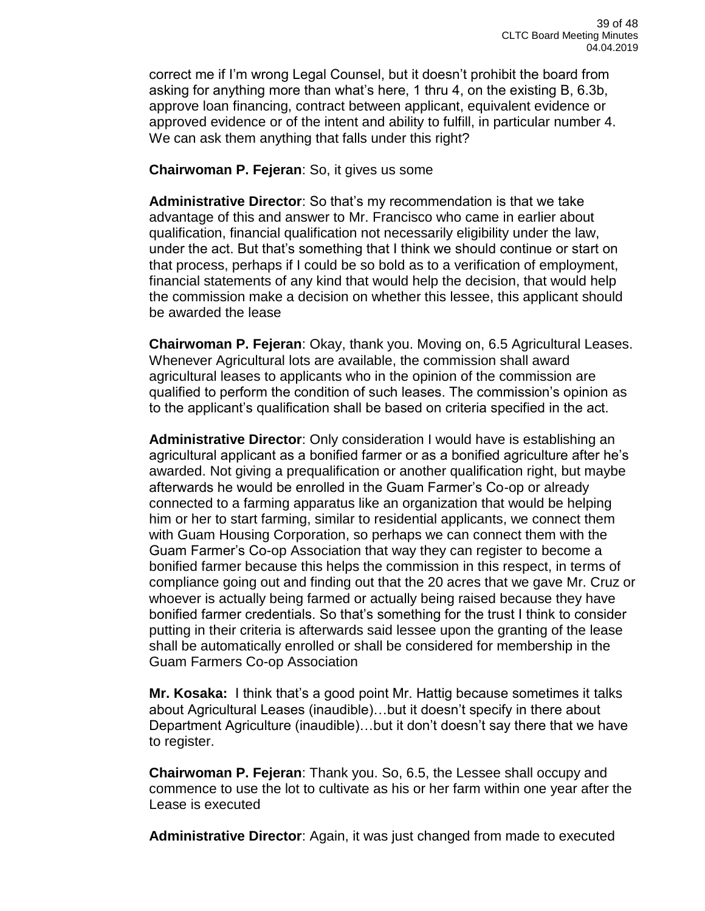correct me if I'm wrong Legal Counsel, but it doesn't prohibit the board from asking for anything more than what's here, 1 thru 4, on the existing B, 6.3b, approve loan financing, contract between applicant, equivalent evidence or approved evidence or of the intent and ability to fulfill, in particular number 4. We can ask them anything that falls under this right?

**Chairwoman P. Fejeran**: So, it gives us some

**Administrative Director**: So that's my recommendation is that we take advantage of this and answer to Mr. Francisco who came in earlier about qualification, financial qualification not necessarily eligibility under the law, under the act. But that's something that I think we should continue or start on that process, perhaps if I could be so bold as to a verification of employment, financial statements of any kind that would help the decision, that would help the commission make a decision on whether this lessee, this applicant should be awarded the lease

**Chairwoman P. Fejeran**: Okay, thank you. Moving on, 6.5 Agricultural Leases. Whenever Agricultural lots are available, the commission shall award agricultural leases to applicants who in the opinion of the commission are qualified to perform the condition of such leases. The commission's opinion as to the applicant's qualification shall be based on criteria specified in the act.

**Administrative Director**: Only consideration I would have is establishing an agricultural applicant as a bonified farmer or as a bonified agriculture after he's awarded. Not giving a prequalification or another qualification right, but maybe afterwards he would be enrolled in the Guam Farmer's Co-op or already connected to a farming apparatus like an organization that would be helping him or her to start farming, similar to residential applicants, we connect them with Guam Housing Corporation, so perhaps we can connect them with the Guam Farmer's Co-op Association that way they can register to become a bonified farmer because this helps the commission in this respect, in terms of compliance going out and finding out that the 20 acres that we gave Mr. Cruz or whoever is actually being farmed or actually being raised because they have bonified farmer credentials. So that's something for the trust I think to consider putting in their criteria is afterwards said lessee upon the granting of the lease shall be automatically enrolled or shall be considered for membership in the Guam Farmers Co-op Association

**Mr. Kosaka:** I think that's a good point Mr. Hattig because sometimes it talks about Agricultural Leases (inaudible)…but it doesn't specify in there about Department Agriculture (inaudible)…but it don't doesn't say there that we have to register.

**Chairwoman P. Fejeran**: Thank you. So, 6.5, the Lessee shall occupy and commence to use the lot to cultivate as his or her farm within one year after the Lease is executed

**Administrative Director**: Again, it was just changed from made to executed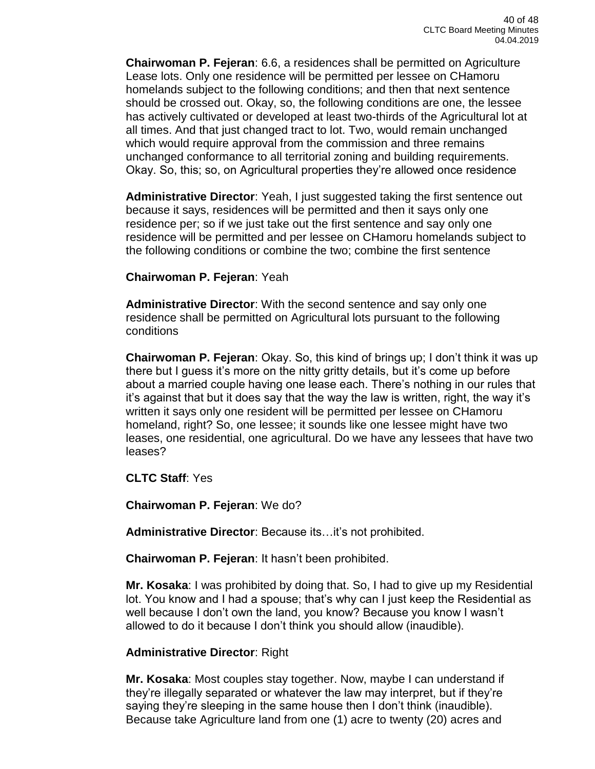**Chairwoman P. Fejeran**: 6.6, a residences shall be permitted on Agriculture Lease lots. Only one residence will be permitted per lessee on CHamoru homelands subject to the following conditions; and then that next sentence should be crossed out. Okay, so, the following conditions are one, the lessee has actively cultivated or developed at least two-thirds of the Agricultural lot at all times. And that just changed tract to lot. Two, would remain unchanged which would require approval from the commission and three remains unchanged conformance to all territorial zoning and building requirements. Okay. So, this; so, on Agricultural properties they're allowed once residence

**Administrative Director**: Yeah, I just suggested taking the first sentence out because it says, residences will be permitted and then it says only one residence per; so if we just take out the first sentence and say only one residence will be permitted and per lessee on CHamoru homelands subject to the following conditions or combine the two; combine the first sentence

**Chairwoman P. Fejeran**: Yeah

**Administrative Director**: With the second sentence and say only one residence shall be permitted on Agricultural lots pursuant to the following conditions

**Chairwoman P. Fejeran**: Okay. So, this kind of brings up; I don't think it was up there but I guess it's more on the nitty gritty details, but it's come up before about a married couple having one lease each. There's nothing in our rules that it's against that but it does say that the way the law is written, right, the way it's written it says only one resident will be permitted per lessee on CHamoru homeland, right? So, one lessee; it sounds like one lessee might have two leases, one residential, one agricultural. Do we have any lessees that have two leases?

**CLTC Staff**: Yes

**Chairwoman P. Fejeran**: We do?

**Administrative Director**: Because its…it's not prohibited.

**Chairwoman P. Fejeran**: It hasn't been prohibited.

**Mr. Kosaka**: I was prohibited by doing that. So, I had to give up my Residential lot. You know and I had a spouse; that's why can I just keep the Residential as well because I don't own the land, you know? Because you know I wasn't allowed to do it because I don't think you should allow (inaudible).

**Administrative Director**: Right

**Mr. Kosaka**: Most couples stay together. Now, maybe I can understand if they're illegally separated or whatever the law may interpret, but if they're saying they're sleeping in the same house then I don't think (inaudible). Because take Agriculture land from one (1) acre to twenty (20) acres and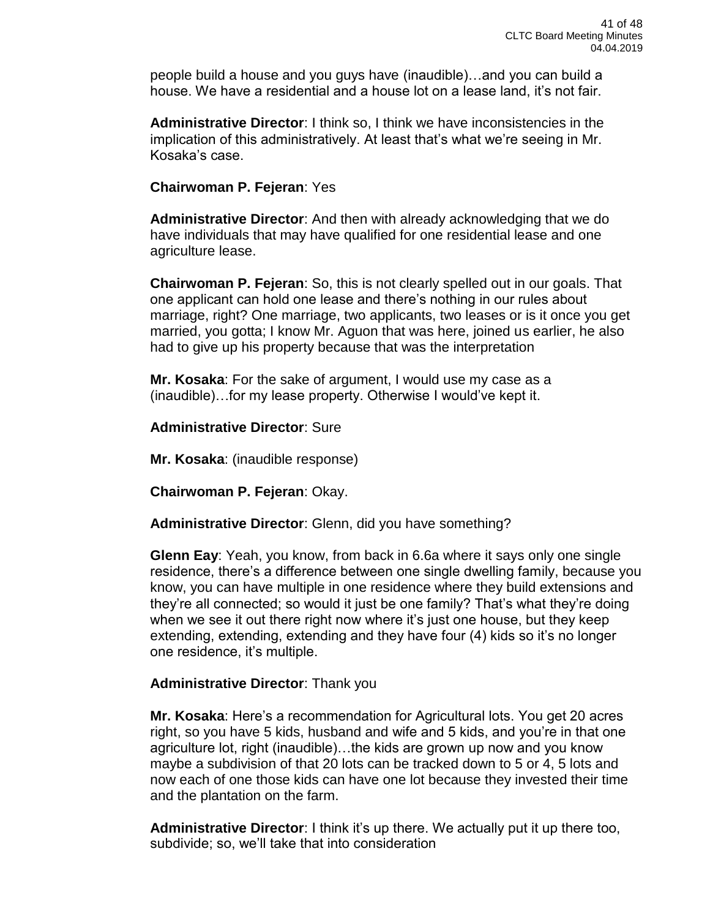people build a house and you guys have (inaudible)…and you can build a house. We have a residential and a house lot on a lease land, it's not fair.

**Administrative Director**: I think so, I think we have inconsistencies in the implication of this administratively. At least that's what we're seeing in Mr. Kosaka's case.

**Chairwoman P. Fejeran**: Yes

**Administrative Director**: And then with already acknowledging that we do have individuals that may have qualified for one residential lease and one agriculture lease.

**Chairwoman P. Fejeran**: So, this is not clearly spelled out in our goals. That one applicant can hold one lease and there's nothing in our rules about marriage, right? One marriage, two applicants, two leases or is it once you get married, you gotta; I know Mr. Aguon that was here, joined us earlier, he also had to give up his property because that was the interpretation

**Mr. Kosaka**: For the sake of argument, I would use my case as a (inaudible)…for my lease property. Otherwise I would've kept it.

**Administrative Director**: Sure

**Mr. Kosaka**: (inaudible response)

**Chairwoman P. Fejeran**: Okay.

**Administrative Director**: Glenn, did you have something?

**Glenn Eay**: Yeah, you know, from back in 6.6a where it says only one single residence, there's a difference between one single dwelling family, because you know, you can have multiple in one residence where they build extensions and they're all connected; so would it just be one family? That's what they're doing when we see it out there right now where it's just one house, but they keep extending, extending, extending and they have four (4) kids so it's no longer one residence, it's multiple.

**Administrative Director**: Thank you

**Mr. Kosaka**: Here's a recommendation for Agricultural lots. You get 20 acres right, so you have 5 kids, husband and wife and 5 kids, and you're in that one agriculture lot, right (inaudible)…the kids are grown up now and you know maybe a subdivision of that 20 lots can be tracked down to 5 or 4, 5 lots and now each of one those kids can have one lot because they invested their time and the plantation on the farm.

**Administrative Director**: I think it's up there. We actually put it up there too, subdivide; so, we'll take that into consideration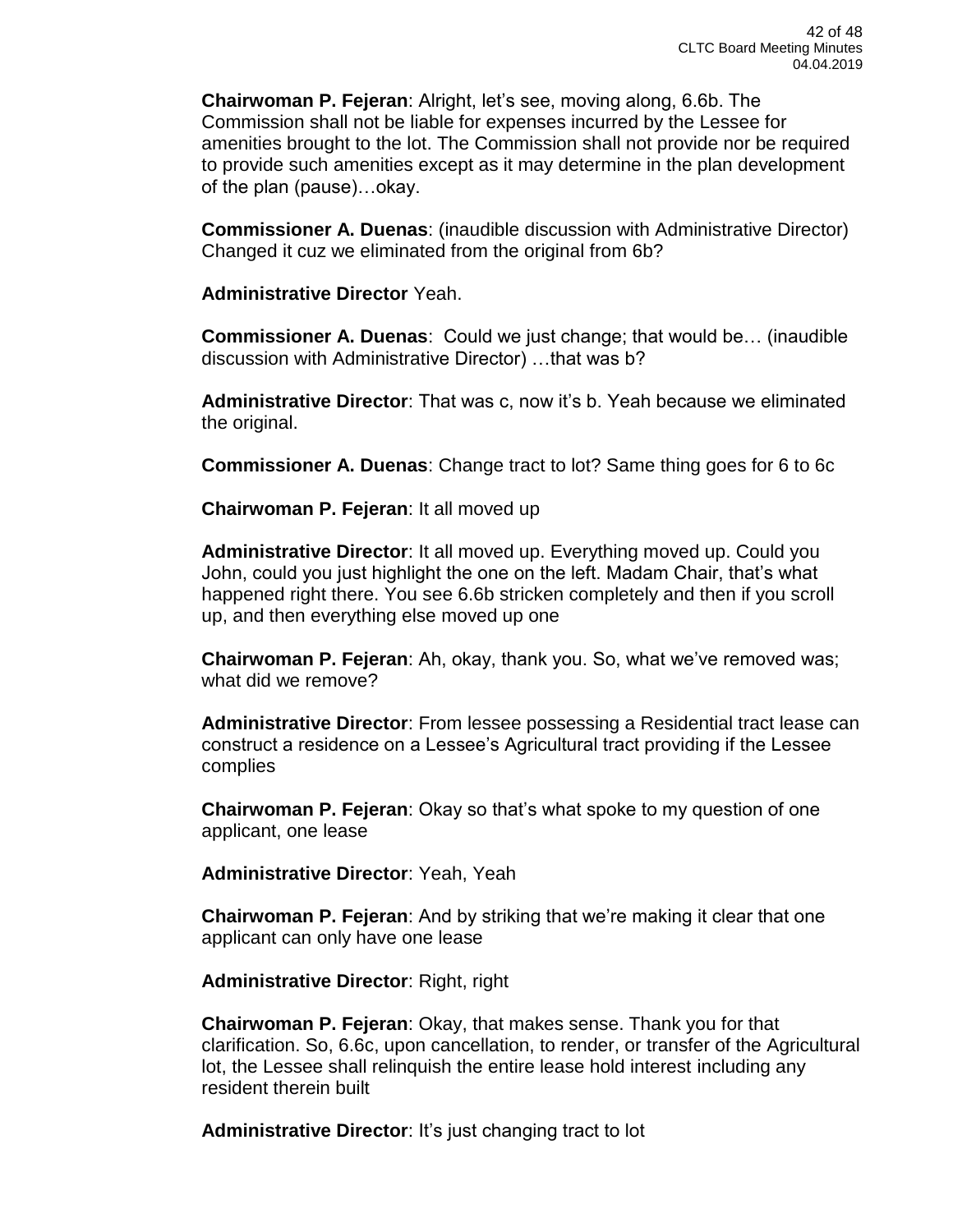**Chairwoman P. Fejeran**: Alright, let's see, moving along, 6.6b. The Commission shall not be liable for expenses incurred by the Lessee for amenities brought to the lot. The Commission shall not provide nor be required to provide such amenities except as it may determine in the plan development of the plan (pause)…okay.

**Commissioner A. Duenas**: (inaudible discussion with Administrative Director) Changed it cuz we eliminated from the original from 6b?

**Administrative Director** Yeah.

**Commissioner A. Duenas**: Could we just change; that would be… (inaudible discussion with Administrative Director) …that was b?

**Administrative Director**: That was c, now it's b. Yeah because we eliminated the original.

**Commissioner A. Duenas**: Change tract to lot? Same thing goes for 6 to 6c

**Chairwoman P. Fejeran**: It all moved up

**Administrative Director**: It all moved up. Everything moved up. Could you John, could you just highlight the one on the left. Madam Chair, that's what happened right there. You see 6.6b stricken completely and then if you scroll up, and then everything else moved up one

**Chairwoman P. Fejeran**: Ah, okay, thank you. So, what we've removed was; what did we remove?

**Administrative Director**: From lessee possessing a Residential tract lease can construct a residence on a Lessee's Agricultural tract providing if the Lessee complies

**Chairwoman P. Fejeran**: Okay so that's what spoke to my question of one applicant, one lease

**Administrative Director**: Yeah, Yeah

**Chairwoman P. Fejeran**: And by striking that we're making it clear that one applicant can only have one lease

**Administrative Director**: Right, right

**Chairwoman P. Fejeran**: Okay, that makes sense. Thank you for that clarification. So, 6.6c, upon cancellation, to render, or transfer of the Agricultural lot, the Lessee shall relinquish the entire lease hold interest including any resident therein built

**Administrative Director**: It's just changing tract to lot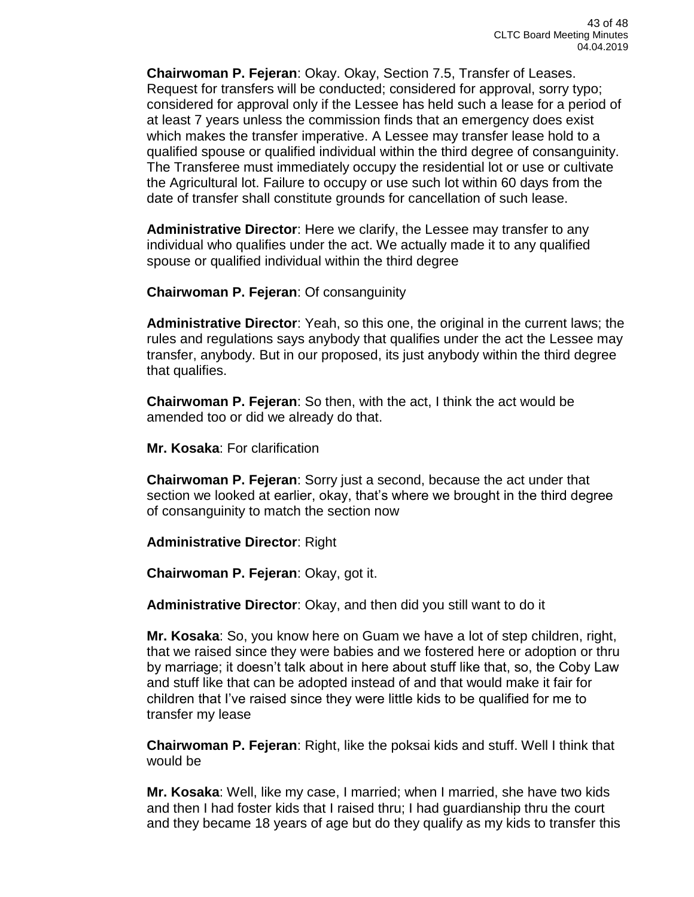**Chairwoman P. Fejeran**: Okay. Okay, Section 7.5, Transfer of Leases. Request for transfers will be conducted; considered for approval, sorry typo; considered for approval only if the Lessee has held such a lease for a period of at least 7 years unless the commission finds that an emergency does exist which makes the transfer imperative. A Lessee may transfer lease hold to a qualified spouse or qualified individual within the third degree of consanguinity. The Transferee must immediately occupy the residential lot or use or cultivate the Agricultural lot. Failure to occupy or use such lot within 60 days from the date of transfer shall constitute grounds for cancellation of such lease.

**Administrative Director**: Here we clarify, the Lessee may transfer to any individual who qualifies under the act. We actually made it to any qualified spouse or qualified individual within the third degree

**Chairwoman P. Fejeran**: Of consanguinity

**Administrative Director**: Yeah, so this one, the original in the current laws; the rules and regulations says anybody that qualifies under the act the Lessee may transfer, anybody. But in our proposed, its just anybody within the third degree that qualifies.

**Chairwoman P. Fejeran**: So then, with the act, I think the act would be amended too or did we already do that.

**Mr. Kosaka**: For clarification

**Chairwoman P. Fejeran**: Sorry just a second, because the act under that section we looked at earlier, okay, that's where we brought in the third degree of consanguinity to match the section now

**Administrative Director**: Right

**Chairwoman P. Fejeran**: Okay, got it.

**Administrative Director**: Okay, and then did you still want to do it

**Mr. Kosaka**: So, you know here on Guam we have a lot of step children, right, that we raised since they were babies and we fostered here or adoption or thru by marriage; it doesn't talk about in here about stuff like that, so, the Coby Law and stuff like that can be adopted instead of and that would make it fair for children that I've raised since they were little kids to be qualified for me to transfer my lease

**Chairwoman P. Fejeran**: Right, like the poksai kids and stuff. Well I think that would be

**Mr. Kosaka**: Well, like my case, I married; when I married, she have two kids and then I had foster kids that I raised thru; I had guardianship thru the court and they became 18 years of age but do they qualify as my kids to transfer this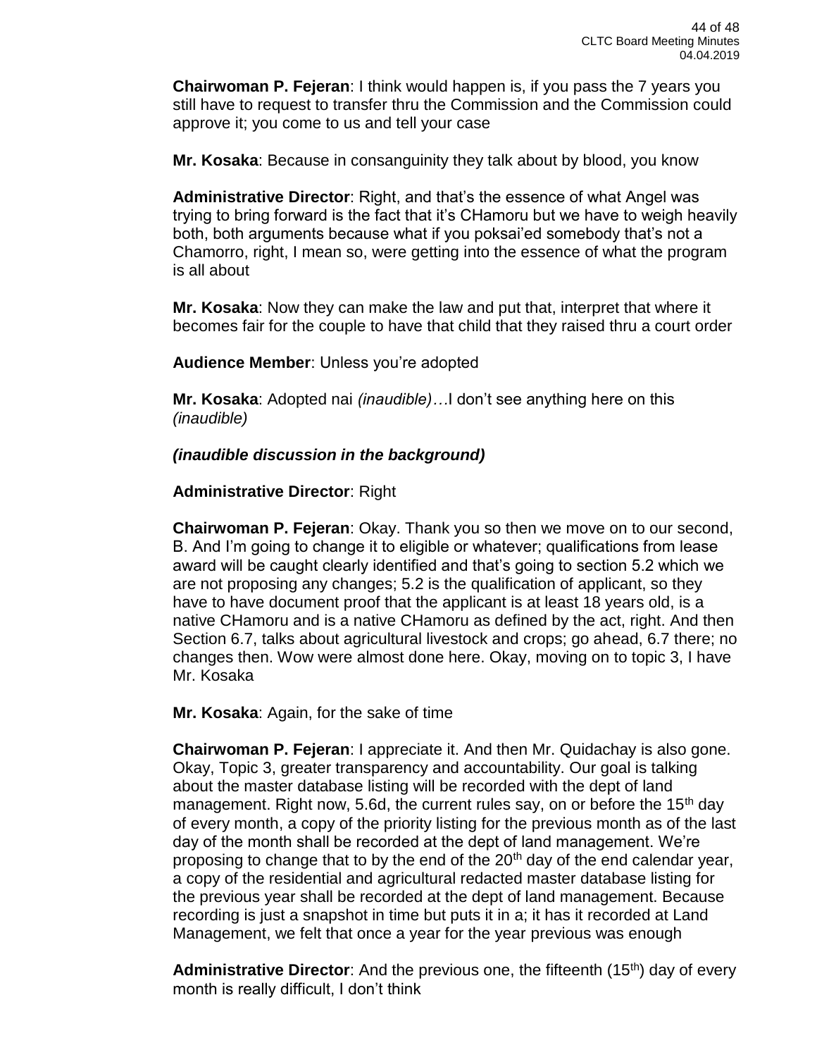**Chairwoman P. Fejeran**: I think would happen is, if you pass the 7 years you still have to request to transfer thru the Commission and the Commission could approve it; you come to us and tell your case

**Mr. Kosaka**: Because in consanguinity they talk about by blood, you know

**Administrative Director**: Right, and that's the essence of what Angel was trying to bring forward is the fact that it's CHamoru but we have to weigh heavily both, both arguments because what if you poksai'ed somebody that's not a Chamorro, right, I mean so, were getting into the essence of what the program is all about

**Mr. Kosaka**: Now they can make the law and put that, interpret that where it becomes fair for the couple to have that child that they raised thru a court order

**Audience Member**: Unless you're adopted

**Mr. Kosaka**: Adopted nai *(inaudible)*…I don't see anything here on this *(inaudible)*

***(inaudible discussion in the background)***

**Administrative Director**: Right

**Chairwoman P. Fejeran**: Okay. Thank you so then we move on to our second, B. And I'm going to change it to eligible or whatever; qualifications from lease award will be caught clearly identified and that's going to section 5.2 which we are not proposing any changes; 5.2 is the qualification of applicant, so they have to have document proof that the applicant is at least 18 years old, is a native CHamoru and is a native CHamoru as defined by the act, right. And then Section 6.7, talks about agricultural livestock and crops; go ahead, 6.7 there; no changes then. Wow were almost done here. Okay, moving on to topic 3, I have Mr. Kosaka

**Mr. Kosaka**: Again, for the sake of time

**Chairwoman P. Fejeran**: I appreciate it. And then Mr. Quidachay is also gone. Okay, Topic 3, greater transparency and accountability. Our goal is talking about the master database listing will be recorded with the dept of land management. Right now, 5.6d, the current rules say, on or before the 15th day of every month, a copy of the priority listing for the previous month as of the last day of the month shall be recorded at the dept of land management. We're proposing to change that to by the end of the 20th day of the end calendar year, a copy of the residential and agricultural redacted master database listing for the previous year shall be recorded at the dept of land management. Because recording is just a snapshot in time but puts it in a; it has it recorded at Land Management, we felt that once a year for the year previous was enough

**Administrative Director**: And the previous one, the fifteenth (15th) day of every month is really difficult, I don't think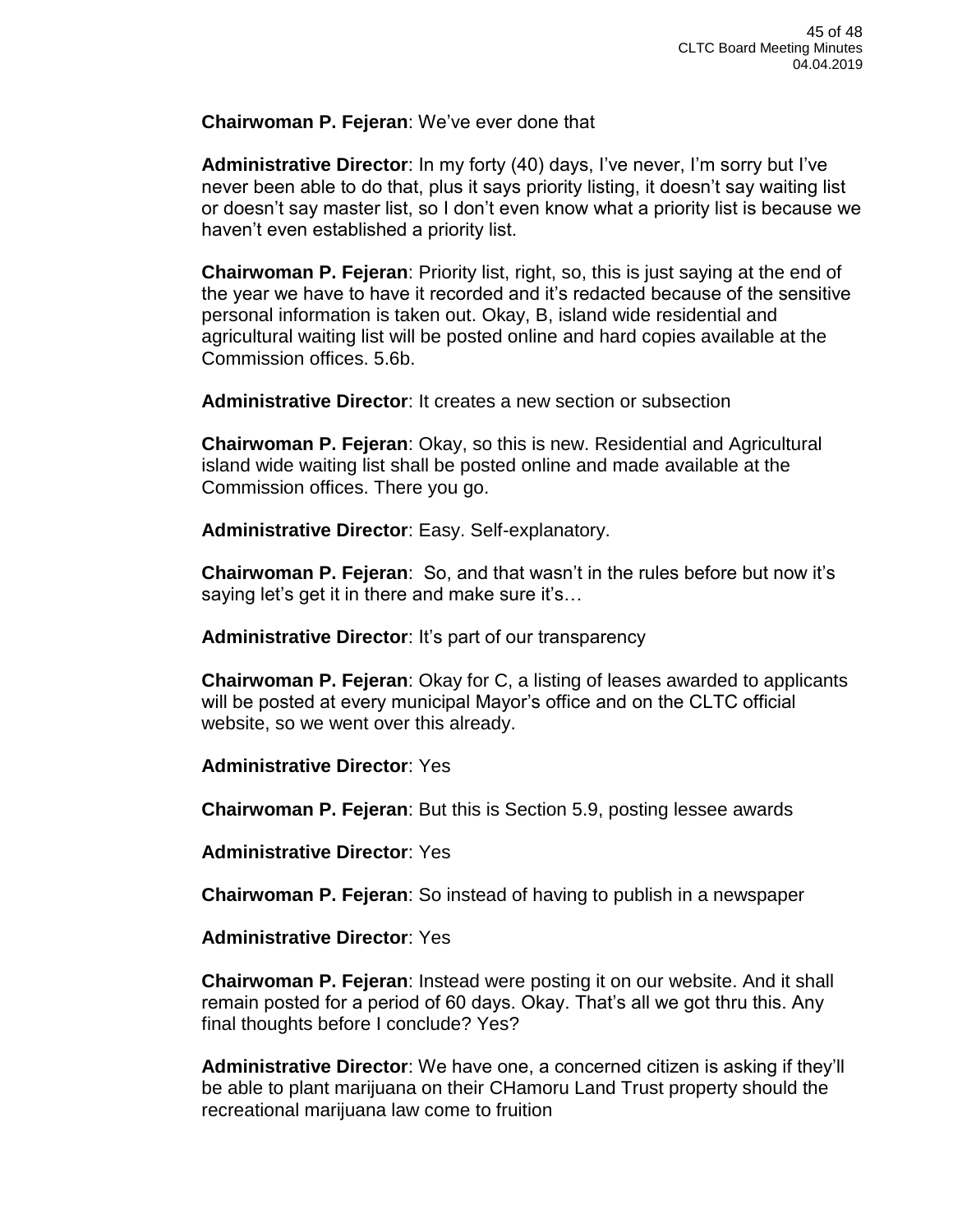**Chairwoman P. Fejeran**: We've ever done that

**Administrative Director**: In my forty (40) days, I've never, I'm sorry but I've never been able to do that, plus it says priority listing, it doesn't say waiting list or doesn't say master list, so I don't even know what a priority list is because we haven't even established a priority list.

**Chairwoman P. Fejeran**: Priority list, right, so, this is just saying at the end of the year we have to have it recorded and it's redacted because of the sensitive personal information is taken out. Okay, B, island wide residential and agricultural waiting list will be posted online and hard copies available at the Commission offices. 5.6b.

**Administrative Director**: It creates a new section or subsection

**Chairwoman P. Fejeran**: Okay, so this is new. Residential and Agricultural island wide waiting list shall be posted online and made available at the Commission offices. There you go.

**Administrative Director**: Easy. Self-explanatory.

**Chairwoman P. Fejeran**: So, and that wasn't in the rules before but now it's saying let's get it in there and make sure it's…

**Administrative Director**: It's part of our transparency

**Chairwoman P. Fejeran**: Okay for C, a listing of leases awarded to applicants will be posted at every municipal Mayor's office and on the CLTC official website, so we went over this already.

**Administrative Director**: Yes

**Chairwoman P. Fejeran**: But this is Section 5.9, posting lessee awards

**Administrative Director**: Yes

**Chairwoman P. Fejeran**: So instead of having to publish in a newspaper

**Administrative Director**: Yes

**Chairwoman P. Fejeran**: Instead were posting it on our website. And it shall remain posted for a period of 60 days. Okay. That's all we got thru this. Any final thoughts before I conclude? Yes?

**Administrative Director**: We have one, a concerned citizen is asking if they'll be able to plant marijuana on their CHamoru Land Trust property should the recreational marijuana law come to fruition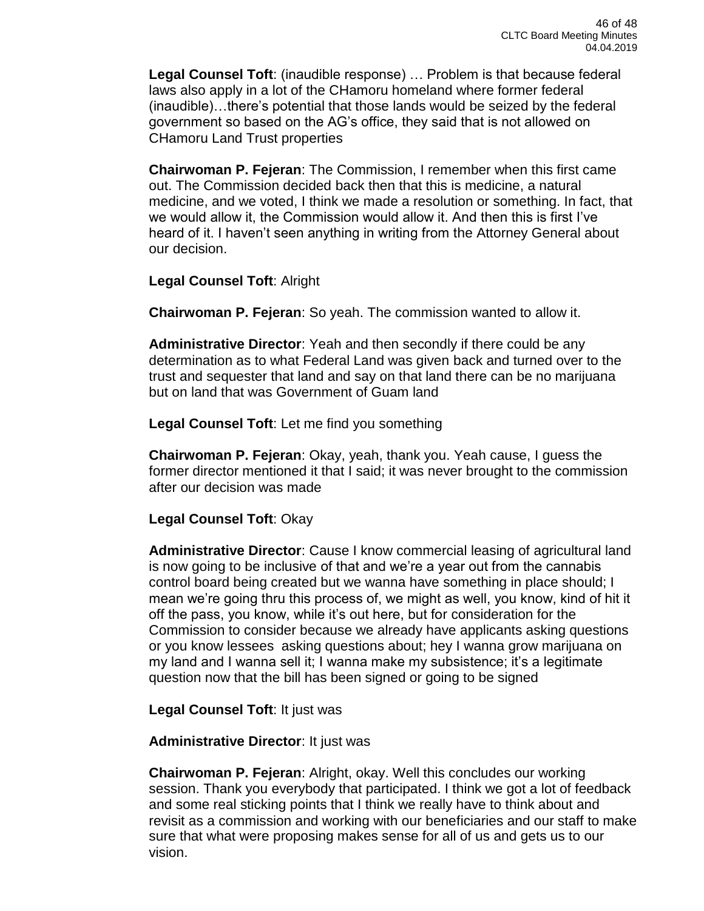**Legal Counsel Toft**: (inaudible response) … Problem is that because federal laws also apply in a lot of the CHamoru homeland where former federal (inaudible)…there's potential that those lands would be seized by the federal government so based on the AG's office, they said that is not allowed on CHamoru Land Trust properties

**Chairwoman P. Fejeran**: The Commission, I remember when this first came out. The Commission decided back then that this is medicine, a natural medicine, and we voted, I think we made a resolution or something. In fact, that we would allow it, the Commission would allow it. And then this is first I've heard of it. I haven't seen anything in writing from the Attorney General about our decision.

**Legal Counsel Toft**: Alright

**Chairwoman P. Fejeran**: So yeah. The commission wanted to allow it.

**Administrative Director**: Yeah and then secondly if there could be any determination as to what Federal Land was given back and turned over to the trust and sequester that land and say on that land there can be no marijuana but on land that was Government of Guam land

**Legal Counsel Toft**: Let me find you something

**Chairwoman P. Fejeran**: Okay, yeah, thank you. Yeah cause, I guess the former director mentioned it that I said; it was never brought to the commission after our decision was made

**Legal Counsel Toft**: Okay

**Administrative Director**: Cause I know commercial leasing of agricultural land is now going to be inclusive of that and we're a year out from the cannabis control board being created but we wanna have something in place should; I mean we're going thru this process of, we might as well, you know, kind of hit it off the pass, you know, while it's out here, but for consideration for the Commission to consider because we already have applicants asking questions or you know lessees asking questions about; hey I wanna grow marijuana on my land and I wanna sell it; I wanna make my subsistence; it's a legitimate question now that the bill has been signed or going to be signed

**Legal Counsel Toft**: It just was

**Administrative Director**: It just was

**Chairwoman P. Fejeran**: Alright, okay. Well this concludes our working session. Thank you everybody that participated. I think we got a lot of feedback and some real sticking points that I think we really have to think about and revisit as a commission and working with our beneficiaries and our staff to make sure that what were proposing makes sense for all of us and gets us to our vision.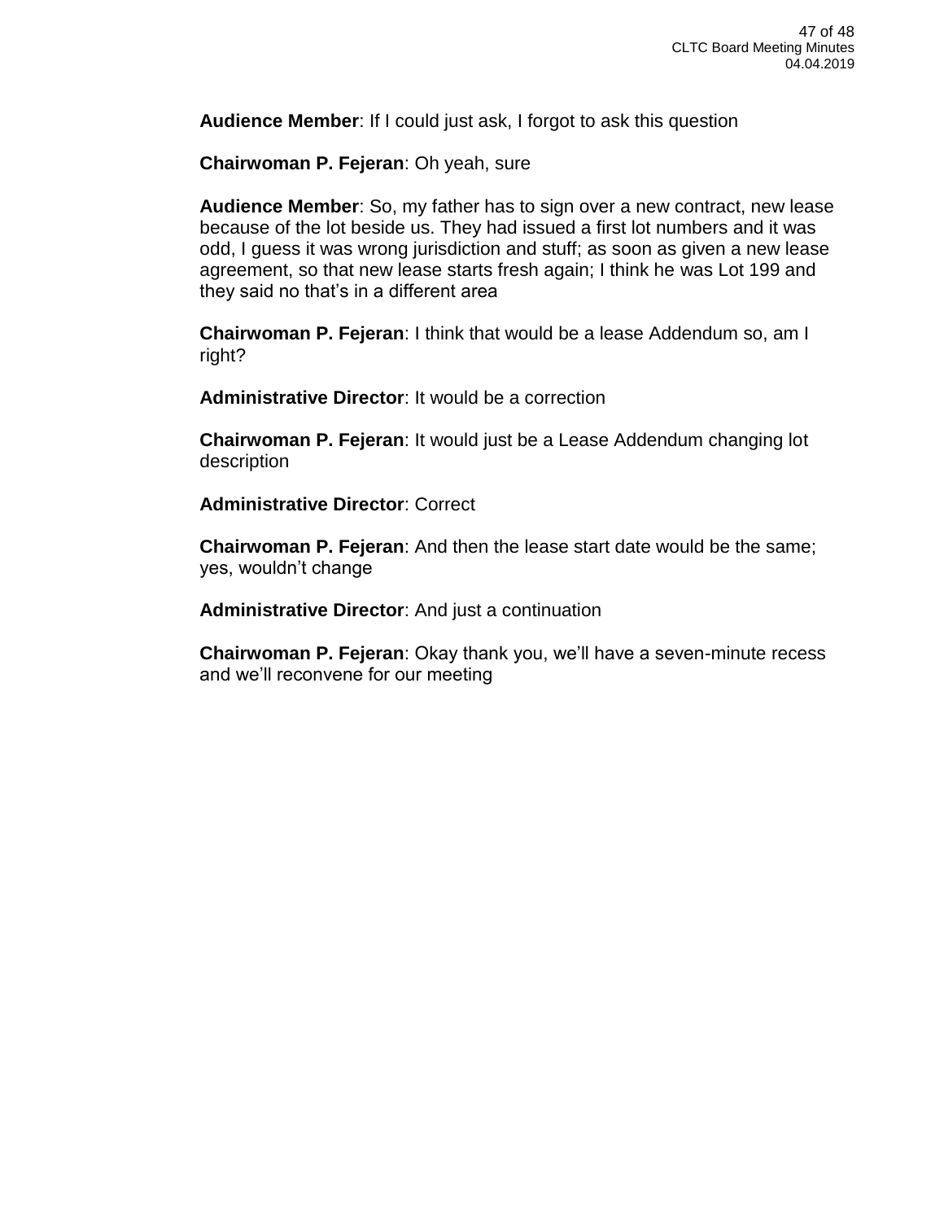**Audience Member**: If I could just ask, I forgot to ask this question

**Chairwoman P. Fejeran**: Oh yeah, sure

**Audience Member**: So, my father has to sign over a new contract, new lease because of the lot beside us. They had issued a first lot numbers and it was odd, I guess it was wrong jurisdiction and stuff; as soon as given a new lease agreement, so that new lease starts fresh again; I think he was Lot 199 and they said no that's in a different area

**Chairwoman P. Fejeran**: I think that would be a lease Addendum so, am I right?

**Administrative Director**: It would be a correction

**Chairwoman P. Fejeran**: It would just be a Lease Addendum changing lot description

**Administrative Director**: Correct

**Chairwoman P. Fejeran**: And then the lease start date would be the same; yes, wouldn't change

**Administrative Director**: And just a continuation

**Chairwoman P. Fejeran**: Okay thank you, we'll have a seven-minute recess and we'll reconvene for our meeting